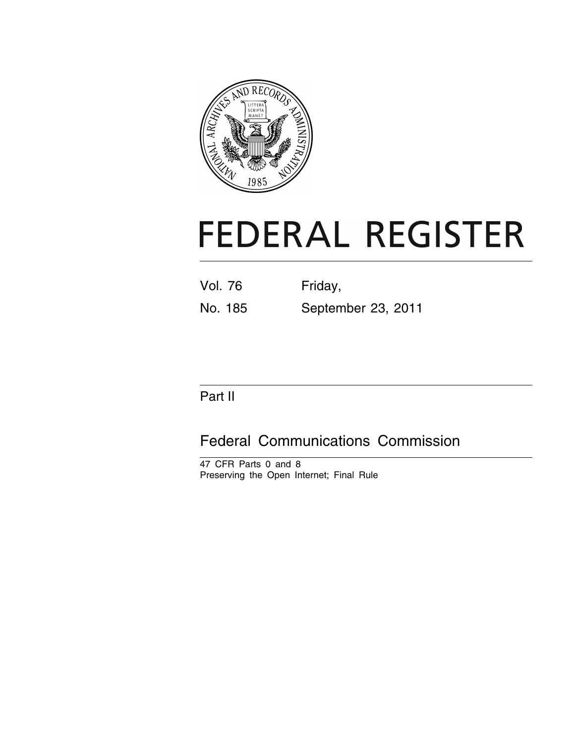# FEDERAL REGISTER

Vol. 76 Friday,

No. 185 September 23, 2011

## Part II

## Federal Communications Commission

47 CFR Parts 0 and 8

Preserving the Open Internet; Final Rule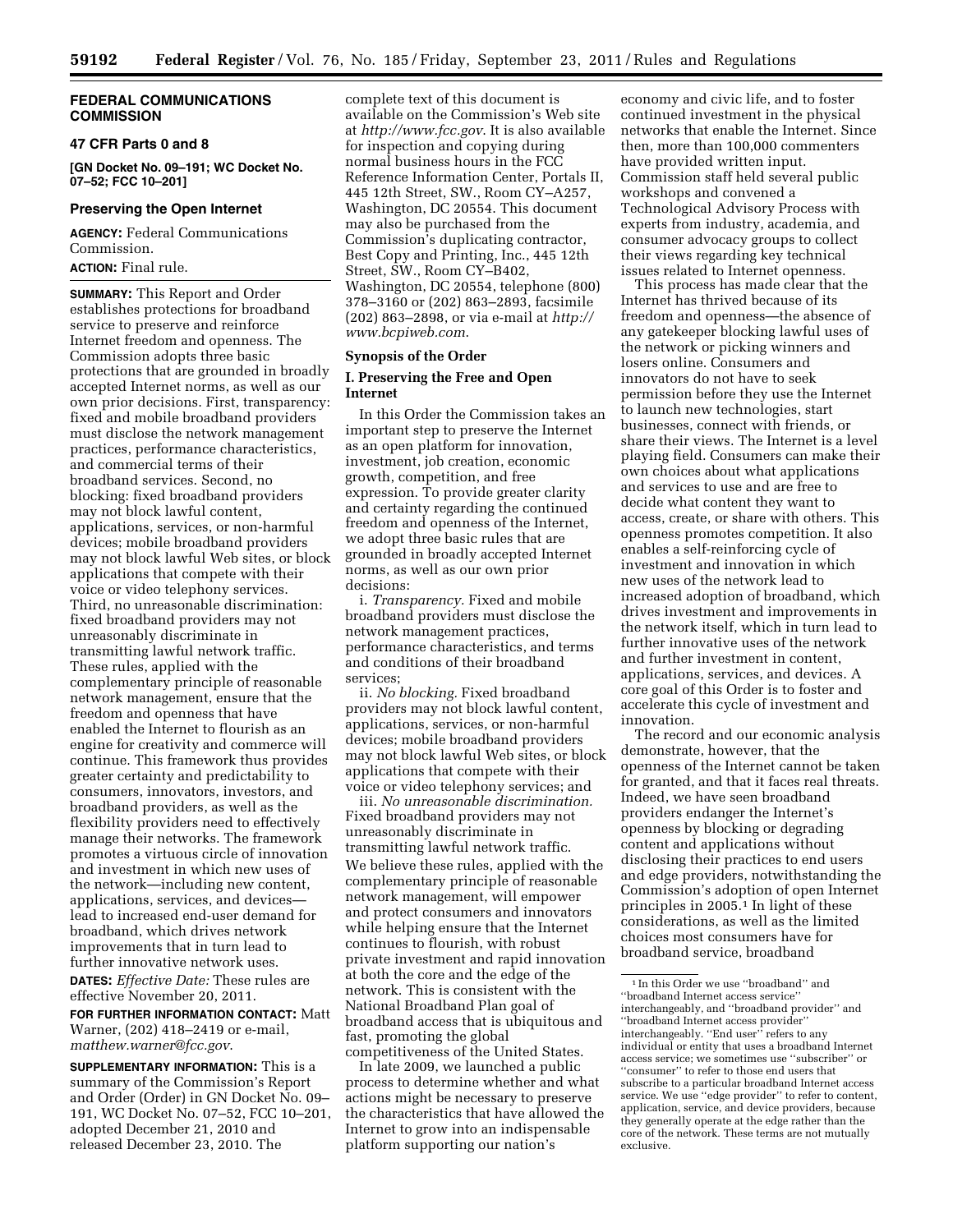## FEDERAL COMMUNICATIONS COMMISSION

### 47 CFR Parts 0 and 8

**[GN Docket No. 09–191; WC Docket No. 07–52; FCC 10–201]**

### Preserving the Open Internet

**AGENCY:** Federal Communications Commission.

**ACTION:** Final rule.

**SUMMARY:** This Report and Order establishes protections for broadband service to preserve and reinforce Internet freedom and openness. The Commission adopts three basic protections that are grounded in broadly accepted Internet norms, as well as our own prior decisions. First, transparency: fixed and mobile broadband providers must disclose the network management practices, performance characteristics, and commercial terms of their broadband services. Second, no blocking: fixed broadband providers may not block lawful content, applications, services, or non-harmful devices; mobile broadband providers may not block lawful Web sites, or block applications that compete with their voice or video telephony services. Third, no unreasonable discrimination: fixed broadband providers may not unreasonably discriminate in transmitting lawful network traffic. These rules, applied with the complementary principle of reasonable network management, ensure that the freedom and openness that have enabled the Internet to flourish as an engine for creativity and commerce will continue. This framework thus provides greater certainty and predictability to consumers, innovators, investors, and broadband providers, as well as the flexibility providers need to effectively manage their networks. The framework promotes a virtuous circle of innovation and investment in which new uses of the network—including new content, applications, services, and devices—lead to increased end-user demand for broadband, which drives network improvements that in turn lead to further innovative network uses.

**DATES:** *Effective Date:* These rules are effective November 20, 2011.

**FOR FURTHER INFORMATION CONTACT:** Matt Warner, (202) 418–2419 or e-mail, *matthew.warner@fcc.gov*.

**SUPPLEMENTARY INFORMATION:** This is a summary of the Commission's Report and Order (Order) in GN Docket No. 09–191, WC Docket No. 07–52, FCC 10–201, adopted December 21, 2010 and released December 23, 2010. The complete text of this document is available on the Commission's Web site at *http://www.fcc.gov*. It is also available for inspection and copying during normal business hours in the FCC Reference Information Center, Portals II, 445 12th Street, SW., Room CY–A257, Washington, DC 20554. This document may also be purchased from the Commission's duplicating contractor, Best Copy and Printing, Inc., 445 12th Street, SW., Room CY–B402, Washington, DC 20554, telephone (800) 378–3160 or (202) 863–2893, facsimile (202) 863–2898, or via e-mail at *http://www.bcpiweb.com*.

### Synopsis of the Order

#### I. Preserving the Free and Open Internet

In this Order the Commission takes an important step to preserve the Internet as an open platform for innovation, investment, job creation, economic growth, competition, and free expression. To provide greater clarity and certainty regarding the continued freedom and openness of the Internet, we adopt three basic rules that are grounded in broadly accepted Internet norms, as well as our own prior decisions:

i. *Transparency.* Fixed and mobile broadband providers must disclose the network management practices, performance characteristics, and terms and conditions of their broadband services;

ii. *No blocking.* Fixed broadband providers may not block lawful content, applications, services, or non-harmful devices; mobile broadband providers may not block lawful Web sites, or block applications that compete with their voice or video telephony services; and

iii. *No unreasonable discrimination.* Fixed broadband providers may not unreasonably discriminate in transmitting lawful network traffic.

We believe these rules, applied with the complementary principle of reasonable network management, will empower and protect consumers and innovators while helping ensure that the Internet continues to flourish, with robust private investment and rapid innovation at both the core and the edge of the network. This is consistent with the National Broadband Plan goal of broadband access that is ubiquitous and fast, promoting the global competitiveness of the United States.

In late 2009, we launched a public process to determine whether and what actions might be necessary to preserve the characteristics that have allowed the Internet to grow into an indispensable platform supporting our nation's economy and civic life, and to foster continued investment in the physical networks that enable the Internet. Since then, more than 100,000 commenters have provided written input. Commission staff held several public workshops and convened a Technological Advisory Process with experts from industry, academia, and consumer advocacy groups to collect their views regarding key technical issues related to Internet openness.

This process has made clear that the Internet has thrived because of its freedom and openness—the absence of any gatekeeper blocking lawful uses of the network or picking winners and losers online. Consumers and innovators do not have to seek permission before they use the Internet to launch new technologies, start businesses, connect with friends, or share their views. The Internet is a level playing field. Consumers can make their own choices about what applications and services to use and are free to decide what content they want to access, create, or share with others. This openness promotes competition. It also enables a self-reinforcing cycle of investment and innovation in which new uses of the network lead to increased adoption of broadband, which drives investment and improvements in the network itself, which in turn lead to further innovative uses of the network and further investment in content, applications, services, and devices. A core goal of this Order is to foster and accelerate this cycle of investment and innovation.

The record and our economic analysis demonstrate, however, that the openness of the Internet cannot be taken for granted, and that it faces real threats. Indeed, we have seen broadband providers endanger the Internet's openness by blocking or degrading content and applications without disclosing their practices to end users and edge providers, notwithstanding the Commission's adoption of open Internet principles in 2005.[1] In light of these considerations, as well as the limited choices most consumers have for broadband service, broadband

---

[1] In this Order we use "broadband" and "broadband Internet access service" interchangeably, and "broadband provider" and "broadband Internet access provider" interchangeably. "End user" refers to any individual or entity that uses a broadband Internet access service; we sometimes use "subscriber" or "consumer" to refer to those end users that subscribe to a particular broadband Internet access service. We use "edge provider" to refer to content, application, service, and device providers, because they generally operate at the edge rather than the core of the network. These terms are not mutually exclusive.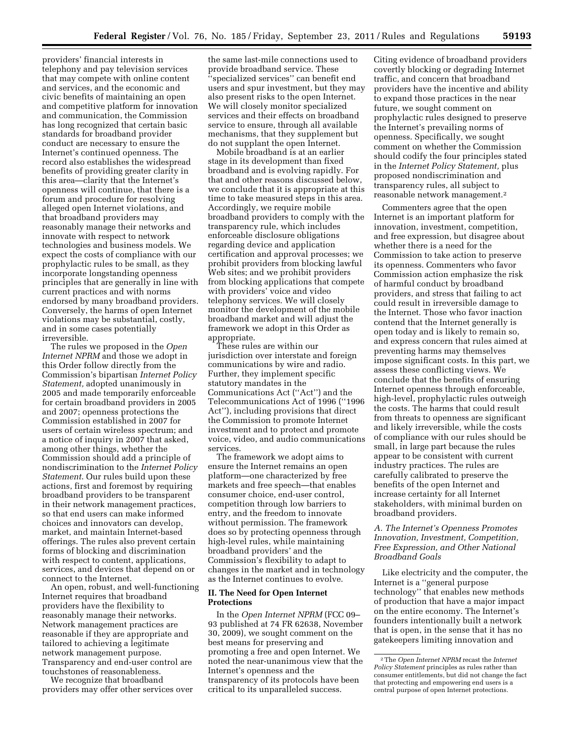providers' financial interests in telephony and pay television services that may compete with online content and services, and the economic and civic benefits of maintaining an open and competitive platform for innovation and communication, the Commission has long recognized that certain basic standards for broadband provider conduct are necessary to ensure the Internet's continued openness. The record also establishes the widespread benefits of providing greater clarity in this area—clarity that the Internet's openness will continue, that there is a forum and procedure for resolving alleged open Internet violations, and that broadband providers may reasonably manage their networks and innovate with respect to network technologies and business models. We expect the costs of compliance with our prophylactic rules to be small, as they incorporate longstanding openness principles that are generally in line with current practices and with norms endorsed by many broadband providers. Conversely, the harms of open Internet violations may be substantial, costly, and in some cases potentially irreversible.

The rules we proposed in the *Open Internet NPRM* and those we adopt in this Order follow directly from the Commission's bipartisan *Internet Policy Statement,* adopted unanimously in 2005 and made temporarily enforceable for certain broadband providers in 2005 and 2007; openness protections the Commission established in 2007 for users of certain wireless spectrum; and a notice of inquiry in 2007 that asked, among other things, whether the Commission should add a principle of nondiscrimination to the *Internet Policy Statement.* Our rules build upon these actions, first and foremost by requiring broadband providers to be transparent in their network management practices, so that end users can make informed choices and innovators can develop, market, and maintain Internet-based offerings. The rules also prevent certain forms of blocking and discrimination with respect to content, applications, services, and devices that depend on or connect to the Internet.

An open, robust, and well-functioning Internet requires that broadband providers have the flexibility to reasonably manage their networks. Network management practices are reasonable if they are appropriate and tailored to achieving a legitimate network management purpose. Transparency and end-user control are touchstones of reasonableness.

We recognize that broadband providers may offer other services over the same last-mile connections used to provide broadband service. These "specialized services" can benefit end users and spur investment, but they may also present risks to the open Internet. We will closely monitor specialized services and their effects on broadband service to ensure, through all available mechanisms, that they supplement but do not supplant the open Internet.

Mobile broadband is at an earlier stage in its development than fixed broadband and is evolving rapidly. For that and other reasons discussed below, we conclude that it is appropriate at this time to take measured steps in this area. Accordingly, we require mobile broadband providers to comply with the transparency rule, which includes enforceable disclosure obligations regarding device and application certification and approval processes; we prohibit providers from blocking lawful Web sites; and we prohibit providers from blocking applications that compete with providers' voice and video telephony services. We will closely monitor the development of the mobile broadband market and will adjust the framework we adopt in this Order as appropriate.

These rules are within our jurisdiction over interstate and foreign communications by wire and radio. Further, they implement specific statutory mandates in the Communications Act ("Act") and the Telecommunications Act of 1996 ("1996 Act"), including provisions that direct the Commission to promote Internet investment and to protect and promote voice, video, and audio communications services.

The framework we adopt aims to ensure the Internet remains an open platform—one characterized by free markets and free speech—that enables consumer choice, end-user control, competition through low barriers to entry, and the freedom to innovate without permission. The framework does so by protecting openness through high-level rules, while maintaining broadband providers' and the Commission's flexibility to adapt to changes in the market and in technology as the Internet continues to evolve.

## II. The Need for Open Internet Protections

In the *Open Internet NPRM* (FCC 09–93 published at 74 FR 62638, November 30, 2009), we sought comment on the best means for preserving and promoting a free and open Internet. We noted the near-unanimous view that the Internet's openness and the transparency of its protocols have been critical to its unparalleled success. Citing evidence of broadband providers covertly blocking or degrading Internet traffic, and concern that broadband providers have the incentive and ability to expand those practices in the near future, we sought comment on prophylactic rules designed to preserve the Internet's prevailing norms of openness. Specifically, we sought comment on whether the Commission should codify the four principles stated in the *Internet Policy Statement,* plus proposed nondiscrimination and transparency rules, all subject to reasonable network management.[2]

Commenters agree that the open Internet is an important platform for innovation, investment, competition, and free expression, but disagree about whether there is a need for the Commission to take action to preserve its openness. Commenters who favor Commission action emphasize the risk of harmful conduct by broadband providers, and stress that failing to act could result in irreversible damage to the Internet. Those who favor inaction contend that the Internet generally is open today and is likely to remain so, and express concern that rules aimed at preventing harms may themselves impose significant costs. In this part, we assess these conflicting views. We conclude that the benefits of ensuring Internet openness through enforceable, high-level, prophylactic rules outweigh the costs. The harms that could result from threats to openness are significant and likely irreversible, while the costs of compliance with our rules should be small, in large part because the rules appear to be consistent with current industry practices. The rules are carefully calibrated to preserve the benefits of the open Internet and increase certainty for all Internet stakeholders, with minimal burden on broadband providers.

### *A. The Internet's Openness Promotes Innovation, Investment, Competition, Free Expression, and Other National Broadband Goals*

Like electricity and the computer, the Internet is a "general purpose technology" that enables new methods of production that have a major impact on the entire economy. The Internet's founders intentionally built a network that is open, in the sense that it has no gatekeepers limiting innovation and

[2] The *Open Internet NPRM* recast the *Internet Policy Statement* principles as rules rather than consumer entitlements, but did not change the fact that protecting and empowering end users is a central purpose of open Internet protections.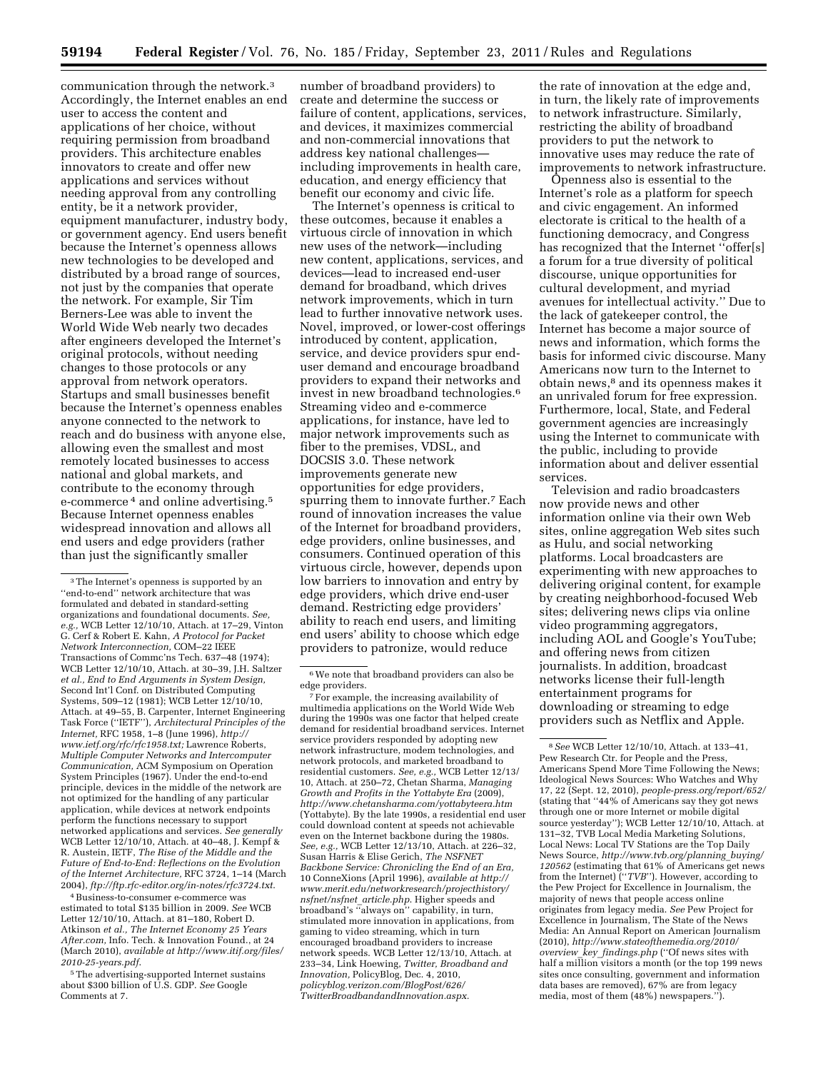communication through the network.[3] Accordingly, the Internet enables an end user to access the content and applications of her choice, without requiring permission from broadband providers. This architecture enables innovators to create and offer new applications and services without needing approval from any controlling entity, be it a network provider, equipment manufacturer, industry body, or government agency. End users benefit because the Internet's openness allows new technologies to be developed and distributed by a broad range of sources, not just by the companies that operate the network. For example, Sir Tim Berners-Lee was able to invent the World Wide Web nearly two decades after engineers developed the Internet's original protocols, without needing changes to those protocols or any approval from network operators. Startups and small businesses benefit because the Internet's openness enables anyone connected to the network to reach and do business with anyone else, allowing even the smallest and most remotely located businesses to access national and global markets, and contribute to the economy through e-commerce[4] and online advertising.[5] Because Internet openness enables widespread innovation and allows all end users and edge providers (rather than just the significantly smaller number of broadband providers) to create and determine the success or failure of content, applications, services, and devices, it maximizes commercial and non-commercial innovations that address key national challenges—including improvements in health care, education, and energy efficiency that benefit our economy and civic life.

The Internet's openness is critical to these outcomes, because it enables a virtuous circle of innovation in which new uses of the network—including new content, applications, services, and devices—lead to increased end-user demand for broadband, which drives network improvements, which in turn lead to further innovative network uses. Novel, improved, or lower-cost offerings introduced by content, application, service, and device providers spur end-user demand and encourage broadband providers to expand their networks and invest in new broadband technologies.[6] Streaming video and e-commerce applications, for instance, have led to major network improvements such as fiber to the premises, VDSL, and DOCSIS 3.0. These network improvements generate new opportunities for edge providers, spurring them to innovate further.[7] Each round of innovation increases the value of the Internet for broadband providers, edge providers, online businesses, and consumers. Continued operation of this virtuous circle, however, depends upon low barriers to innovation and entry by edge providers, which drive end-user demand. Restricting edge providers' ability to reach end users, and limiting end users' ability to choose which edge providers to patronize, would reduce the rate of innovation at the edge and, in turn, the likely rate of improvements to network infrastructure. Similarly, restricting the ability of broadband providers to put the network to innovative uses may reduce the rate of improvements to network infrastructure.

Openness also is essential to the Internet's role as a platform for speech and civic engagement. An informed electorate is critical to the health of a functioning democracy, and Congress has recognized that the Internet "offer[s] a forum for a true diversity of political discourse, unique opportunities for cultural development, and myriad avenues for intellectual activity." Due to the lack of gatekeeper control, the Internet has become a major source of news and information, which forms the basis for informed civic discourse. Many Americans now turn to the Internet to obtain news,[8] and its openness makes it an unrivaled forum for free expression. Furthermore, local, State, and Federal government agencies are increasingly using the Internet to communicate with the public, including to provide information about and deliver essential services.

Television and radio broadcasters now provide news and other information online via their own Web sites, online aggregation Web sites such as Hulu, and social networking platforms. Local broadcasters are experimenting with new approaches to delivering original content, for example by creating neighborhood-focused Web sites; delivering news clips via online video programming aggregators, including AOL and Google's YouTube; and offering news from citizen journalists. In addition, broadcast networks license their full-length entertainment programs for downloading or streaming to edge providers such as Netflix and Apple.

---

[3] The Internet's openness is supported by an "end-to-end" network architecture that was formulated and debated in standard-setting organizations and foundational documents. *See, e.g.,* WCB Letter 12/10/10, Attach. at 17–29, Vinton G. Cerf & Robert E. Kahn, *A Protocol for Packet Network Interconnection,* COM–22 IEEE Transactions of Commc'ns Tech. 637–48 (1974); WCB Letter 12/10/10, Attach. at 30–39, J.H. Saltzer *et al., End to End Arguments in System Design,* Second Int'l Conf. on Distributed Computing Systems, 509–12 (1981); WCB Letter 12/10/10, Attach. at 49–55, B. Carpenter, Internet Engineering Task Force ("IETF"), *Architectural Principles of the Internet,* RFC 1958, 1–8 (June 1996), *http://www.ietf.org/rfc/rfc1958.txt;* Lawrence Roberts, *Multiple Computer Networks and Intercomputer Communication,* ACM Symposium on Operation System Principles (1967). Under the end-to-end principle, devices in the middle of the network are not optimized for the handling of any particular application, while devices at network endpoints perform the functions necessary to support networked applications and services. *See generally* WCB Letter 12/10/10, Attach. at 40–48, J. Kempf & R. Austein, IETF, *The Rise of the Middle and the Future of End-to-End: Reflections on the Evolution of the Internet Architecture,* RFC 3724, 1–14 (March 2004), *ftp://ftp.rfc-editor.org/in-notes/rfc3724.txt.*

[4] Business-to-consumer e-commerce was estimated to total $135 billion in 2009. *See* WCB Letter 12/10/10, Attach. at 81–180, Robert D. Atkinson *et al., The Internet Economy 25 Years After.com,* Info. Tech. & Innovation Found., at 24 (March 2010), *available at http://www.itif.org/files/2010-25-years.pdf.*

[5] The advertising-supported Internet sustains about $300 billion of U.S. GDP. *See* Google Comments at 7.

[6] We note that broadband providers can also be edge providers.

[7] For example, the increasing availability of multimedia applications on the World Wide Web during the 1990s was one factor that helped create demand for residential broadband services. Internet service providers responded by adopting new network infrastructure, modem technologies, and network protocols, and marketed broadband to residential customers. *See, e.g.,* WCB Letter 12/13/10, Attach. at 250–72, Chetan Sharma, *Managing Growth and Profits in the Yottabyte Era* (2009), *http://www.chetansharma.com/yottabyteera.htm* (Yottabyte). By the late 1990s, a residential end user could download content at speeds not achievable even on the Internet backbone during the 1980s. *See, e.g.,* WCB Letter 12/13/10, Attach. at 226–32, Susan Harris & Elise Gerich, *The NSFNET Backbone Service: Chronicling the End of an Era,* 10 ConneXions (April 1996), *available at http://www.merit.edu/networkresearch/projecthistory/nsfnet/nsfnet_article.php.* Higher speeds and broadband's "always on" capability, in turn, stimulated more innovation in applications, from gaming to video streaming, which in turn encouraged broadband providers to increase network speeds. WCB Letter 12/13/10, Attach. at 233–34, Link Hoewing, *Twitter, Broadband and Innovation,* PolicyBlog, Dec. 4, 2010, *policyblog.verizon.com/BlogPost/626/TwitterBroadbandandInnovation.aspx.*

[8] *See* WCB Letter 12/10/10, Attach. at 133–41, Pew Research Ctr. for People and the Press, Americans Spend More Time Following the News; Ideological News Sources: Who Watches and Why 17, 22 (Sept. 12, 2010), *people-press.org/report/652/* (stating that "44% of Americans say they got news through one or more Internet or mobile digital source yesterday"); WCB Letter 12/10/10, Attach. at 131–32, TVB Local Media Marketing Solutions, Local News: Local TV Stations are the Top Daily News Source, *http://www.tvb.org/planning_buying/120562* (estimating that 61% of Americans get news from the Internet) ("*TVB*"). However, according to the Pew Project for Excellence in Journalism, the majority of news that people access online originates from legacy media. *See* Pew Project for Excellence in Journalism, The State of the News Media: An Annual Report on American Journalism (2010), *http://www.stateofthemedia.org/2010/overview_key_findings.php* ("Of news sites with half a million visitors a month (or the top 199 news sites once consulting, government and information data bases are removed), 67% are from legacy media, most of them (48%) newspapers.").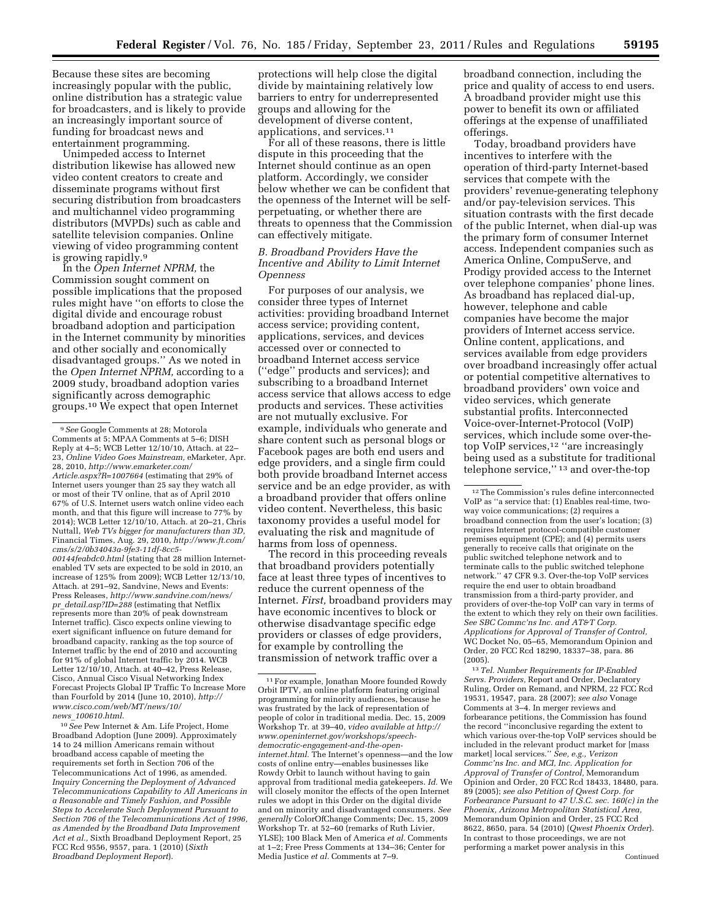Because these sites are becoming increasingly popular with the public, online distribution has a strategic value for broadcasters, and is likely to provide an increasingly important source of funding for broadcast news and entertainment programming.

Unimpeded access to Internet distribution likewise has allowed new video content creators to create and disseminate programs without first securing distribution from broadcasters and multichannel video programming distributors (MVPDs) such as cable and satellite television companies. Online viewing of video programming content is growing rapidly.[9]

In the *Open Internet NPRM,* the Commission sought comment on possible implications that the proposed rules might have ''on efforts to close the digital divide and encourage robust broadband adoption and participation in the Internet community by minorities and other socially and economically disadvantaged groups.'' As we noted in the *Open Internet NPRM,* according to a 2009 study, broadband adoption varies significantly across demographic groups.[10] We expect that open Internet protections will help close the digital divide by maintaining relatively low barriers to entry for underrepresented groups and allowing for the development of diverse content, applications, and services.[11]

For all of these reasons, there is little dispute in this proceeding that the Internet should continue as an open platform. Accordingly, we consider below whether we can be confident that the openness of the Internet will be self-perpetuating, or whether there are threats to openness that the Commission can effectively mitigate.

### *B. Broadband Providers Have the Incentive and Ability to Limit Internet Openness*

For purposes of our analysis, we consider three types of Internet activities: providing broadband Internet access service; providing content, applications, services, and devices accessed over or connected to broadband Internet access service (''edge'' products and services); and subscribing to a broadband Internet access service that allows access to edge products and services. These activities are not mutually exclusive. For example, individuals who generate and share content such as personal blogs or Facebook pages are both end users and edge providers, and a single firm could both provide broadband Internet access service and be an edge provider, as with a broadband provider that offers online video content. Nevertheless, this basic taxonomy provides a useful model for evaluating the risk and magnitude of harms from loss of openness.

The record in this proceeding reveals that broadband providers potentially face at least three types of incentives to reduce the current openness of the Internet. *First,* broadband providers may have economic incentives to block or otherwise disadvantage specific edge providers or classes of edge providers, for example by controlling the transmission of network traffic over a broadband connection, including the price and quality of access to end users. A broadband provider might use this power to benefit its own or affiliated offerings at the expense of unaffiliated offerings.

Today, broadband providers have incentives to interfere with the operation of third-party Internet-based services that compete with the providers' revenue-generating telephony and/or pay-television services. This situation contrasts with the first decade of the public Internet, when dial-up was the primary form of consumer Internet access. Independent companies such as America Online, CompuServe, and Prodigy provided access to the Internet over telephone companies' phone lines. As broadband has replaced dial-up, however, telephone and cable companies have become the major providers of Internet access service. Online content, applications, and services available from edge providers over broadband increasingly offer actual or potential competitive alternatives to broadband providers' own voice and video services, which generate substantial profits. Interconnected Voice-over-Internet-Protocol (VoIP) services, which include some over-the-top VoIP services,[12] ''are increasingly being used as a substitute for traditional telephone service,'' [13] and over-the-top

---

[9] *See* Google Comments at 28; Motorola Comments at 5; MPAA Comments at 5–6; DISH Reply at 4–5; WCB Letter 12/10/10, Attach. at 22–23, *Online Video Goes Mainstream,* eMarketer, Apr. 28, 2010, *http://www.emarketer.com/Article.aspx?R=1007664* (estimating that 29% of Internet users younger than 25 say they watch all or most of their TV online, that as of April 2010 67% of U.S. Internet users watch online video each month, and that this figure will increase to 77% by 2014); WCB Letter 12/10/10, Attach. at 20–21, Chris Nuttall, *Web TVs bigger for manufacturers than 3D,* Financial Times, Aug. 29, 2010, *http://www.ft.com/cms/s/2/0b34043a-9fe3-11df-8cc5-00144feabdc0.html* (stating that 28 million Internet-enabled TV sets are expected to be sold in 2010, an increase of 125% from 2009); WCB Letter 12/13/10, Attach. at 291–92, Sandvine, News and Events: Press Releases, *http://www.sandvine.com/news/pr_detail.asp?ID=288* (estimating that Netflix represents more than 20% of peak downstream Internet traffic). Cisco expects online viewing to exert significant influence on future demand for broadband capacity, ranking as the top source of Internet traffic by the end of 2010 and accounting for 91% of global Internet traffic by 2014. WCB Letter 12/10/10, Attach. at 40–42, Press Release, Cisco, Annual Cisco Visual Networking Index Forecast Projects Global IP Traffic To Increase More than Fourfold by 2014 (June 10, 2010), *http://www.cisco.com/web/MT/news/10/news_100610.html*.

[10] *See* Pew Internet & Am. Life Project, Home Broadband Adoption (June 2009). Approximately 14 to 24 million Americans remain without broadband access capable of meeting the requirements set forth in Section 706 of the Telecommunications Act of 1996, as amended. *Inquiry Concerning the Deployment of Advanced Telecommunications Capability to All Americans in a Reasonable and Timely Fashion, and Possible Steps to Accelerate Such Deployment Pursuant to Section 706 of the Telecommunications Act of 1996, as Amended by the Broadband Data Improvement Act et al.,* Sixth Broadband Deployment Report, 25 FCC Rcd 9556, 9557, para. 1 (2010) (*Sixth Broadband Deployment Report*).

[11] For example, Jonathan Moore founded Rowdy Orbit IPTV, an online platform featuring original programming for minority audiences, because he was frustrated by the lack of representation of people of color in traditional media. Dec. 15, 2009 Workshop Tr. at 39–40, *video available at http://www.openinternet.gov/workshops/speech-democratic-engagement-and-the-open-internet.html.* The Internet's openness—and the low costs of online entry—enables businesses like Rowdy Orbit to launch without having to gain approval from traditional media gatekeepers. *Id.* We will closely monitor the effects of the open Internet rules we adopt in this Order on the digital divide and on minority and disadvantaged consumers. *See generally* ColorOfChange Comments; Dec. 15, 2009 Workshop Tr. at 52–60 (remarks of Ruth Livier, YLSE); 100 Black Men of America *et al.* Comments at 1–2; Free Press Comments at 134–36; Center for Media Justice *et al.* Comments at 7–9.

[12] The Commission's rules define interconnected VoIP as ''a service that: (1) Enables real-time, two-way voice communications; (2) requires a broadband connection from the user's location; (3) requires Internet protocol-compatible customer premises equipment (CPE); and (4) permits users generally to receive calls that originate on the public switched telephone network and to terminate calls to the public switched telephone network.'' 47 CFR 9.3. Over-the-top VoIP services require the end user to obtain broadband transmission from a third-party provider, and providers of over-the-top VoIP can vary in terms of the extent to which they rely on their own facilities. *See SBC Commc'ns Inc. and AT&T Corp. Applications for Approval of Transfer of Control,* WC Docket No, 05–65, Memorandum Opinion and Order, 20 FCC Rcd 18290, 18337–38, para. 86 (2005).

[13] *Tel. Number Requirements for IP-Enabled Servs. Providers,* Report and Order, Declaratory Ruling, Order on Remand, and NPRM, 22 FCC Rcd 19531, 19547, para. 28 (2007); *see also* Vonage Comments at 3–4. In merger reviews and forbearance petitions, the Commission has found the record ''inconclusive regarding the extent to which various over-the-top VoIP services should be included in the relevant product market for [mass market] local services.'' *See, e.g., Verizon Commc'ns Inc. and MCI, Inc. Application for Approval of Transfer of Control,* Memorandum Opinion and Order, 20 FCC Rcd 18433, 18480, para. 89 (2005); *see also Petition of Qwest Corp. for Forbearance Pursuant to 47 U.S.C. sec. 160(c) in the Phoenix, Arizona Metropolitan Statistical Area,* Memorandum Opinion and Order, 25 FCC Rcd 8622, 8650, para. 54 (2010) (*Qwest Phoenix Order*). In contrast to those proceedings, we are not performing a market power analysis in this

Continued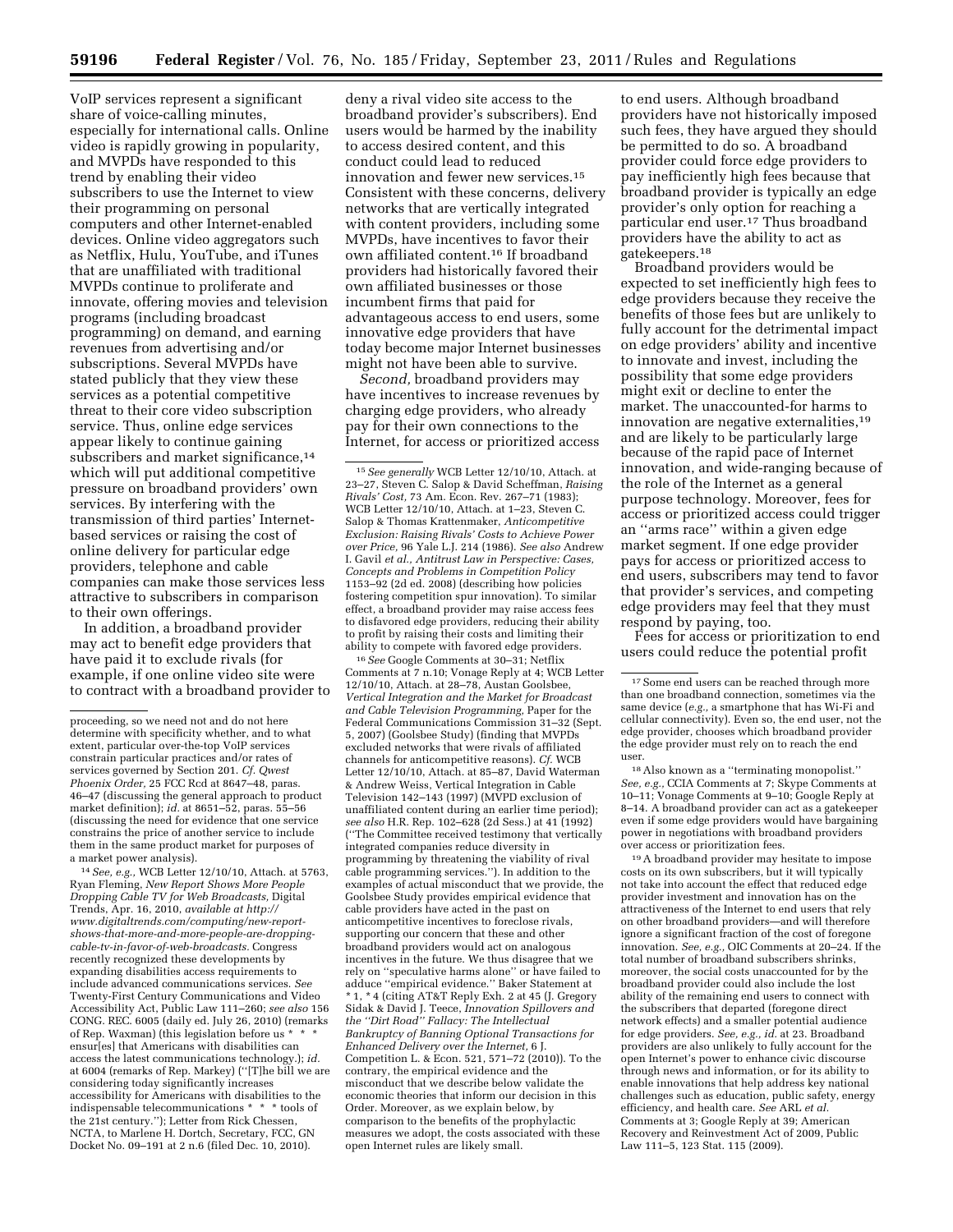VoIP services represent a significant share of voice-calling minutes, especially for international calls. Online video is rapidly growing in popularity, and MVPDs have responded to this trend by enabling their video subscribers to use the Internet to view their programming on personal computers and other Internet-enabled devices. Online video aggregators such as Netflix, Hulu, YouTube, and iTunes that are unaffiliated with traditional MVPDs continue to proliferate and innovate, offering movies and television programs (including broadcast programming) on demand, and earning revenues from advertising and/or subscriptions. Several MVPDs have stated publicly that they view these services as a potential competitive threat to their core video subscription service. Thus, online edge services appear likely to continue gaining subscribers and market significance,[14] which will put additional competitive pressure on broadband providers' own services. By interfering with the transmission of third parties' Internet-based services or raising the cost of online delivery for particular edge providers, telephone and cable companies can make those services less attractive to subscribers in comparison to their own offerings.

In addition, a broadband provider may act to benefit edge providers that have paid it to exclude rivals (for example, if one online video site were to contract with a broadband provider to deny a rival video site access to the broadband provider's subscribers). End users would be harmed by the inability to access desired content, and this conduct could lead to reduced innovation and fewer new services.[15] Consistent with these concerns, delivery networks that are vertically integrated with content providers, including some MVPDs, have incentives to favor their own affiliated content.[16] If broadband providers had historically favored their own affiliated businesses or those incumbent firms that paid for advantageous access to end users, some innovative edge providers that have today become major Internet businesses might not have been able to survive.

*Second,* broadband providers may have incentives to increase revenues by charging edge providers, who already pay for their own connections to the Internet, for access or prioritized access to end users. Although broadband providers have not historically imposed such fees, they have argued they should be permitted to do so. A broadband provider could force edge providers to pay inefficiently high fees because that broadband provider is typically an edge provider's only option for reaching a particular end user.[17] Thus broadband providers have the ability to act as gatekeepers.[18]

Broadband providers would be expected to set inefficiently high fees to edge providers because they receive the benefits of those fees but are unlikely to fully account for the detrimental impact on edge providers' ability and incentive to innovate and invest, including the possibility that some edge providers might exit or decline to enter the market. The unaccounted-for harms to innovation are negative externalities,[19] and are likely to be particularly large because of the rapid pace of Internet innovation, and wide-ranging because of the role of the Internet as a general purpose technology. Moreover, fees for access or prioritized access could trigger an ''arms race'' within a given edge market segment. If one edge provider pays for access or prioritized access to end users, subscribers may tend to favor that provider's services, and competing edge providers may feel that they must respond by paying, too.

Fees for access or prioritization to end users could reduce the potential profit

---

proceeding, so we need not and do not here determine with specificity whether, and to what extent, particular over-the-top VoIP services constrain particular practices and/or rates of services governed by Section 201. *Cf. Qwest Phoenix Order,* 25 FCC Rcd at 8647–48, paras. 46–47 (discussing the general approach to product market definition); *id.* at 8651–52, paras. 55–56 (discussing the need for evidence that one service constrains the price of another service to include them in the same product market for purposes of a market power analysis).

[14] *See, e.g.,* WCB Letter 12/10/10, Attach. at 5763, Ryan Fleming, *New Report Shows More People Dropping Cable TV for Web Broadcasts,* Digital Trends, Apr. 16, 2010, *available at http://www.digitaltrends.com/computing/new-report-shows-that-more-and-more-people-are-dropping-cable-tv-in-favor-of-web-broadcasts.* Congress recently recognized these developments by expanding disabilities access requirements to include advanced communications services. *See* Twenty-First Century Communications and Video Accessibility Act, Public Law 111–260; *see also* 156 CONG. REC. 6005 (daily ed. July 26, 2010) (remarks of Rep. Waxman) (this legislation before us * * * ensur[es] that Americans with disabilities can access the latest communications technology.); *id.* at 6004 (remarks of Rep. Markey) (''[T]he bill we are considering today significantly increases accessibility for Americans with disabilities to the indispensable telecommunications * * * tools of the 21st century.''); Letter from Rick Chessen, NCTA, to Marlene H. Dortch, Secretary, FCC, GN Docket No. 09–191 at 2 n.6 (filed Dec. 10, 2010).

[15] *See generally* WCB Letter 12/10/10, Attach. at 23–27, Steven C. Salop & David Scheffman, *Raising Rivals' Cost,* 73 Am. Econ. Rev. 267–71 (1983); WCB Letter 12/10/10, Attach. at 1–23, Steven C. Salop & Thomas Krattenmaker, *Anticompetitive Exclusion: Raising Rivals' Costs to Achieve Power over Price,* 96 Yale L.J. 214 (1986). *See also* Andrew I. Gavil *et al., Antitrust Law in Perspective: Cases, Concepts and Problems in Competition Policy* 1153–92 (2d ed. 2008) (describing how policies fostering competition spur innovation). To similar effect, a broadband provider may raise access fees to disfavored edge providers, reducing their ability to profit by raising their costs and limiting their ability to compete with favored edge providers.

[16] *See* Google Comments at 30–31; Netflix Comments at 7 n.10; Vonage Reply at 4; WCB Letter 12/10/10, Attach. at 28–78, Austan Goolsbee, *Vertical Integration and the Market for Broadcast and Cable Television Programming,* Paper for the Federal Communications Commission 31–32 (Sept. 5, 2007) (Goolsbee Study) (finding that MVPDs excluded networks that were rivals of affiliated channels for anticompetitive reasons). *Cf.* WCB Letter 12/10/10, Attach. at 85–87, David Waterman & Andrew Weiss, Vertical Integration in Cable Television 142–143 (1997) (MVPD exclusion of unaffiliated content during an earlier time period); *see also* H.R. Rep. 102–628 (2d Sess.) at 41 (1992) (''The Committee received testimony that vertically integrated companies reduce diversity in programming by threatening the viability of rival cable programming services.''). In addition to the examples of actual misconduct that we provide, the Goolsbee Study provides empirical evidence that cable providers have acted in the past on anticompetitive incentives to foreclose rivals, supporting our concern that these and other broadband providers would act on analogous incentives in the future. We thus disagree that we rely on ''speculative harms alone'' or have failed to adduce ''empirical evidence.'' Baker Statement at *1, *4 (citing AT&T Reply Exh. 2 at 45 (J. Gregory Sidak & David J. Teece, *Innovation Spillovers and the ''Dirt Road'' Fallacy: The Intellectual Bankruptcy of Banning Optional Transactions for Enhanced Delivery over the Internet,* 6 J. Competition L. & Econ. 521, 571–72 (2010)). To the contrary, the empirical evidence and the misconduct that we describe below validate the economic theories that inform our decision in this Order. Moreover, as we explain below, by comparison to the benefits of the prophylactic measures we adopt, the costs associated with these open Internet rules are likely small.

[17] Some end users can be reached through more than one broadband connection, sometimes via the same device (*e.g.,* a smartphone that has Wi-Fi and cellular connectivity). Even so, the end user, not the edge provider, chooses which broadband provider the edge provider must rely on to reach the end user.

[18] Also known as a ''terminating monopolist.'' *See, e.g.,* CCIA Comments at 7; Skype Comments at 10–11; Vonage Comments at 9–10; Google Reply at 8–14. A broadband provider can act as a gatekeeper even if some edge providers would have bargaining power in negotiations with broadband providers over access or prioritization fees.

[19] A broadband provider may hesitate to impose costs on its own subscribers, but it will typically not take into account the effect that reduced edge provider investment and innovation has on the attractiveness of the Internet to end users that rely on other broadband providers—and will therefore ignore a significant fraction of the cost of foregone innovation. *See, e.g.,* OIC Comments at 20–24. If the total number of broadband subscribers shrinks, moreover, the social costs unaccounted for by the broadband provider could also include the lost ability of the remaining end users to connect with the subscribers that departed (foregone direct network effects) and a smaller potential audience for edge providers. *See, e.g., id.* at 23. Broadband providers are also unlikely to fully account for the open Internet's power to enhance civic discourse through news and information, or for its ability to enable innovations that help address key national challenges such as education, public safety, energy efficiency, and health care. *See* ARL *et al.* Comments at 3; Google Reply at 39; American Recovery and Reinvestment Act of 2009, Public Law 111–5, 123 Stat. 115 (2009).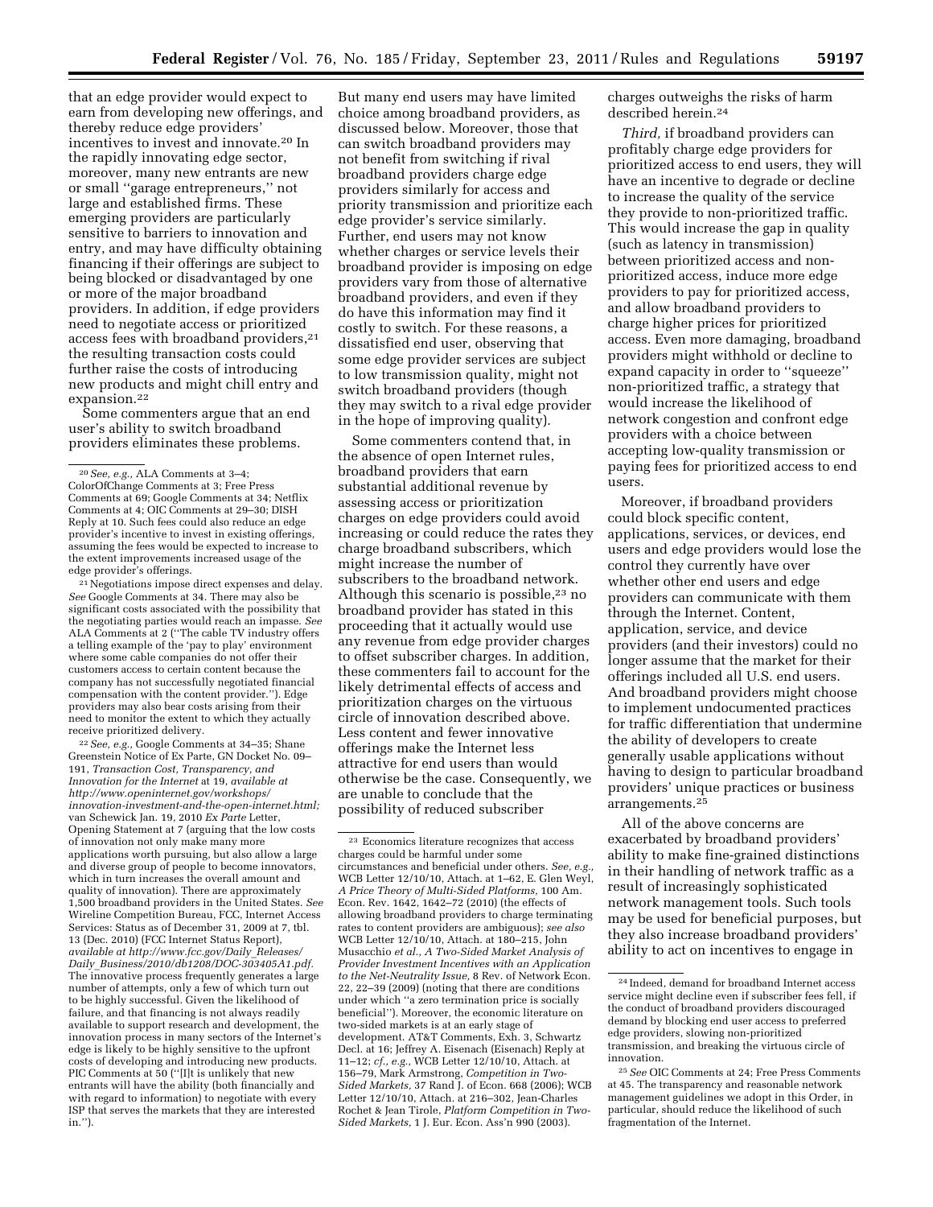that an edge provider would expect to earn from developing new offerings, and thereby reduce edge providers' incentives to invest and innovate.[20] In the rapidly innovating edge sector, moreover, many new entrants are new or small "garage entrepreneurs," not large and established firms. These emerging providers are particularly sensitive to barriers to innovation and entry, and may have difficulty obtaining financing if their offerings are subject to being blocked or disadvantaged by one or more of the major broadband providers. In addition, if edge providers need to negotiate access or prioritized access fees with broadband providers,[21] the resulting transaction costs could further raise the costs of introducing new products and might chill entry and expansion.[22]

Some commenters argue that an end user's ability to switch broadband providers eliminates these problems. But many end users may have limited choice among broadband providers, as discussed below. Moreover, those that can switch broadband providers may not benefit from switching if rival broadband providers charge edge providers similarly for access and priority transmission and prioritize each edge provider's service similarly. Further, end users may not know whether charges or service levels their broadband provider is imposing on edge providers vary from those of alternative broadband providers, and even if they do have this information may find it costly to switch. For these reasons, a dissatisfied end user, observing that some edge provider services are subject to low transmission quality, might not switch broadband providers (though they may switch to a rival edge provider in the hope of improving quality).

Some commenters contend that, in the absence of open Internet rules, broadband providers that earn substantial additional revenue by assessing access or prioritization charges on edge providers could avoid increasing or could reduce the rates they charge broadband subscribers, which might increase the number of subscribers to the broadband network. Although this scenario is possible,[23] no broadband provider has stated in this proceeding that it actually would use any revenue from edge provider charges to offset subscriber charges. In addition, these commenters fail to account for the likely detrimental effects of access and prioritization charges on the virtuous circle of innovation described above. Less content and fewer innovative offerings make the Internet less attractive for end users than would otherwise be the case. Consequently, we are unable to conclude that the possibility of reduced subscriber charges outweighs the risks of harm described herein.[24]

*Third,* if broadband providers can profitably charge edge providers for prioritized access to end users, they will have an incentive to degrade or decline to increase the quality of the service they provide to non-prioritized traffic. This would increase the gap in quality (such as latency in transmission) between prioritized access and non-prioritized access, induce more edge providers to pay for prioritized access, and allow broadband providers to charge higher prices for prioritized access. Even more damaging, broadband providers might withhold or decline to expand capacity in order to "squeeze" non-prioritized traffic, a strategy that would increase the likelihood of network congestion and confront edge providers with a choice between accepting low-quality transmission or paying fees for prioritized access to end users.

Moreover, if broadband providers could block specific content, applications, services, or devices, end users and edge providers would lose the control they currently have over whether other end users and edge providers can communicate with them through the Internet. Content, application, service, and device providers (and their investors) could no longer assume that the market for their offerings included all U.S. end users. And broadband providers might choose to implement undocumented practices for traffic differentiation that undermine the ability of developers to create generally usable applications without having to design to particular broadband providers' unique practices or business arrangements.[25]

All of the above concerns are exacerbated by broadband providers' ability to make fine-grained distinctions in their handling of network traffic as a result of increasingly sophisticated network management tools. Such tools may be used for beneficial purposes, but they also increase broadband providers' ability to act on incentives to engage in

---

[20] *See, e.g.,* ALA Comments at 3–4; ColorOfChange Comments at 3; Free Press Comments at 69; Google Comments at 34; Netflix Comments at 4; OIC Comments at 29–30; DISH Reply at 10. Such fees could also reduce an edge provider's incentive to invest in existing offerings, assuming the fees would be expected to increase to the extent improvements increased usage of the edge provider's offerings.

[21] Negotiations impose direct expenses and delay. *See* Google Comments at 34. There may also be significant costs associated with the possibility that the negotiating parties would reach an impasse. *See* ALA Comments at 2 ("The cable TV industry offers a telling example of the 'pay to play' environment where some cable companies do not offer their customers access to certain content because the company has not successfully negotiated financial compensation with the content provider."). Edge providers may also bear costs arising from their need to monitor the extent to which they actually receive prioritized delivery.

[22] *See, e.g.,* Google Comments at 34–35; Shane Greenstein Notice of Ex Parte, GN Docket No. 09–191, *Transaction Cost, Transparency, and Innovation for the Internet* at 19, *available at http://www.openinternet.gov/workshops/innovation-investment-and-the-open-internet.html;* van Schewick Jan. 19, 2010 *Ex Parte* Letter, Opening Statement at 7 (arguing that the low costs of innovation not only make many more applications worth pursuing, but also allow a large and diverse group of people to become innovators, which in turn increases the overall amount and quality of innovation). There are approximately 1,500 broadband providers in the United States. *See* Wireline Competition Bureau, FCC, Internet Access Services: Status as of December 31, 2009 at 7, tbl. 13 (Dec. 2010) (FCC Internet Status Report), *available at http://www.fcc.gov/Daily_Releases/Daily_Business/2010/db1208/DOC-303405A1.pdf.* The innovative process frequently generates a large number of attempts, only a few of which turn out to be highly successful. Given the likelihood of failure, and that financing is not always readily available to support research and development, the innovation process in many sectors of the Internet's edge is likely to be highly sensitive to the upfront costs of developing and introducing new products. PIC Comments at 50 ("[I]t is unlikely that new entrants will have the ability (both financially and with regard to information) to negotiate with every ISP that serves the markets that they are interested in.").

[23] Economics literature recognizes that access charges could be harmful under some circumstances and beneficial under others. *See, e.g.,* WCB Letter 12/10/10, Attach. at 1–62, E. Glen Weyl, *A Price Theory of Multi-Sided Platforms,* 100 Am. Econ. Rev. 1642, 1642–72 (2010) (the effects of allowing broadband providers to charge terminating rates to content providers are ambiguous); *see also* WCB Letter 12/10/10, Attach. at 180–215, John Musacchio *et al., A Two-Sided Market Analysis of Provider Investment Incentives with an Application to the Net-Neutrality Issue,* 8 Rev. of Network Econ. 22, 22–39 (2009) (noting that there are conditions under which "a zero termination price is socially beneficial"). Moreover, the economic literature on two-sided markets is at an early stage of development. AT&T Comments, Exh. 3, Schwartz Decl. at 16; Jeffrey A. Eisenach (Eisenach) Reply at 11–12; *cf., e.g.,* WCB Letter 12/10/10, Attach. at 156–79, Mark Armstrong, *Competition in Two-Sided Markets,* 37 Rand J. of Econ. 668 (2006); WCB Letter 12/10/10, Attach. at 216–302, Jean-Charles Rochet & Jean Tirole, *Platform Competition in Two-Sided Markets,* 1 J. Eur. Econ. Ass'n 990 (2003).

[24] Indeed, demand for broadband Internet access service might decline even if subscriber fees fell, if the conduct of broadband providers discouraged demand by blocking end user access to preferred edge providers, slowing non-prioritized transmission, and breaking the virtuous circle of innovation.

[25] *See* OIC Comments at 24; Free Press Comments at 45. The transparency and reasonable network management guidelines we adopt in this Order, in particular, should reduce the likelihood of such fragmentation of the Internet.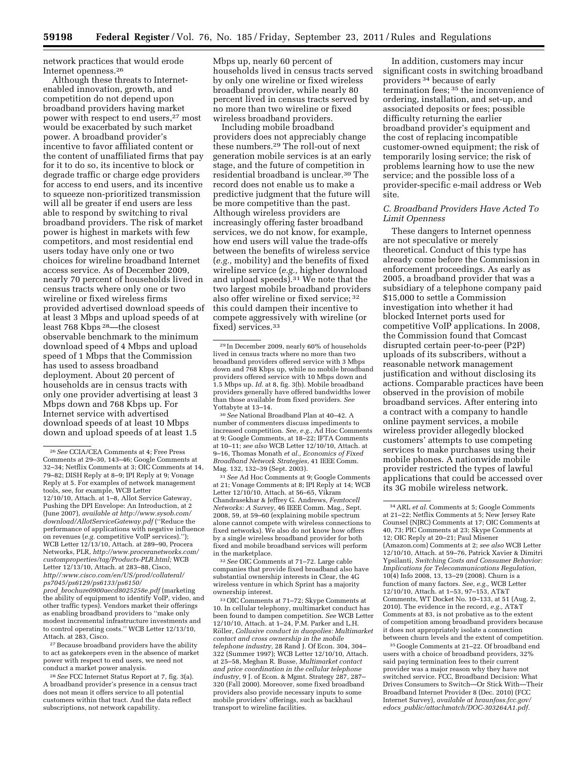network practices that would erode Internet openness.[26]

Although these threats to Internet-enabled innovation, growth, and competition do not depend upon broadband providers having market power with respect to end users,[27] most would be exacerbated by such market power. A broadband provider's incentive to favor affiliated content or the content of unaffiliated firms that pay for it to do so, its incentive to block or degrade traffic or charge edge providers for access to end users, and its incentive to squeeze non-prioritized transmission will all be greater if end users are less able to respond by switching to rival broadband providers. The risk of market power is highest in markets with few competitors, and most residential end users today have only one or two choices for wireline broadband Internet access service. As of December 2009, nearly 70 percent of households lived in census tracts where only one or two wireline or fixed wireless firms provided advertised download speeds of at least 3 Mbps and upload speeds of at least 768 Kbps [28]—the closest observable benchmark to the minimum download speed of 4 Mbps and upload speed of 1 Mbps that the Commission has used to assess broadband deployment. About 20 percent of households are in census tracts with only one provider advertising at least 3 Mbps down and 768 Kbps up. For Internet service with advertised download speeds of at least 10 Mbps down and upload speeds of at least 1.5 Mbps up, nearly 60 percent of households lived in census tracts served by only one wireline or fixed wireless broadband provider, while nearly 80 percent lived in census tracts served by no more than two wireline or fixed wireless broadband providers.

Including mobile broadband providers does not appreciably change these numbers.[29] The roll-out of next generation mobile services is at an early stage, and the future of competition in residential broadband is unclear.[30] The record does not enable us to make a predictive judgment that the future will be more competitive than the past. Although wireless providers are increasingly offering faster broadband services, we do not know, for example, how end users will value the trade-offs between the benefits of wireless service (*e.g.,* mobility) and the benefits of fixed wireline service (*e.g.,* higher download and upload speeds).[31] We note that the two largest mobile broadband providers also offer wireline or fixed service; [32] this could dampen their incentive to compete aggressively with wireline (or fixed) services.[33]

In addition, customers may incur significant costs in switching broadband providers [34] because of early termination fees; [35] the inconvenience of ordering, installation, and set-up, and associated deposits or fees; possible difficulty returning the earlier broadband provider's equipment and the cost of replacing incompatible customer-owned equipment; the risk of temporarily losing service; the risk of problems learning how to use the new service; and the possible loss of a provider-specific e-mail address or Web site.

### *C. Broadband Providers Have Acted To Limit Openness*

These dangers to Internet openness are not speculative or merely theoretical. Conduct of this type has already come before the Commission in enforcement proceedings. As early as 2005, a broadband provider that was a subsidiary of a telephone company paid $15,000 to settle a Commission investigation into whether it had blocked Internet ports used for competitive VoIP applications. In 2008, the Commission found that Comcast disrupted certain peer-to-peer (P2P) uploads of its subscribers, without a reasonable network management justification and without disclosing its actions. Comparable practices have been observed in the provision of mobile broadband services. After entering into a contract with a company to handle online payment services, a mobile wireless provider allegedly blocked customers' attempts to use competing services to make purchases using their mobile phones. A nationwide mobile provider restricted the types of lawful applications that could be accessed over its 3G mobile wireless network.

---

[26] *See* CCIA/CEA Comments at 4; Free Press Comments at 29–30, 143–46; Google Comments at 32–34; Netflix Comments at 3; OIC Comments at 14, 79–82; DISH Reply at 8–9; IPI Reply at 9; Vonage Reply at 5. For examples of network management tools, see, for example, WCB Letter 12/10/10, Attach. at 1–8, Allot Service Gateway, Pushing the DPI Envelope: An Introduction, at 2 (June 2007), *available at http://www.sysob.com/download/AllotServiceGateway.pdf* (''Reduce the performance of applications with negative influence on revenues (*e.g.* competitive VoIP services).''); WCB Letter 12/13/10, Attach. at 289–90, Procera Networks, PLR, *http://www.proceranetworks.com/customproperties/tag/Products-PLR.html;* WCB Letter 12/13/10, Attach. at 283–88, Cisco, *http//:www.cisco.com/en/US/prod/collateral/ps7045/ps6129/ps6133/ps6150/prod_brochure0900aecd8025258e.pdf* (marketing the ability of equipment to identify VoIP, video, and other traffic types). Vendors market their offerings as enabling broadband providers to ''make only modest incremental infrastructure investments and to control operating costs.'' WCB Letter 12/13/10, Attach. at 283, Cisco.

[27] Because broadband providers have the ability to act as gatekeepers even in the absence of market power with respect to end users, we need not conduct a market power analysis.

[28] *See* FCC Internet Status Report at 7, fig. 3(a). A broadband provider's presence in a census tract does not mean it offers service to all potential customers within that tract. And the data reflect subscriptions, not network capability.

[29] In December 2009, nearly 60% of households lived in census tracts where no more than two broadband providers offered service with 3 Mbps down and 768 Kbps up, while no mobile broadband providers offered service with 10 Mbps down and 1.5 Mbps up. *Id.* at 8, fig. 3(b). Mobile broadband providers generally have offered bandwidths lower than those available from fixed providers. *See* Yottabyte at 13–14.

[30] *See* National Broadband Plan at 40–42. A number of commenters discuss impediments to increased competition. *See, e.g.,* Ad Hoc Comments at 9; Google Comments, at 18–22; IFTA Comments at 10–11; *see also* WCB Letter 12/10/10, Attach. at 9–16, Thomas Monath *et al., Economics of Fixed Broadband Network Strategies,* 41 IEEE Comm. Mag. 132, 132–39 (Sept. 2003).

[31] *See* Ad Hoc Comments at 9; Google Comments at 21; Vonage Comments at 8; IPI Reply at 14; WCB Letter 12/10/10, Attach. at 56–65, Vikram Chandrasekhar & Jeffrey G. Andrews, *Femtocell Networks: A Survey,* 46 IEEE Comm. Mag., Sept. 2008, 59, at 59–60 (explaining mobile spectrum alone cannot compete with wireless connections to fixed networks). We also do not know how offers by a single wireless broadband provider for both fixed and mobile broadband services will perform in the marketplace.

[32] *See* OIC Comments at 71–72. Large cable companies that provide fixed broadband also have substantial ownership interests in Clear, the 4G wireless venture in which Sprint has a majority ownership interest.

[33] OIC Comments at 71–72; Skype Comments at 10. In cellular telephony, multimarket conduct has been found to dampen competition. *See* WCB Letter 12/10/10, Attach. at 1–24, P.M. Parker and L.H. Röller, *Collusive conduct in duopolies: Multimarket contact and cross ownership in the mobile telephone industry,* 28 Rand J. Of Econ. 304, 304–322 (Summer 1997); WCB Letter 12/10/10, Attach. at 25–58, Meghan R. Busse, *Multimarket contact and price coordination in the cellular telephone industry,* 9 J. of Econ. & Mgmt. Strategy 287, 287–320 (Fall 2000). Moreover, some fixed broadband providers also provide necessary inputs to some mobile providers' offerings, such as backhaul transport to wireline facilities.

[34] ARL *et al.* Comments at 5; Google Comments at 21–22; Netflix Comments at 5; New Jersey Rate Counsel (NJRC) Comments at 17; OIC Comments at 40, 73; PIC Comments at 23; Skype Comments at 12; OIC Reply at 20–21; Paul Misener (Amazon.com) Comments at 2; *see also* WCB Letter 12/10/10, Attach. at 59–76, Patrick Xavier & Dimitri Ypsilanti, *Switching Costs and Consumer Behavior: Implications for Telecommunications Regulation,* 10(4) Info 2008, 13, 13–29 (2008). Churn is a function of many factors. *See, e.g.,* WCB Letter 12/10/10, Attach. at 1–53, 97–153, AT&T Comments, WT Docket No. 10–133, at 51 (Aug. 2, 2010). The evidence in the record, *e.g.,* AT&T Comments at 83, is not probative as to the extent of competition among broadband providers because it does not appropriately isolate a connection between churn levels and the extent of competition.

[35] Google Comments at 21–22. Of broadband end users with a choice of broadband providers, 32% said paying termination fees to their current provider was a major reason why they have not switched service. FCC, Broadband Decision: What Drives Consumers to Switch—Or Stick With—Their Broadband Internet Provider 8 (Dec. 2010) (FCC Internet Survey), *available at hraunfoss.fcc.gov/edocs_public/attachmatch/DOC-303264A1.pdf.*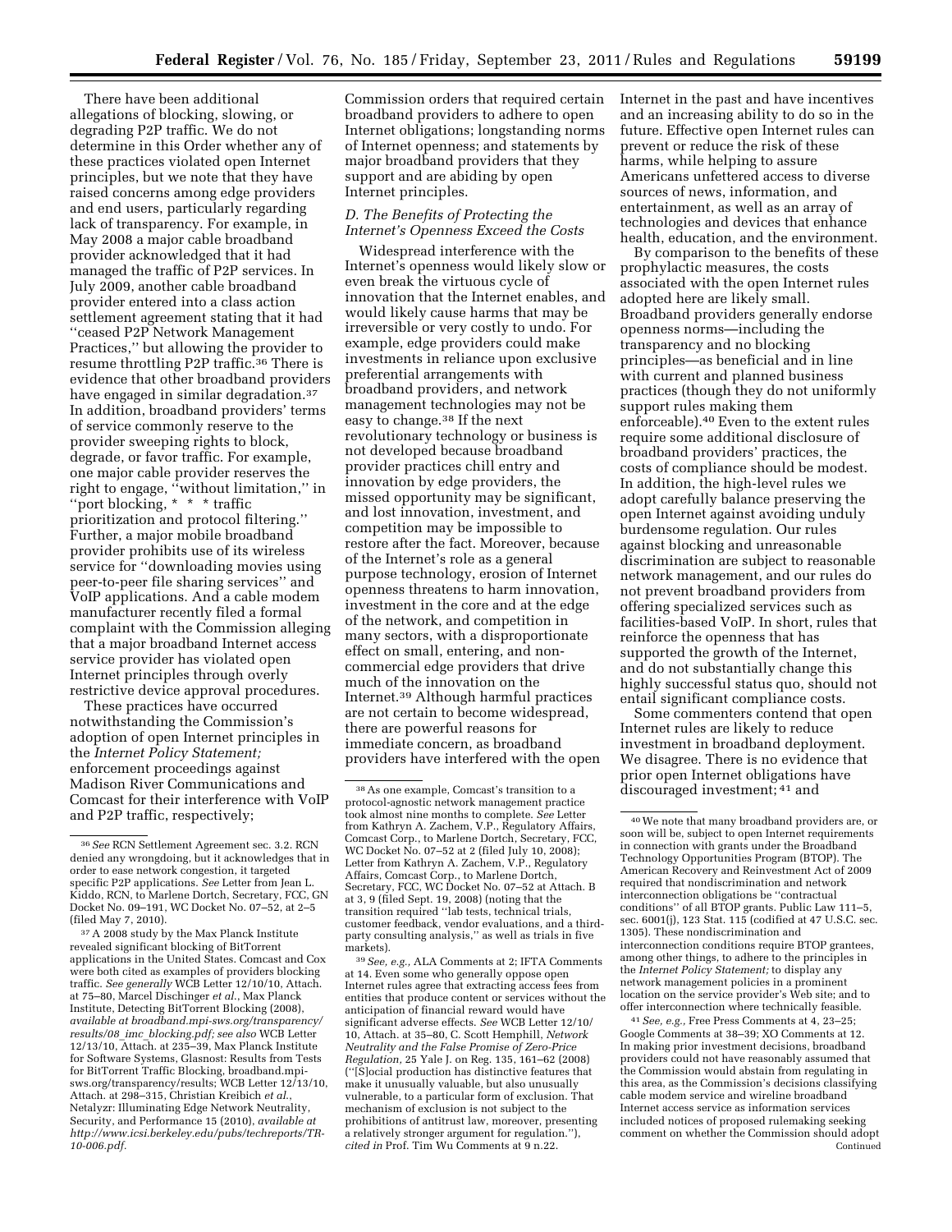There have been additional allegations of blocking, slowing, or degrading P2P traffic. We do not determine in this Order whether any of these practices violated open Internet principles, but we note that they have raised concerns among edge providers and end users, particularly regarding lack of transparency. For example, in May 2008 a major cable broadband provider acknowledged that it had managed the traffic of P2P services. In July 2009, another cable broadband provider entered into a class action settlement agreement stating that it had ''ceased P2P Network Management Practices,'' but allowing the provider to resume throttling P2P traffic.[36] There is evidence that other broadband providers have engaged in similar degradation.[37] In addition, broadband providers' terms of service commonly reserve to the provider sweeping rights to block, degrade, or favor traffic. For example, one major cable provider reserves the right to engage, ''without limitation,'' in ''port blocking, * * * traffic prioritization and protocol filtering.'' Further, a major mobile broadband provider prohibits use of its wireless service for ''downloading movies using peer-to-peer file sharing services'' and VoIP applications. And a cable modem manufacturer recently filed a formal complaint with the Commission alleging that a major broadband Internet access service provider has violated open Internet principles through overly restrictive device approval procedures.

These practices have occurred notwithstanding the Commission's adoption of open Internet principles in the *Internet Policy Statement;* enforcement proceedings against Madison River Communications and Comcast for their interference with VoIP and P2P traffic, respectively; Commission orders that required certain broadband providers to adhere to open Internet obligations; longstanding norms of Internet openness; and statements by major broadband providers that they support and are abiding by open Internet principles.

### *D. The Benefits of Protecting the Internet's Openness Exceed the Costs*

Widespread interference with the Internet's openness would likely slow or even break the virtuous cycle of innovation that the Internet enables, and would likely cause harms that may be irreversible or very costly to undo. For example, edge providers could make investments in reliance upon exclusive preferential arrangements with broadband providers, and network management technologies may not be easy to change.[38] If the next revolutionary technology or business is not developed because broadband provider practices chill entry and innovation by edge providers, the missed opportunity may be significant, and lost innovation, investment, and competition may be impossible to restore after the fact. Moreover, because of the Internet's role as a general purpose technology, erosion of Internet openness threatens to harm innovation, investment in the core and at the edge of the network, and competition in many sectors, with a disproportionate effect on small, entering, and non-commercial edge providers that drive much of the innovation on the Internet.[39] Although harmful practices are not certain to become widespread, there are powerful reasons for immediate concern, as broadband providers have interfered with the open Internet in the past and have incentives and an increasing ability to do so in the future. Effective open Internet rules can prevent or reduce the risk of these harms, while helping to assure Americans unfettered access to diverse sources of news, information, and entertainment, as well as an array of technologies and devices that enhance health, education, and the environment.

By comparison to the benefits of these prophylactic measures, the costs associated with the open Internet rules adopted here are likely small. Broadband providers generally endorse openness norms—including the transparency and no blocking principles—as beneficial and in line with current and planned business practices (though they do not uniformly support rules making them enforceable).[40] Even to the extent rules require some additional disclosure of broadband providers' practices, the costs of compliance should be modest. In addition, the high-level rules we adopt carefully balance preserving the open Internet against avoiding unduly burdensome regulation. Our rules against blocking and unreasonable discrimination are subject to reasonable network management, and our rules do not prevent broadband providers from offering specialized services such as facilities-based VoIP. In short, rules that reinforce the openness that has supported the growth of the Internet, and do not substantially change this highly successful status quo, should not entail significant compliance costs.

Some commenters contend that open Internet rules are likely to reduce investment in broadband deployment. We disagree. There is no evidence that prior open Internet obligations have discouraged investment;[41] and

---

[36] *See* RCN Settlement Agreement sec. 3.2. RCN denied any wrongdoing, but it acknowledges that in order to ease network congestion, it targeted specific P2P applications. *See* Letter from Jean L. Kiddo, RCN, to Marlene Dortch, Secretary, FCC, GN Docket No. 09–191, WC Docket No. 07–52, at 2–5 (filed May 7, 2010).

[37] A 2008 study by the Max Planck Institute revealed significant blocking of BitTorrent applications in the United States. Comcast and Cox were both cited as examples of providers blocking traffic. *See generally* WCB Letter 12/10/10, Attach. at 75–80, Marcel Dischinger *et al.*, Max Planck Institute, Detecting BitTorrent Blocking (2008), *available at broadband.mpi-sws.org/transparency/results/08_imc_blocking.pdf; see also* WCB Letter 12/13/10, Attach. at 235–39, Max Planck Institute for Software Systems, Glasnost: Results from Tests for BitTorrent Traffic Blocking, broadband.mpi-sws.org/transparency/results; WCB Letter 12/13/10, Attach. at 298–315, Christian Kreibich *et al.*, Netalyzr: Illuminating Edge Network Neutrality, Security, and Performance 15 (2010), *available at http://www.icsi.berkeley.edu/pubs/techreports/TR-10-006.pdf.*

[38] As one example, Comcast's transition to a protocol-agnostic network management practice took almost nine months to complete. *See* Letter from Kathryn A. Zachem, V.P., Regulatory Affairs, Comcast Corp., to Marlene Dortch, Secretary, FCC, WC Docket No. 07–52 at 2 (filed July 10, 2008); Letter from Kathryn A. Zachem, V.P., Regulatory Affairs, Comcast Corp., to Marlene Dortch, Secretary, FCC, WC Docket No. 07–52 at Attach. B at 3, 9 (filed Sept. 19, 2008) (noting that the transition required ''lab tests, technical trials, customer feedback, vendor evaluations, and a third-party consulting analysis,'' as well as trials in five markets).

[39] *See, e.g.,* ALA Comments at 2; IFTA Comments at 14. Even some who generally oppose open Internet rules agree that extracting access fees from entities that produce content or services without the anticipation of financial reward would have significant adverse effects. *See* WCB Letter 12/10/10, Attach. at 35–80, C. Scott Hemphill, *Network Neutrality and the False Promise of Zero-Price Regulation,* 25 Yale J. on Reg. 135, 161–62 (2008) (''[S]ocial production has distinctive features that make it unusually valuable, but also unusually vulnerable, to a particular form of exclusion. That mechanism of exclusion is not subject to the prohibitions of antitrust law, moreover, presenting a relatively stronger argument for regulation.''), *cited in* Prof. Tim Wu Comments at 9 n.22.

[40] We note that many broadband providers are, or soon will be, subject to open Internet requirements in connection with grants under the Broadband Technology Opportunities Program (BTOP). The American Recovery and Reinvestment Act of 2009 required that nondiscrimination and network interconnection obligations be ''contractual conditions'' of all BTOP grants. Public Law 111–5, sec. 6001(j), 123 Stat. 115 (codified at 47 U.S.C. sec. 1305). These nondiscrimination and interconnection conditions require BTOP grantees, among other things, to adhere to the principles in the *Internet Policy Statement;* to display any network management policies in a prominent location on the service provider's Web site; and to offer interconnection where technically feasible.

[41] *See, e.g.,* Free Press Comments at 4, 23–25; Google Comments at 38–39; XO Comments at 12. In making prior investment decisions, broadband providers could not have reasonably assumed that the Commission would abstain from regulating in this area, as the Commission's decisions classifying cable modem service and wireline broadband Internet access service as information services included notices of proposed rulemaking seeking comment on whether the Commission should adopt Continued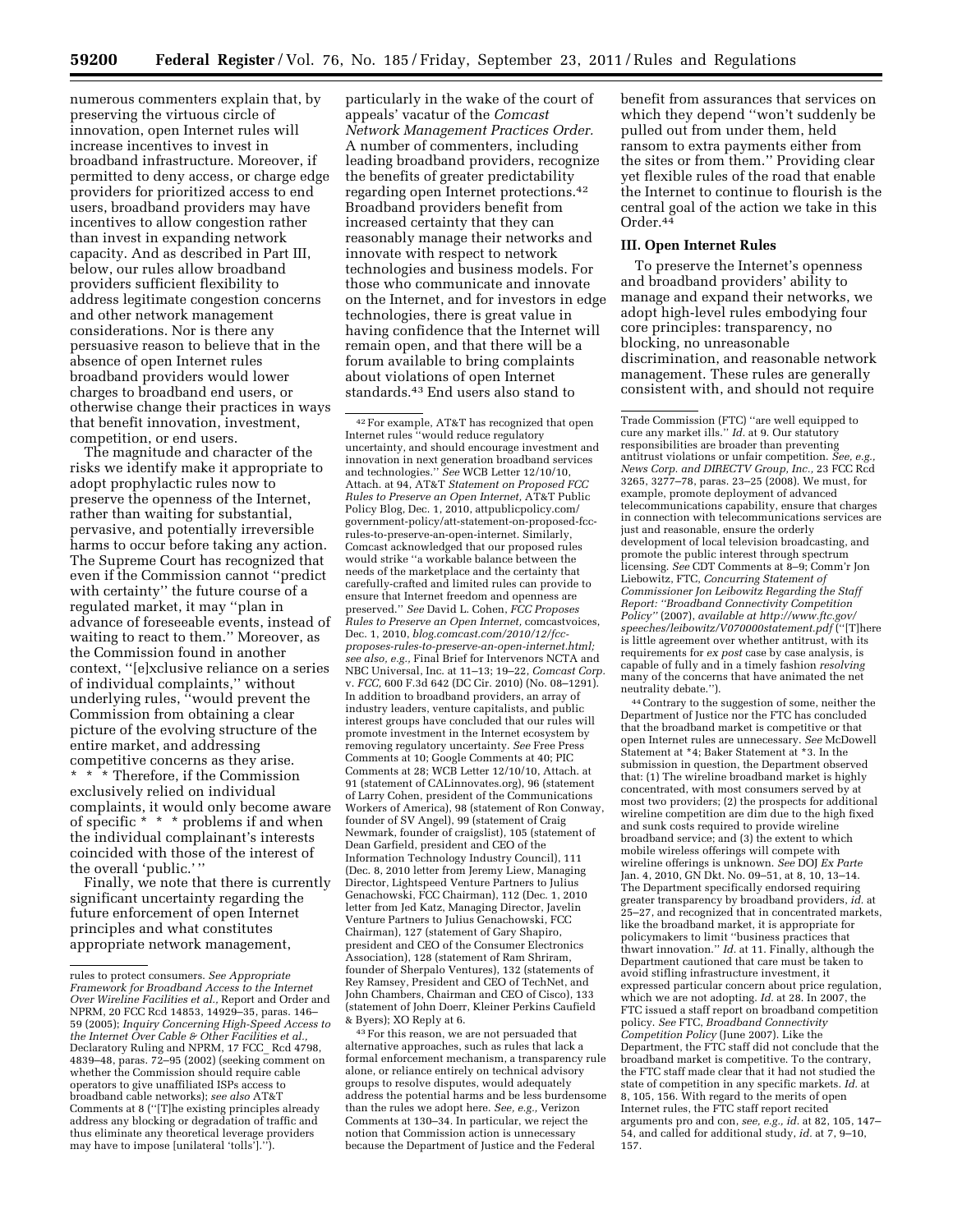numerous commenters explain that, by preserving the virtuous circle of innovation, open Internet rules will increase incentives to invest in broadband infrastructure. Moreover, if permitted to deny access, or charge edge providers for prioritized access to end users, broadband providers may have incentives to allow congestion rather than invest in expanding network capacity. And as described in Part III, below, our rules allow broadband providers sufficient flexibility to address legitimate congestion concerns and other network management considerations. Nor is there any persuasive reason to believe that in the absence of open Internet rules broadband providers would lower charges to broadband end users, or otherwise change their practices in ways that benefit innovation, investment, competition, or end users.

The magnitude and character of the risks we identify make it appropriate to adopt prophylactic rules now to preserve the openness of the Internet, rather than waiting for substantial, pervasive, and potentially irreversible harms to occur before taking any action. The Supreme Court has recognized that even if the Commission cannot ''predict with certainty'' the future course of a regulated market, it may ''plan in advance of foreseeable events, instead of waiting to react to them.'' Moreover, as the Commission found in another context, ''[e]xclusive reliance on a series of individual complaints,'' without underlying rules, ''would prevent the Commission from obtaining a clear picture of the evolving structure of the entire market, and addressing competitive concerns as they arise. * * * Therefore, if the Commission exclusively relied on individual complaints, it would only become aware of specific * * * problems if and when the individual complainant's interests coincided with those of the interest of the overall 'public.' ''

Finally, we note that there is currently significant uncertainty regarding the future enforcement of open Internet principles and what constitutes appropriate network management, particularly in the wake of the court of appeals' vacatur of the *Comcast Network Management Practices Order.* A number of commenters, including leading broadband providers, recognize the benefits of greater predictability regarding open Internet protections.[42] Broadband providers benefit from increased certainty that they can reasonably manage their networks and innovate with respect to network technologies and business models. For those who communicate and innovate on the Internet, and for investors in edge technologies, there is great value in having confidence that the Internet will remain open, and that there will be a forum available to bring complaints about violations of open Internet standards.[43] End users also stand to benefit from assurances that services on which they depend ''won't suddenly be pulled out from under them, held ransom to extra payments either from the sites or from them.'' Providing clear yet flexible rules of the road that enable the Internet to continue to flourish is the central goal of the action we take in this Order.[44]

## III. Open Internet Rules

To preserve the Internet's openness and broadband providers' ability to manage and expand their networks, we adopt high-level rules embodying four core principles: transparency, no blocking, no unreasonable discrimination, and reasonable network management. These rules are generally consistent with, and should not require

---

rules to protect consumers. *See Appropriate Framework for Broadband Access to the Internet Over Wireline Facilities et al.,* Report and Order and NPRM, 20 FCC Rcd 14853, 14929–35, paras. 146–59 (2005); *Inquiry Concerning High-Speed Access to the Internet Over Cable & Other Facilities et al.,* Declaratory Ruling and NPRM, 17 FCC_ Rcd 4798, 4839–48, paras. 72–95 (2002) (seeking comment on whether the Commission should require cable operators to give unaffiliated ISPs access to broadband cable networks); *see also* AT&T Comments at 8 (''[T]he existing principles already address any blocking or degradation of traffic and thus eliminate any theoretical leverage providers may have to impose [unilateral 'tolls'].'').

[42] For example, AT&T has recognized that open Internet rules ''would reduce regulatory uncertainty, and should encourage investment and innovation in next generation broadband services and technologies.'' *See* WCB Letter 12/10/10, Attach. at 94, AT&T *Statement on Proposed FCC Rules to Preserve an Open Internet,* AT&T Public Policy Blog, Dec. 1, 2010, attpublicpolicy.com/government-policy/att-statement-on-proposed-fcc-rules-to-preserve-an-open-internet. Similarly, Comcast acknowledged that our proposed rules would strike ''a workable balance between the needs of the marketplace and the certainty that carefully-crafted and limited rules can provide to ensure that Internet freedom and openness are preserved.'' *See* David L. Cohen, *FCC Proposes Rules to Preserve an Open Internet,* comcastvoices, Dec. 1, 2010, *blog.comcast.com/2010/12/fcc-proposes-rules-to-preserve-an-open-internet.html; see also, e.g.,* Final Brief for Intervenors NCTA and NBC Universal, Inc. at 11–13; 19–22, *Comcast Corp.* v. *FCC,* 600 F.3d 642 (DC Cir. 2010) (No. 08–1291). In addition to broadband providers, an array of industry leaders, venture capitalists, and public interest groups have concluded that our rules will promote investment in the Internet ecosystem by removing regulatory uncertainty. *See* Free Press Comments at 10; Google Comments at 40; PIC Comments at 28; WCB Letter 12/10/10, Attach. at 91 (statement of CALinnovates.org), 96 (statement of Larry Cohen, president of the Communications Workers of America), 98 (statement of Ron Conway, founder of SV Angel), 99 (statement of Craig Newmark, founder of craigslist), 105 (statement of Dean Garfield, president and CEO of the Information Technology Industry Council), 111 (Dec. 8, 2010 letter from Jeremy Liew, Managing Director, Lightspeed Venture Partners to Julius Genachowski, FCC Chairman), 112 (Dec. 1, 2010 letter from Jed Katz, Managing Director, Javelin Venture Partners to Julius Genachowski, FCC Chairman), 127 (statement of Gary Shapiro, president and CEO of the Consumer Electronics Association), 128 (statement of Ram Shriram, founder of Sherpalo Ventures), 132 (statements of Rey Ramsey, President and CEO of TechNet, and John Chambers, Chairman and CEO of Cisco), 133 (statement of John Doerr, Kleiner Perkins Caufield & Byers); XO Reply at 6.

[43] For this reason, we are not persuaded that alternative approaches, such as rules that lack a formal enforcement mechanism, a transparency rule alone, or reliance entirely on technical advisory groups to resolve disputes, would adequately address the potential harms and be less burdensome than the rules we adopt here. *See, e.g.,* Verizon Comments at 130–34. In particular, we reject the notion that Commission action is unnecessary because the Department of Justice and the Federal Trade Commission (FTC) ''are well equipped to cure any market ills.'' *Id.* at 9. Our statutory responsibilities are broader than preventing antitrust violations or unfair competition. *See, e.g., News Corp. and DIRECTV Group, Inc.,* 23 FCC Rcd 3265, 3277–78, paras. 23–25 (2008). We must, for example, promote deployment of advanced telecommunications capability, ensure that charges in connection with telecommunications services are just and reasonable, ensure the orderly development of local television broadcasting, and promote the public interest through spectrum licensing. *See* CDT Comments at 8–9; Comm'r Jon Liebowitz, FTC, *Concurring Statement of Commissioner Jon Leibowitz Regarding the Staff Report: ''Broadband Connectivity Competition Policy''* (2007), *available at http://www.ftc.gov/speeches/leibowitz/V070000statement.pdf* (''[T]here is little agreement over whether antitrust, with its requirements for *ex post* case by case analysis, is capable of fully and in a timely fashion *resolving* many of the concerns that have animated the net neutrality debate.'').

[44] Contrary to the suggestion of some, neither the Department of Justice nor the FTC has concluded that the broadband market is competitive or that open Internet rules are unnecessary. *See* McDowell Statement at *4; Baker Statement at *3. In the submission in question, the Department observed that: (1) The wireline broadband market is highly concentrated, with most consumers served by at most two providers; (2) the prospects for additional wireline competition are dim due to the high fixed and sunk costs required to provide wireline broadband service; and (3) the extent to which mobile wireless offerings will compete with wireline offerings is unknown. *See* DOJ *Ex Parte* Jan. 4, 2010, GN Dkt. No. 09–51, at 8, 10, 13–14. The Department specifically endorsed requiring greater transparency by broadband providers, *id.* at 25–27, and recognized that in concentrated markets, like the broadband market, it is appropriate for policymakers to limit ''business practices that thwart innovation.'' *Id.* at 11. Finally, although the Department cautioned that care must be taken to avoid stifling infrastructure investment, it expressed particular concern about price regulation, which we are not adopting. *Id.* at 28. In 2007, the FTC issued a staff report on broadband competition policy. *See* FTC, *Broadband Connectivity Competition Policy* (June 2007). Like the Department, the FTC staff did not conclude that the broadband market is competitive. To the contrary, the FTC staff made clear that it had not studied the state of competition in any specific markets. *Id.* at 8, 105, 156. With regard to the merits of open Internet rules, the FTC staff report recited arguments pro and con, *see, e.g., id.* at 82, 105, 147–54, and called for additional study, *id.* at 7, 9–10, 157.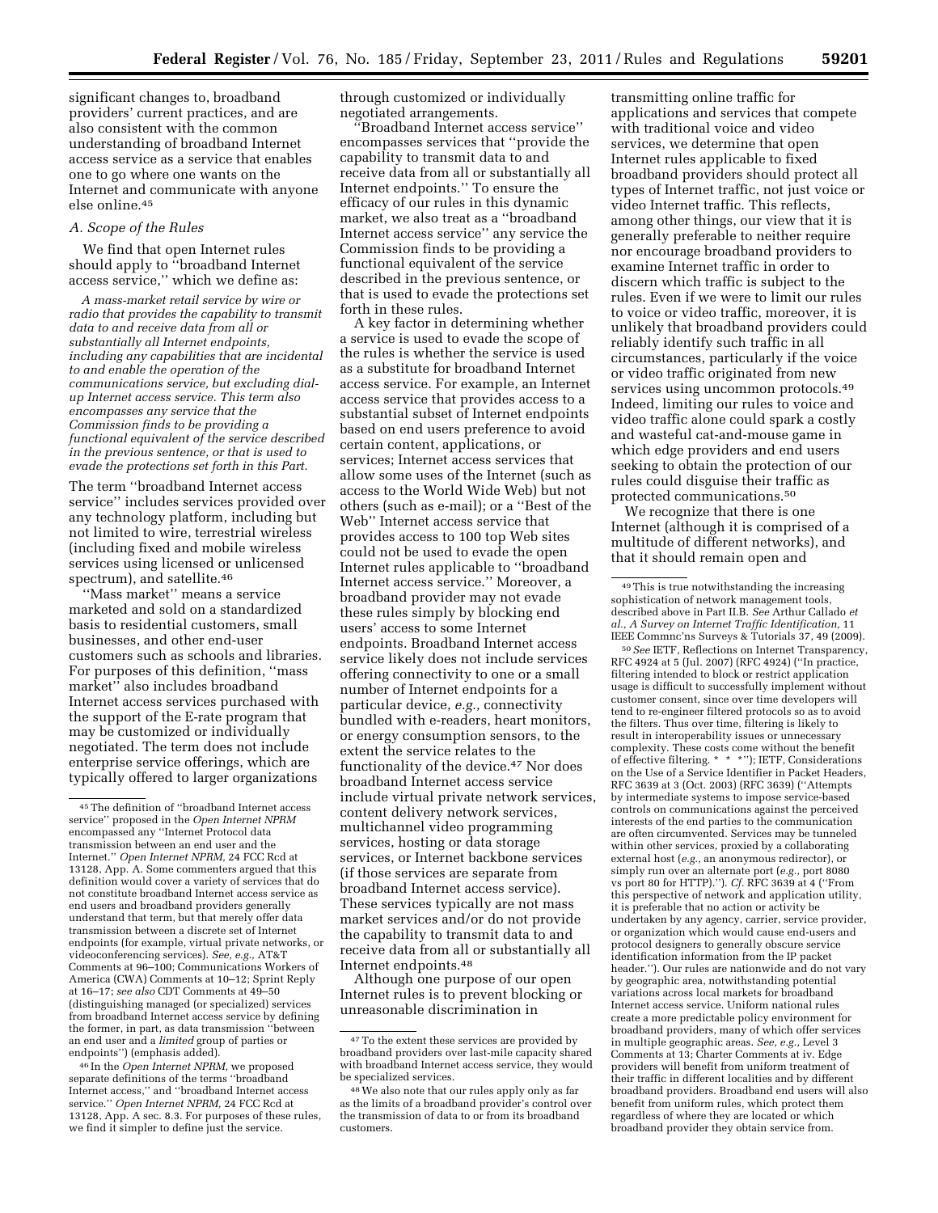significant changes to, broadband providers' current practices, and are also consistent with the common understanding of broadband Internet access service as a service that enables one to go where one wants on the Internet and communicate with anyone else online.[45]

### A. Scope of the Rules

We find that open Internet rules should apply to ''broadband Internet access service,'' which we define as:

*A mass-market retail service by wire or radio that provides the capability to transmit data to and receive data from all or substantially all Internet endpoints, including any capabilities that are incidental to and enable the operation of the communications service, but excluding dial-up Internet access service. This term also encompasses any service that the Commission finds to be providing a functional equivalent of the service described in the previous sentence, or that is used to evade the protections set forth in this Part.*

The term ''broadband Internet access service'' includes services provided over any technology platform, including but not limited to wire, terrestrial wireless (including fixed and mobile wireless services using licensed or unlicensed spectrum), and satellite.[46]

''Mass market'' means a service marketed and sold on a standardized basis to residential customers, small businesses, and other end-user customers such as schools and libraries. For purposes of this definition, ''mass market'' also includes broadband Internet access services purchased with the support of the E-rate program that may be customized or individually negotiated. The term does not include enterprise service offerings, which are typically offered to larger organizations through customized or individually negotiated arrangements.

''Broadband Internet access service'' encompasses services that ''provide the capability to transmit data to and receive data from all or substantially all Internet endpoints.'' To ensure the efficacy of our rules in this dynamic market, we also treat as a ''broadband Internet access service'' any service the Commission finds to be providing a functional equivalent of the service described in the previous sentence, or that is used to evade the protections set forth in these rules.

A key factor in determining whether a service is used to evade the scope of the rules is whether the service is used as a substitute for broadband Internet access service. For example, an Internet access service that provides access to a substantial subset of Internet endpoints based on end users preference to avoid certain content, applications, or services; Internet access services that allow some uses of the Internet (such as access to the World Wide Web) but not others (such as e-mail); or a ''Best of the Web'' Internet access service that provides access to 100 top Web sites could not be used to evade the open Internet rules applicable to ''broadband Internet access service.'' Moreover, a broadband provider may not evade these rules simply by blocking end users' access to some Internet endpoints. Broadband Internet access service likely does not include services offering connectivity to one or a small number of Internet endpoints for a particular device, *e.g.,* connectivity bundled with e-readers, heart monitors, or energy consumption sensors, to the extent the service relates to the functionality of the device.[47] Nor does broadband Internet access service include virtual private network services, content delivery network services, multichannel video programming services, hosting or data storage services, or Internet backbone services (if those services are separate from broadband Internet access service). These services typically are not mass market services and/or do not provide the capability to transmit data to and receive data from all or substantially all Internet endpoints.[48]

Although one purpose of our open Internet rules is to prevent blocking or unreasonable discrimination in transmitting online traffic for applications and services that compete with traditional voice and video services, we determine that open Internet rules applicable to fixed broadband providers should protect all types of Internet traffic, not just voice or video Internet traffic. This reflects, among other things, our view that it is generally preferable to neither require nor encourage broadband providers to examine Internet traffic in order to discern which traffic is subject to the rules. Even if we were to limit our rules to voice or video traffic, moreover, it is unlikely that broadband providers could reliably identify such traffic in all circumstances, particularly if the voice or video traffic originated from new services using uncommon protocols.[49] Indeed, limiting our rules to voice and video traffic alone could spark a costly and wasteful cat-and-mouse game in which edge providers and end users seeking to obtain the protection of our rules could disguise their traffic as protected communications.[50]

We recognize that there is one Internet (although it is comprised of a multitude of different networks), and that it should remain open and

---

[45] The definition of ''broadband Internet access service'' proposed in the *Open Internet NPRM* encompassed any ''Internet Protocol data transmission between an end user and the Internet.'' *Open Internet NPRM,* 24 FCC Rcd at 13128, App. A. Some commenters argued that this definition would cover a variety of services that do not constitute broadband Internet access service as end users and broadband providers generally understand that term, but that merely offer data transmission between a discrete set of Internet endpoints (for example, virtual private networks, or videoconferencing services). *See, e.g.,* AT&T Comments at 96–100; Communications Workers of America (CWA) Comments at 10–12; Sprint Reply at 16–17; *see also* CDT Comments at 49–50 (distinguishing managed (or specialized) services from broadband Internet access service by defining the former, in part, as data transmission ''between an end user and a *limited* group of parties or endpoints'') (emphasis added).

[46] In the *Open Internet NPRM,* we proposed separate definitions of the terms ''broadband Internet access,'' and ''broadband Internet access service.'' *Open Internet NPRM,* 24 FCC Rcd at 13128, App. A sec. 8.3. For purposes of these rules, we find it simpler to define just the service.

[47] To the extent these services are provided by broadband providers over last-mile capacity shared with broadband Internet access service, they would be specialized services.

[48] We also note that our rules apply only as far as the limits of a broadband provider's control over the transmission of data to or from its broadband customers.

[49] This is true notwithstanding the increasing sophistication of network management tools, described above in Part II.B. *See* Arthur Callado *et al., A Survey on Internet Traffic Identification,* 11 IEEE Commnc'ns Surveys & Tutorials 37, 49 (2009).

[50] *See* IETF, Reflections on Internet Transparency, RFC 4924 at 5 (Jul. 2007) (RFC 4924) (''In practice, filtering intended to block or restrict application usage is difficult to successfully implement without customer consent, since over time developers will tend to re-engineer filtered protocols so as to avoid the filters. Thus over time, filtering is likely to result in interoperability issues or unnecessary complexity. These costs come without the benefit of effective filtering. * * *''); IETF, Considerations on the Use of a Service Identifier in Packet Headers, RFC 3639 at 3 (Oct. 2003) (RFC 3639) (''Attempts by intermediate systems to impose service-based controls on communications against the perceived interests of the end parties to the communication are often circumvented. Services may be tunneled within other services, proxied by a collaborating external host (*e.g.,* an anonymous redirector), or simply run over an alternate port (*e.g.,* port 8080 vs port 80 for HTTP).''). *Cf.* RFC 3639 at 4 (''From this perspective of network and application utility, it is preferable that no action or activity be undertaken by any agency, carrier, service provider, or organization which would cause end-users and protocol designers to generally obscure service identification information from the IP packet header.''). Our rules are nationwide and do not vary by geographic area, notwithstanding potential variations across local markets for broadband Internet access service. Uniform national rules create a more predictable policy environment for broadband providers, many of which offer services in multiple geographic areas. *See, e.g.,* Level 3 Comments at 13; Charter Comments at iv. Edge providers will benefit from uniform treatment of their traffic in different localities and by different broadband providers. Broadband end users will also benefit from uniform rules, which protect them regardless of where they are located or which broadband provider they obtain service from.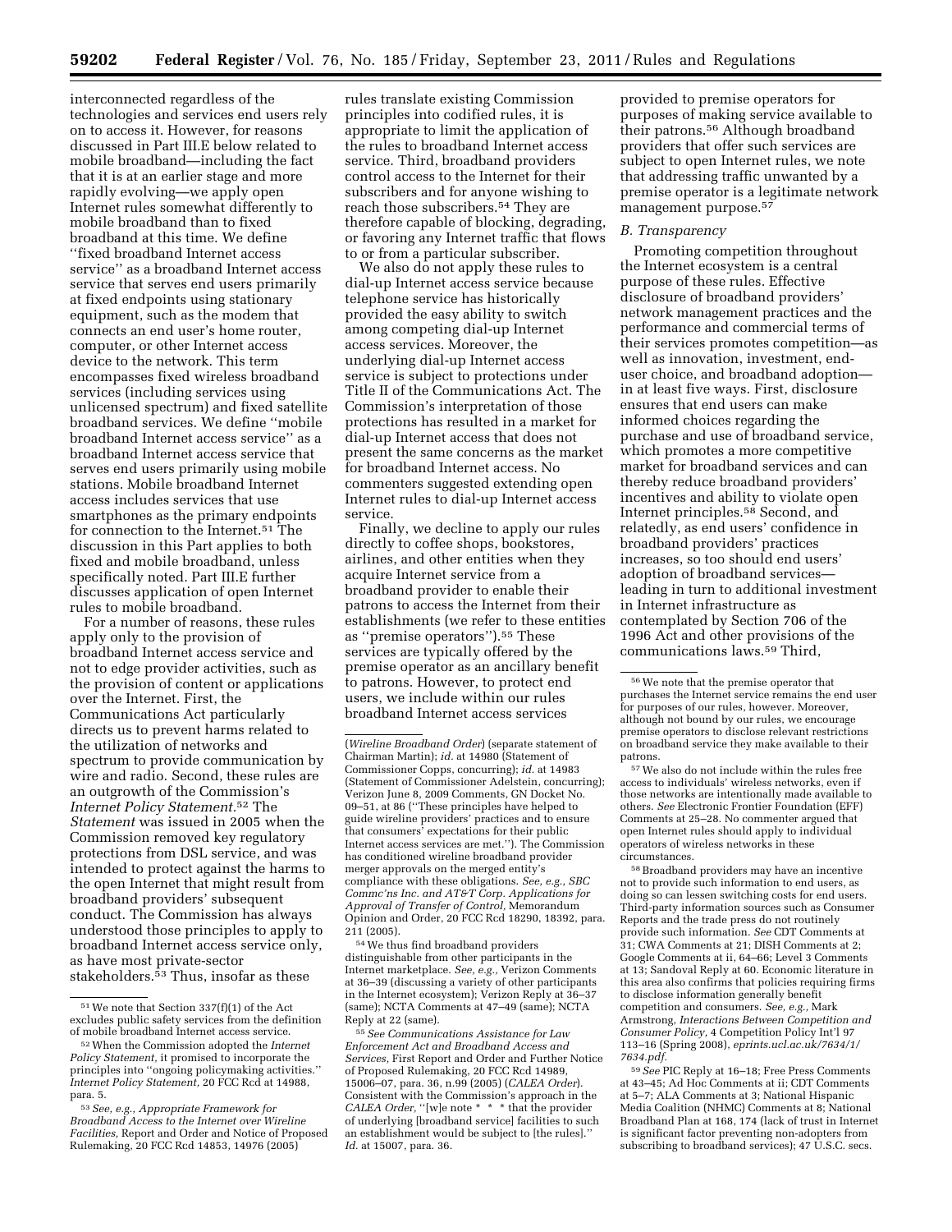interconnected regardless of the technologies and services end users rely on to access it. However, for reasons discussed in Part III.E below related to mobile broadband—including the fact that it is at an earlier stage and more rapidly evolving—we apply open Internet rules somewhat differently to mobile broadband than to fixed broadband at this time. We define ''fixed broadband Internet access service'' as a broadband Internet access service that serves end users primarily at fixed endpoints using stationary equipment, such as the modem that connects an end user's home router, computer, or other Internet access device to the network. This term encompasses fixed wireless broadband services (including services using unlicensed spectrum) and fixed satellite broadband services. We define ''mobile broadband Internet access service'' as a broadband Internet access service that serves end users primarily using mobile stations. Mobile broadband Internet access includes services that use smartphones as the primary endpoints for connection to the Internet.[51] The discussion in this Part applies to both fixed and mobile broadband, unless specifically noted. Part III.E further discusses application of open Internet rules to mobile broadband.

For a number of reasons, these rules apply only to the provision of broadband Internet access service and not to edge provider activities, such as the provision of content or applications over the Internet. First, the Communications Act particularly directs us to prevent harms related to the utilization of networks and spectrum to provide communication by wire and radio. Second, these rules are an outgrowth of the Commission's *Internet Policy Statement*.[52] The *Statement* was issued in 2005 when the Commission removed key regulatory protections from DSL service, and was intended to protect against the harms to the open Internet that might result from broadband providers' subsequent conduct. The Commission has always understood those principles to apply to broadband Internet access service only, as have most private-sector stakeholders.[53] Thus, insofar as these rules translate existing Commission principles into codified rules, it is appropriate to limit the application of the rules to broadband Internet access service. Third, broadband providers control access to the Internet for their subscribers and for anyone wishing to reach those subscribers.[54] They are therefore capable of blocking, degrading, or favoring any Internet traffic that flows to or from a particular subscriber.

We also do not apply these rules to dial-up Internet access service because telephone service has historically provided the easy ability to switch among competing dial-up Internet access services. Moreover, the underlying dial-up Internet access service is subject to protections under Title II of the Communications Act. The Commission's interpretation of those protections has resulted in a market for dial-up Internet access that does not present the same concerns as the market for broadband Internet access. No commenters suggested extending open Internet rules to dial-up Internet access service.

Finally, we decline to apply our rules directly to coffee shops, bookstores, airlines, and other entities when they acquire Internet service from a broadband provider to enable their patrons to access the Internet from their establishments (we refer to these entities as ''premise operators'').[55] These services are typically offered by the premise operator as an ancillary benefit to patrons. However, to protect end users, we include within our rules broadband Internet access services provided to premise operators for purposes of making service available to their patrons.[56] Although broadband providers that offer such services are subject to open Internet rules, we note that addressing traffic unwanted by a premise operator is a legitimate network management purpose.[57]

### *B. Transparency*

Promoting competition throughout the Internet ecosystem is a central purpose of these rules. Effective disclosure of broadband providers' network management practices and the performance and commercial terms of their services promotes competition—as well as innovation, investment, end-user choice, and broadband adoption—in at least five ways. First, disclosure ensures that end users can make informed choices regarding the purchase and use of broadband service, which promotes a more competitive market for broadband services and can thereby reduce broadband providers' incentives and ability to violate open Internet principles.[58] Second, and relatedly, as end users' confidence in broadband providers' practices increases, so too should end users' adoption of broadband services—leading in turn to additional investment in Internet infrastructure as contemplated by Section 706 of the 1996 Act and other provisions of the communications laws.[59] Third,

---

[51] We note that Section 337(f)(1) of the Act excludes public safety services from the definition of mobile broadband Internet access service.

[52] When the Commission adopted the *Internet Policy Statement*, it promised to incorporate the principles into ''ongoing policymaking activities.'' *Internet Policy Statement*, 20 FCC Rcd at 14988, para. 5.

[53] *See, e.g., Appropriate Framework for Broadband Access to the Internet over Wireline Facilities*, Report and Order and Notice of Proposed Rulemaking, 20 FCC Rcd 14853, 14976 (2005) (*Wireline Broadband Order*) (separate statement of Chairman Martin); *id.* at 14980 (Statement of Commissioner Copps, concurring); *id.* at 14983 (Statement of Commissioner Adelstein, concurring); Verizon June 8, 2009 Comments, GN Docket No. 09–51, at 86 (''These principles have helped to guide wireline providers' practices and to ensure that consumers' expectations for their public Internet access services are met.''). The Commission has conditioned wireline broadband provider merger approvals on the merged entity's compliance with these obligations. *See, e.g., SBC Commc'ns Inc. and AT&T Corp. Applications for Approval of Transfer of Control*, Memorandum Opinion and Order, 20 FCC Rcd 18290, 18392, para. 211 (2005).

[54] We thus find broadband providers distinguishable from other participants in the Internet marketplace. *See, e.g.,* Verizon Comments at 36–39 (discussing a variety of other participants in the Internet ecosystem); Verizon Reply at 36–37 (same); NCTA Comments at 47–49 (same); NCTA Reply at 22 (same).

[55] *See Communications Assistance for Law Enforcement Act and Broadband Access and Services*, First Report and Order and Further Notice of Proposed Rulemaking, 20 FCC Rcd 14989, 15006–07, para. 36, n.99 (2005) (*CALEA Order*). Consistent with the Commission's approach in the *CALEA Order*, ''[w]e note * * * that the provider of underlying [broadband service] facilities to such an establishment would be subject to [the rules].'' *Id.* at 15007, para. 36.

[56] We note that the premise operator that purchases the Internet service remains the end user for purposes of our rules, however. Moreover, although not bound by our rules, we encourage premise operators to disclose relevant restrictions on broadband service they make available to their patrons.

[57] We also do not include within the rules free access to individuals' wireless networks, even if those networks are intentionally made available to others. *See* Electronic Frontier Foundation (EFF) Comments at 25–28. No commenter argued that open Internet rules should apply to individual operators of wireless networks in these circumstances.

[58] Broadband providers may have an incentive not to provide such information to end users, as doing so can lessen switching costs for end users. Third-party information sources such as Consumer Reports and the trade press do not routinely provide such information. *See* CDT Comments at 31; CWA Comments at 21; DISH Comments at 2; Google Comments at ii, 64–66; Level 3 Comments at 13; Sandoval Reply at 60. Economic literature in this area also confirms that policies requiring firms to disclose information generally benefit competition and consumers. *See, e.g.,* Mark Armstrong, *Interactions Between Competition and Consumer Policy*, 4 Competition Policy Int'l 97 113–16 (Spring 2008), *eprints.ucl.ac.uk/7634/1/7634.pdf*.

[59] *See* PIC Reply at 16–18; Free Press Comments at 43–45; Ad Hoc Comments at ii; CDT Comments at 5–7; ALA Comments at 3; National Hispanic Media Coalition (NHMC) Comments at 8; National Broadband Plan at 168, 174 (lack of trust in Internet is significant factor preventing non-adopters from subscribing to broadband services); 47 U.S.C. secs.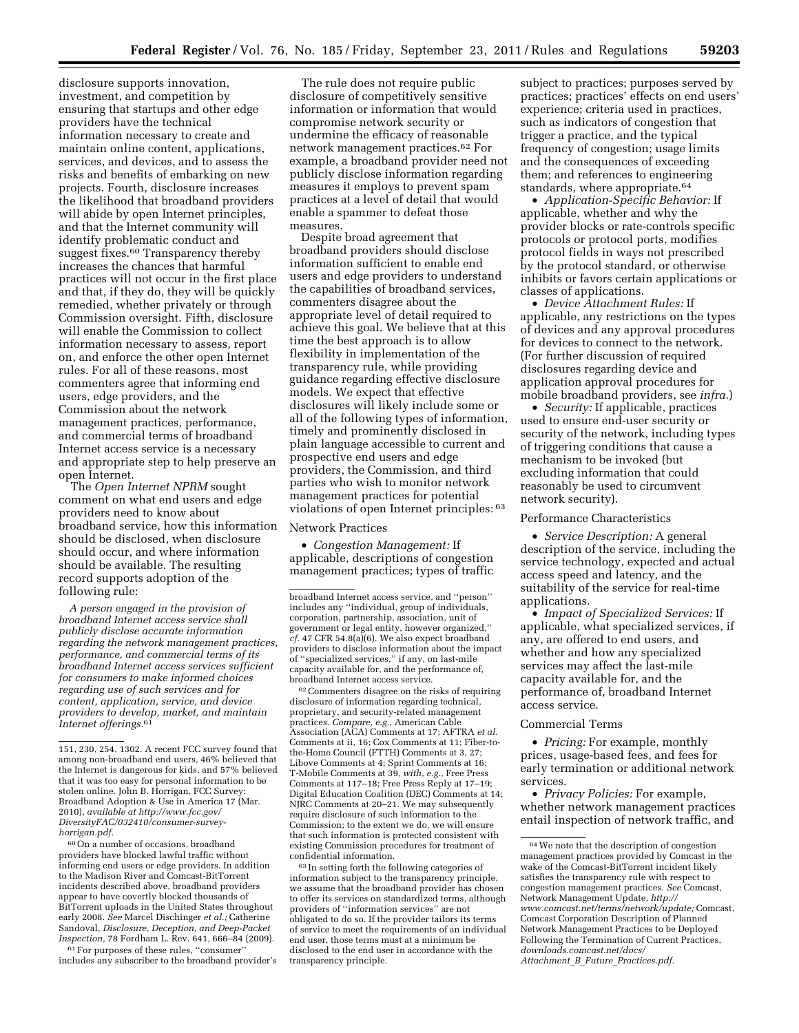disclosure supports innovation, investment, and competition by ensuring that startups and other edge providers have the technical information necessary to create and maintain online content, applications, services, and devices, and to assess the risks and benefits of embarking on new projects. Fourth, disclosure increases the likelihood that broadband providers will abide by open Internet principles, and that the Internet community will identify problematic conduct and suggest fixes.[60] Transparency thereby increases the chances that harmful practices will not occur in the first place and that, if they do, they will be quickly remedied, whether privately or through Commission oversight. Fifth, disclosure will enable the Commission to collect information necessary to assess, report on, and enforce the other open Internet rules. For all of these reasons, most commenters agree that informing end users, edge providers, and the Commission about the network management practices, performance, and commercial terms of broadband Internet access service is a necessary and appropriate step to help preserve an open Internet.

The *Open Internet NPRM* sought comment on what end users and edge providers need to know about broadband service, how this information should be disclosed, when disclosure should occur, and where information should be available. The resulting record supports adoption of the following rule:

*A person engaged in the provision of broadband Internet access service shall publicly disclose accurate information regarding the network management practices, performance, and commercial terms of its broadband Internet access services sufficient for consumers to make informed choices regarding use of such services and for content, application, service, and device providers to develop, market, and maintain Internet offerings.*[61]

The rule does not require public disclosure of competitively sensitive information or information that would compromise network security or undermine the efficacy of reasonable network management practices.[62] For example, a broadband provider need not publicly disclose information regarding measures it employs to prevent spam practices at a level of detail that would enable a spammer to defeat those measures.

Despite broad agreement that broadband providers should disclose information sufficient to enable end users and edge providers to understand the capabilities of broadband services, commenters disagree about the appropriate level of detail required to achieve this goal. We believe that at this time the best approach is to allow flexibility in implementation of the transparency rule, while providing guidance regarding effective disclosure models. We expect that effective disclosures will likely include some or all of the following types of information, timely and prominently disclosed in plain language accessible to current and prospective end users and edge providers, the Commission, and third parties who wish to monitor network management practices for potential violations of open Internet principles:[63]

Network Practices

- *Congestion Management:* If applicable, descriptions of congestion management practices; types of traffic subject to practices; purposes served by practices; practices' effects on end users' experience; criteria used in practices, such as indicators of congestion that trigger a practice, and the typical frequency of congestion; usage limits and the consequences of exceeding them; and references to engineering standards, where appropriate.[64]
- *Application-Specific Behavior:* If applicable, whether and why the provider blocks or rate-controls specific protocols or protocol ports, modifies protocol fields in ways not prescribed by the protocol standard, or otherwise inhibits or favors certain applications or classes of applications.
- *Device Attachment Rules:* If applicable, any restrictions on the types of devices and any approval procedures for devices to connect to the network. (For further discussion of required disclosures regarding device and application approval procedures for mobile broadband providers, see *infra*.)
- *Security:* If applicable, practices used to ensure end-user security or security of the network, including types of triggering conditions that cause a mechanism to be invoked (but excluding information that could reasonably be used to circumvent network security).

Performance Characteristics

- *Service Description:* A general description of the service, including the service technology, expected and actual access speed and latency, and the suitability of the service for real-time applications.
- *Impact of Specialized Services:* If applicable, what specialized services, if any, are offered to end users, and whether and how any specialized services may affect the last-mile capacity available for, and the performance of, broadband Internet access service.

Commercial Terms

- *Pricing:* For example, monthly prices, usage-based fees, and fees for early termination or additional network services.
- *Privacy Policies:* For example, whether network management practices entail inspection of network traffic, and

---

151, 230, 254, 1302. A recent FCC survey found that among non-broadband end users, 46% believed that the Internet is dangerous for kids, and 57% believed that it was too easy for personal information to be stolen online. John B. Horrigan, FCC Survey: Broadband Adoption & Use in America 17 (Mar. 2010), *available at http://www.fcc.gov/DiversityFAC/032410/consumer-survey-horrigan.pdf.*

[60] On a number of occasions, broadband providers have blocked lawful traffic without informing end users or edge providers. In addition to the Madison River and Comcast-BitTorrent incidents described above, broadband providers appear to have covertly blocked thousands of BitTorrent uploads in the United States throughout early 2008. *See* Marcel Dischinger *et al.;* Catherine Sandoval, *Disclosure, Deception, and Deep-Packet Inspection,* 78 Fordham L. Rev. 641, 666–84 (2009).

[61] For purposes of these rules, "consumer" includes any subscriber to the broadband provider's broadband Internet access service, and "person" includes any "individual, group of individuals, corporation, partnership, association, unit of government or legal entity, however organized," *cf.* 47 CFR 54.8(a)(6). We also expect broadband providers to disclose information about the impact of "specialized services," if any, on last-mile capacity available for, and the performance of, broadband Internet access service.

[62] Commenters disagree on the risks of requiring disclosure of information regarding technical, proprietary, and security-related management practices. *Compare, e.g.,* American Cable Association (ACA) Comments at 17; AFTRA *et al.* Comments at ii, 16; Cox Comments at 11; Fiber-to-the-Home Council (FTTH) Comments at 3, 27; Libove Comments at 4; Sprint Comments at 16; T-Mobile Comments at 39, *with, e.g.,* Free Press Comments at 117–18; Free Press Reply at 17–19; Digital Education Coalition (DEC) Comments at 14; NJRC Comments at 20–21. We may subsequently require disclosure of such information to the Commission; to the extent we do, we will ensure that such information is protected consistent with existing Commission procedures for treatment of confidential information.

[63] In setting forth the following categories of information subject to the transparency principle, we assume that the broadband provider has chosen to offer its services on standardized terms, although providers of "information services" are not obligated to do so. If the provider tailors its terms of service to meet the requirements of an individual end user, those terms must at a minimum be disclosed to the end user in accordance with the transparency principle.

[64] We note that the description of congestion management practices provided by Comcast in the wake of the Comcast-BitTorrent incident likely satisfies the transparency rule with respect to congestion management practices. *See* Comcast, Network Management Update, *http://www.comcast.net/terms/network/update;* Comcast, Comcast Corporation Description of Planned Network Management Practices to be Deployed Following the Termination of Current Practices, *downloads.comcast.net/docs/Attachment_B_Future_Practices.pdf.*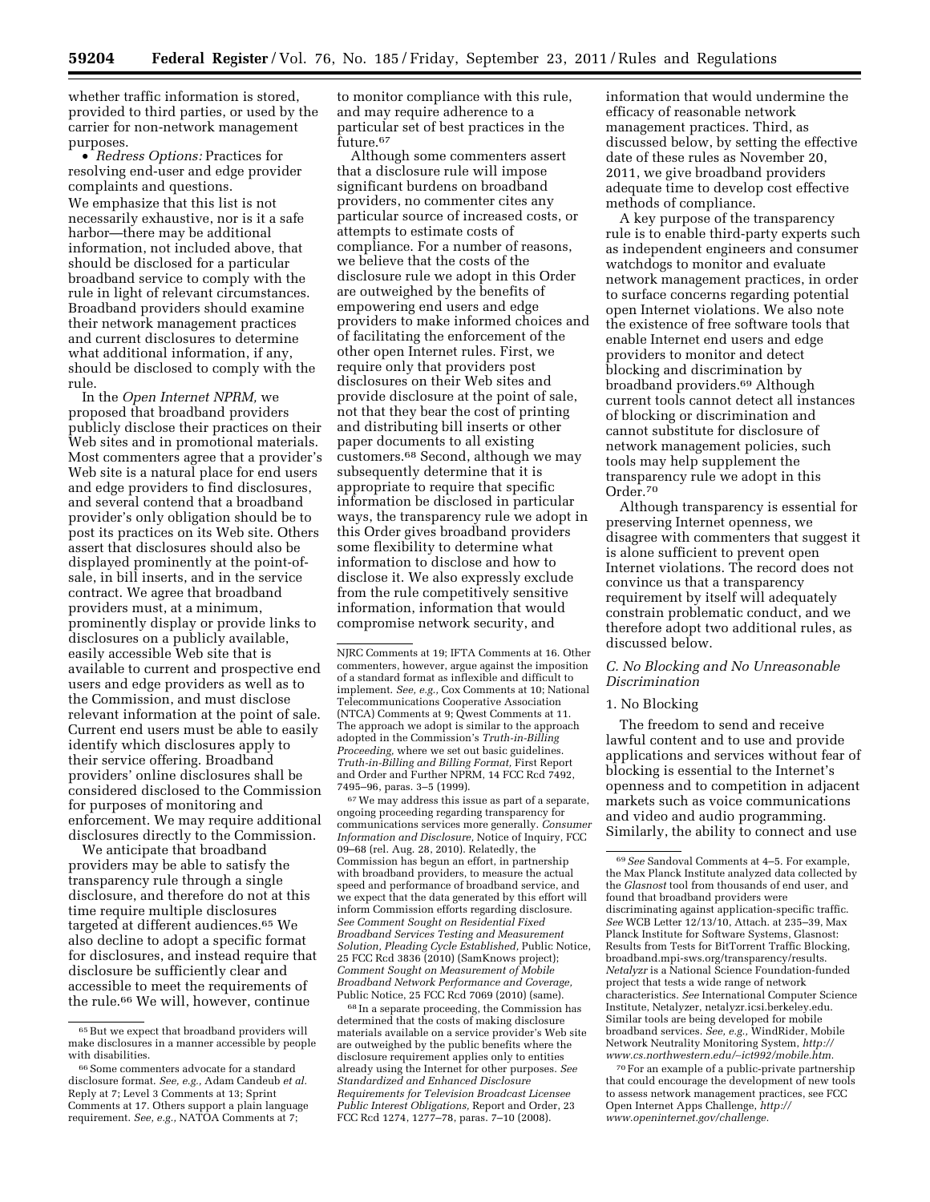whether traffic information is stored, provided to third parties, or used by the carrier for non-network management purposes.

• *Redress Options:* Practices for resolving end-user and edge provider complaints and questions.

We emphasize that this list is not necessarily exhaustive, nor is it a safe harbor—there may be additional information, not included above, that should be disclosed for a particular broadband service to comply with the rule in light of relevant circumstances. Broadband providers should examine their network management practices and current disclosures to determine what additional information, if any, should be disclosed to comply with the rule.

In the *Open Internet NPRM,* we proposed that broadband providers publicly disclose their practices on their Web sites and in promotional materials. Most commenters agree that a provider's Web site is a natural place for end users and edge providers to find disclosures, and several contend that a broadband provider's only obligation should be to post its practices on its Web site. Others assert that disclosures should also be displayed prominently at the point-of-sale, in bill inserts, and in the service contract. We agree that broadband providers must, at a minimum, prominently display or provide links to disclosures on a publicly available, easily accessible Web site that is available to current and prospective end users and edge providers as well as to the Commission, and must disclose relevant information at the point of sale. Current end users must be able to easily identify which disclosures apply to their service offering. Broadband providers' online disclosures shall be considered disclosed to the Commission for purposes of monitoring and enforcement. We may require additional disclosures directly to the Commission.

We anticipate that broadband providers may be able to satisfy the transparency rule through a single disclosure, and therefore do not at this time require multiple disclosures targeted at different audiences.[65] We also decline to adopt a specific format for disclosures, and instead require that disclosure be sufficiently clear and accessible to meet the requirements of the rule.[66] We will, however, continue to monitor compliance with this rule, and may require adherence to a particular set of best practices in the future.[67]

Although some commenters assert that a disclosure rule will impose significant burdens on broadband providers, no commenter cites any particular source of increased costs, or attempts to estimate costs of compliance. For a number of reasons, we believe that the costs of the disclosure rule we adopt in this Order are outweighed by the benefits of empowering end users and edge providers to make informed choices and of facilitating the enforcement of the other open Internet rules. First, we require only that providers post disclosures on their Web sites and provide disclosure at the point of sale, not that they bear the cost of printing and distributing bill inserts or other paper documents to all existing customers.[68] Second, although we may subsequently determine that it is appropriate to require that specific information be disclosed in particular ways, the transparency rule we adopt in this Order gives broadband providers some flexibility to determine what information to disclose and how to disclose it. We also expressly exclude from the rule competitively sensitive information, information that would compromise network security, and information that would undermine the efficacy of reasonable network management practices. Third, as discussed below, by setting the effective date of these rules as November 20, 2011, we give broadband providers adequate time to develop cost effective methods of compliance.

A key purpose of the transparency rule is to enable third-party experts such as independent engineers and consumer watchdogs to monitor and evaluate network management practices, in order to surface concerns regarding potential open Internet violations. We also note the existence of free software tools that enable Internet end users and edge providers to monitor and detect blocking and discrimination by broadband providers.[69] Although current tools cannot detect all instances of blocking or discrimination and cannot substitute for disclosure of network management policies, such tools may help supplement the transparency rule we adopt in this Order.[70]

Although transparency is essential for preserving Internet openness, we disagree with commenters that suggest it is alone sufficient to prevent open Internet violations. The record does not convince us that a transparency requirement by itself will adequately constrain problematic conduct, and we therefore adopt two additional rules, as discussed below.

### C. No Blocking and No Unreasonable Discrimination

#### 1. No Blocking

The freedom to send and receive lawful content and to use and provide applications and services without fear of blocking is essential to the Internet's openness and to competition in adjacent markets such as voice communications and video and audio programming. Similarly, the ability to connect and use

---

[65] But we expect that broadband providers will make disclosures in a manner accessible by people with disabilities.

[66] Some commenters advocate for a standard disclosure format. *See, e.g.,* Adam Candeub *et al.* Reply at 7; Level 3 Comments at 13; Sprint Comments at 17. Others support a plain language requirement. *See, e.g.,* NATOA Comments at 7; NJRC Comments at 19; IFTA Comments at 16. Other commenters, however, argue against the imposition of a standard format as inflexible and difficult to implement. *See, e.g.,* Cox Comments at 10; National Telecommunications Cooperative Association (NTCA) Comments at 9; Qwest Comments at 11. The approach we adopt is similar to the approach adopted in the Commission's *Truth-in-Billing Proceeding,* where we set out basic guidelines. *Truth-in-Billing and Billing Format,* First Report and Order and Further NPRM, 14 FCC Rcd 7492, 7495–96, paras. 3–5 (1999).

[67] We may address this issue as part of a separate, ongoing proceeding regarding transparency for communications services more generally. *Consumer Information and Disclosure,* Notice of Inquiry, FCC 09–68 (rel. Aug. 28, 2010). Relatedly, the Commission has begun an effort, in partnership with broadband providers, to measure the actual speed and performance of broadband service, and we expect that the data generated by this effort will inform Commission efforts regarding disclosure. *See Comment Sought on Residential Fixed Broadband Services Testing and Measurement Solution, Pleading Cycle Established,* Public Notice, 25 FCC Rcd 3836 (2010) (SamKnows project); *Comment Sought on Measurement of Mobile Broadband Network Performance and Coverage,* Public Notice, 25 FCC Rcd 7069 (2010) (same).

[68] In a separate proceeding, the Commission has determined that the costs of making disclosure materials available on a service provider's Web site are outweighed by the public benefits where the disclosure requirement applies only to entities already using the Internet for other purposes. *See Standardized and Enhanced Disclosure Requirements for Television Broadcast Licensee Public Interest Obligations,* Report and Order, 23 FCC Rcd 1274, 1277–78, paras. 7–10 (2008).

[69] *See* Sandoval Comments at 4–5. For example, the Max Planck Institute analyzed data collected by the *Glasnost* tool from thousands of end user, and found that broadband providers were discriminating against application-specific traffic. *See* WCB Letter 12/13/10, Attach. at 235–39, Max Planck Institute for Software Systems, Glasnost: Results from Tests for BitTorrent Traffic Blocking, broadband.mpi-sws.org/transparency/results. *Netalyzr* is a National Science Foundation-funded project that tests a wide range of network characteristics. *See* International Computer Science Institute, Netalyzer, netalyzr.icsi.berkeley.edu. Similar tools are being developed for mobile broadband services. *See, e.g.,* WindRider, Mobile Network Neutrality Monitoring System, *http://www.cs.northwestern.edu/~ict992/mobile.htm.*

[70] For an example of a public-private partnership that could encourage the development of new tools to assess network management practices, see FCC Open Internet Apps Challenge, *http://www.openinternet.gov/challenge.*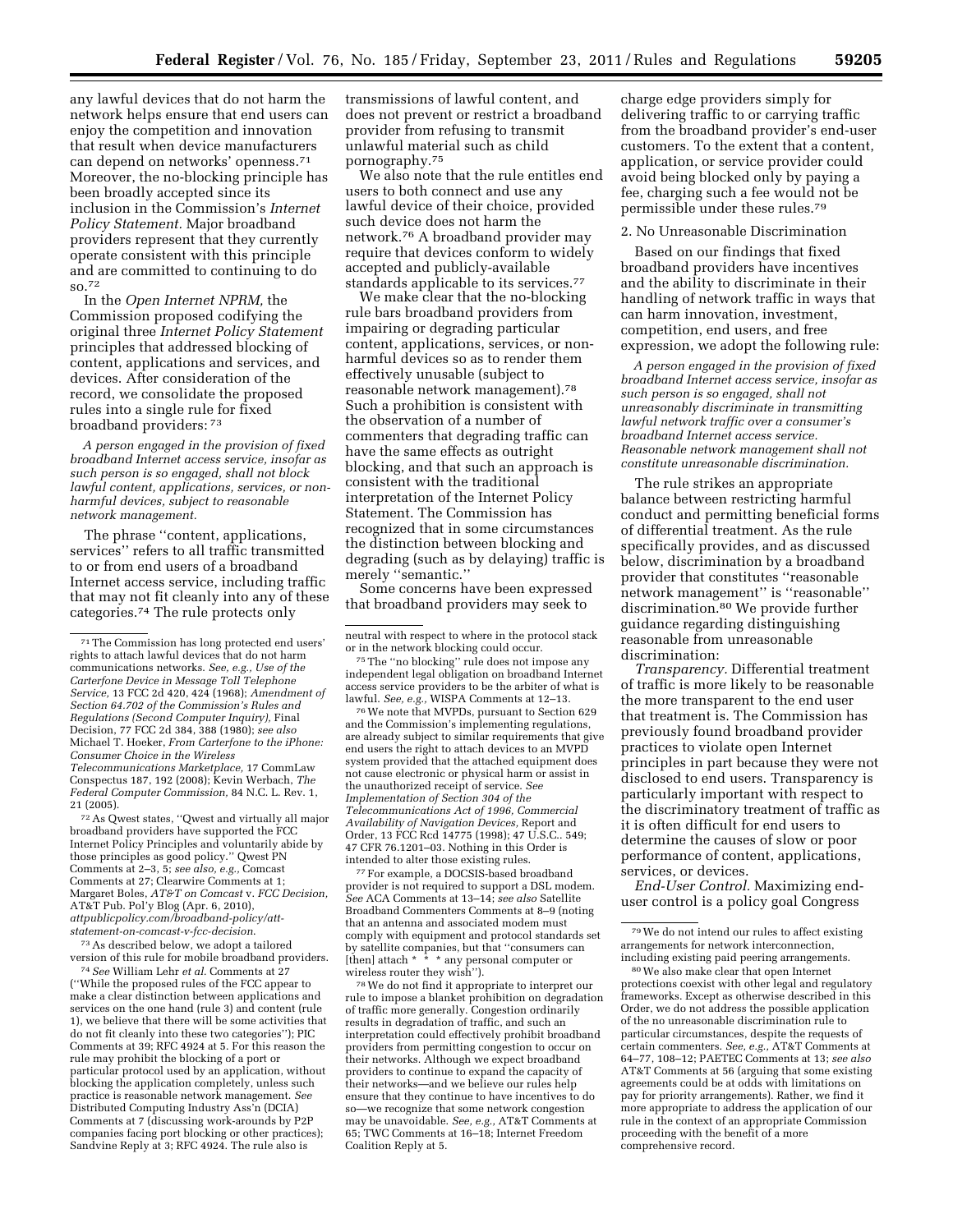any lawful devices that do not harm the network helps ensure that end users can enjoy the competition and innovation that result when device manufacturers can depend on networks' openness.[71] Moreover, the no-blocking principle has been broadly accepted since its inclusion in the Commission's *Internet Policy Statement.* Major broadband providers represent that they currently operate consistent with this principle and are committed to continuing to do so.[72]

In the *Open Internet NPRM,* the Commission proposed codifying the original three *Internet Policy Statement* principles that addressed blocking of content, applications and services, and devices. After consideration of the record, we consolidate the proposed rules into a single rule for fixed broadband providers: [73]

*A person engaged in the provision of fixed broadband Internet access service, insofar as such person is so engaged, shall not block lawful content, applications, services, or non-harmful devices, subject to reasonable network management.*

The phrase ''content, applications, services'' refers to all traffic transmitted to or from end users of a broadband Internet access service, including traffic that may not fit cleanly into any of these categories.[74] The rule protects only transmissions of lawful content, and does not prevent or restrict a broadband provider from refusing to transmit unlawful material such as child pornography.[75]

We also note that the rule entitles end users to both connect and use any lawful device of their choice, provided such device does not harm the network.[76] A broadband provider may require that devices conform to widely accepted and publicly-available standards applicable to its services.[77]

We make clear that the no-blocking rule bars broadband providers from impairing or degrading particular content, applications, services, or non-harmful devices so as to render them effectively unusable (subject to reasonable network management).[78] Such a prohibition is consistent with the observation of a number of commenters that degrading traffic can have the same effects as outright blocking, and that such an approach is consistent with the traditional interpretation of the Internet Policy Statement. The Commission has recognized that in some circumstances the distinction between blocking and degrading (such as by delaying) traffic is merely ''semantic.''

Some concerns have been expressed that broadband providers may seek to charge edge providers simply for delivering traffic to or carrying traffic from the broadband provider's end-user customers. To the extent that a content, application, or service provider could avoid being blocked only by paying a fee, charging such a fee would not be permissible under these rules.[79]

2. No Unreasonable Discrimination

Based on our findings that fixed broadband providers have incentives and the ability to discriminate in their handling of network traffic in ways that can harm innovation, investment, competition, end users, and free expression, we adopt the following rule:

*A person engaged in the provision of fixed broadband Internet access service, insofar as such person is so engaged, shall not unreasonably discriminate in transmitting lawful network traffic over a consumer's broadband Internet access service. Reasonable network management shall not constitute unreasonable discrimination.*

The rule strikes an appropriate balance between restricting harmful conduct and permitting beneficial forms of differential treatment. As the rule specifically provides, and as discussed below, discrimination by a broadband provider that constitutes ''reasonable network management'' is ''reasonable'' discrimination.[80] We provide further guidance regarding distinguishing reasonable from unreasonable discrimination:

*Transparency.* Differential treatment of traffic is more likely to be reasonable the more transparent to the end user that treatment is. The Commission has previously found broadband provider practices to violate open Internet principles in part because they were not disclosed to end users. Transparency is particularly important with respect to the discriminatory treatment of traffic as it is often difficult for end users to determine the causes of slow or poor performance of content, applications, services, or devices.

*End-User Control.* Maximizing end-user control is a policy goal Congress

---

[71] The Commission has long protected end users' rights to attach lawful devices that do not harm communications networks. *See, e.g., Use of the Carterfone Device in Message Toll Telephone Service,* 13 FCC 2d 420, 424 (1968); *Amendment of Section 64.702 of the Commission's Rules and Regulations (Second Computer Inquiry),* Final Decision, 77 FCC 2d 384, 388 (1980); *see also* Michael T. Hoeker, *From Carterfone to the iPhone: Consumer Choice in the Wireless Telecommunications Marketplace,* 17 CommLaw Conspectus 187, 192 (2008); Kevin Werbach, *The Federal Computer Commission,* 84 N.C. L. Rev. 1, 21 (2005).

[72] As Qwest states, ''Qwest and virtually all major broadband providers have supported the FCC Internet Policy Principles and voluntarily abide by those principles as good policy.'' Qwest PN Comments at 2–3, 5; *see also, e.g.,* Comcast Comments at 27; Clearwire Comments at 1; Margaret Boles, *AT&T on Comcast* v. *FCC Decision,* AT&T Pub. Pol'y Blog (Apr. 6, 2010), *attpublicpolicy.com/broadband-policy/att-statement-on-comcast-v-fcc-decision.*

[73] As described below, we adopt a tailored version of this rule for mobile broadband providers.

[74] *See* William Lehr *et al.* Comments at 27 (''While the proposed rules of the FCC appear to make a clear distinction between applications and services on the one hand (rule 3) and content (rule 1), we believe that there will be some activities that do not fit cleanly into these two categories''); PIC Comments at 39; RFC 4924 at 5. For this reason the rule may prohibit the blocking of a port or particular protocol used by an application, without blocking the application completely, unless such practice is reasonable network management. *See* Distributed Computing Industry Ass'n (DCIA) Comments at 7 (discussing work-arounds by P2P companies facing port blocking or other practices); Sandvine Reply at 3; RFC 4924. The rule also is neutral with respect to where in the protocol stack or in the network blocking could occur.

[75] The ''no blocking'' rule does not impose any independent legal obligation on broadband Internet access service providers to be the arbiter of what is lawful. *See, e.g.,* WISPA Comments at 12–13.

[76] We note that MVPDs, pursuant to Section 629 and the Commission's implementing regulations, are already subject to similar requirements that give end users the right to attach devices to an MVPD system provided that the attached equipment does not cause electronic or physical harm or assist in the unauthorized receipt of service. *See Implementation of Section 304 of the Telecommunications Act of 1996, Commercial Availability of Navigation Devices,* Report and Order, 13 FCC Rcd 14775 (1998); 47 U.S.C.. 549; 47 CFR 76.1201–03. Nothing in this Order is intended to alter those existing rules.

[77] For example, a DOCSIS-based broadband provider is not required to support a DSL modem. *See* ACA Comments at 13–14; *see also* Satellite Broadband Commenters Comments at 8–9 (noting that an antenna and associated modem must comply with equipment and protocol standards set by satellite companies, but that ''consumers can [then] attach * * * any personal computer or wireless router they wish'').

[78] We do not find it appropriate to interpret our rule to impose a blanket prohibition on degradation of traffic more generally. Congestion ordinarily results in degradation of traffic, and such an interpretation could effectively prohibit broadband providers from permitting congestion to occur on their networks. Although we expect broadband providers to continue to expand the capacity of their networks—and we believe our rules help ensure that they continue to have incentives to do so—we recognize that some network congestion may be unavoidable. *See, e.g.,* AT&T Comments at 65; TWC Comments at 16–18; Internet Freedom Coalition Reply at 5.

[79] We do not intend our rules to affect existing arrangements for network interconnection, including existing paid peering arrangements.

[80] We also make clear that open Internet protections coexist with other legal and regulatory frameworks. Except as otherwise described in this Order, we do not address the possible application of the no unreasonable discrimination rule to particular circumstances, despite the requests of certain commenters. *See, e.g.,* AT&T Comments at 64–77, 108–12; PAETEC Comments at 13; *see also* AT&T Comments at 56 (arguing that some existing agreements could be at odds with limitations on pay for priority arrangements). Rather, we find it more appropriate to address the application of our rule in the context of an appropriate Commission proceeding with the benefit of a more comprehensive record.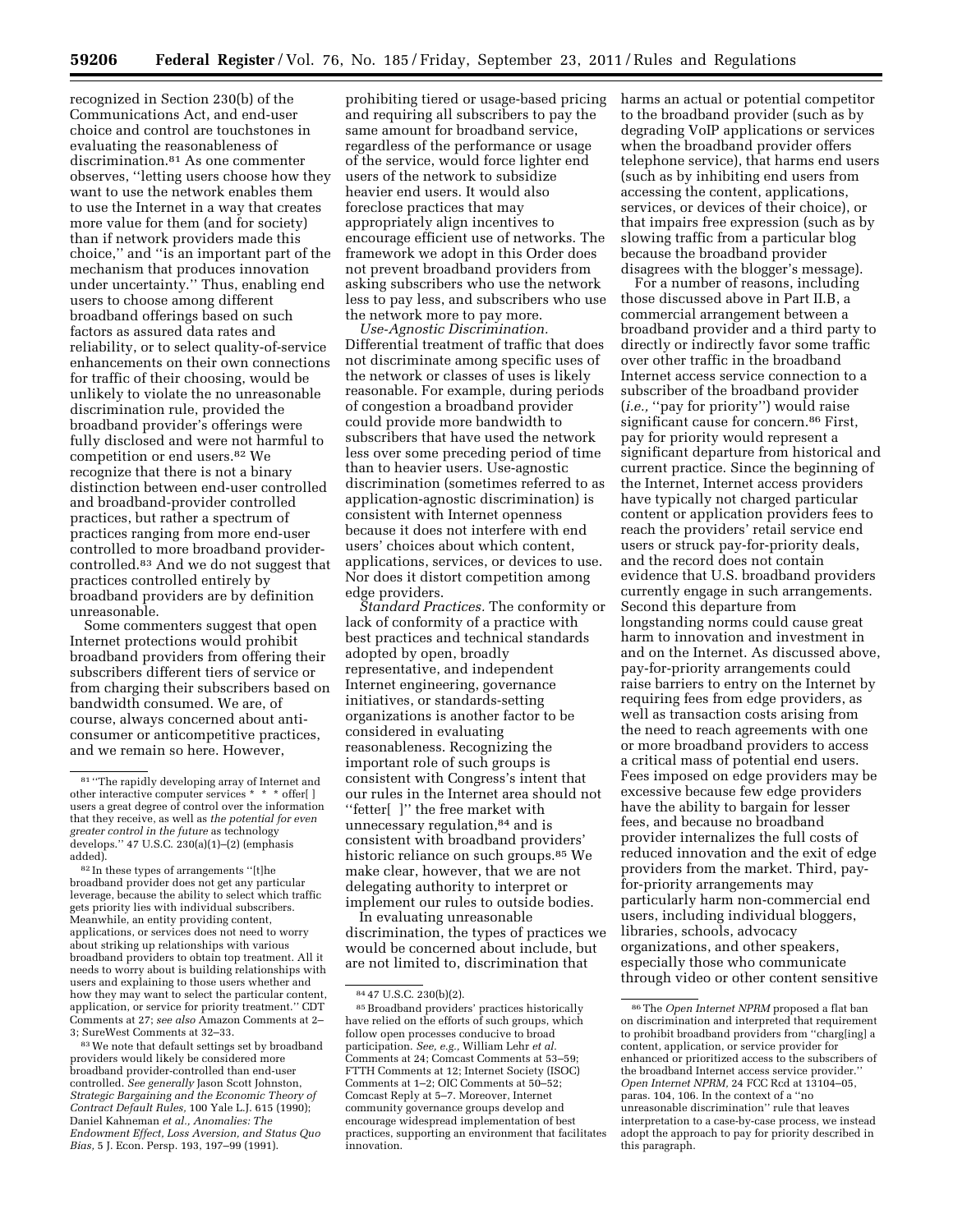recognized in Section 230(b) of the Communications Act, and end-user choice and control are touchstones in evaluating the reasonableness of discrimination.[81] As one commenter observes, ''letting users choose how they want to use the network enables them to use the Internet in a way that creates more value for them (and for society) than if network providers made this choice,'' and ''is an important part of the mechanism that produces innovation under uncertainty.'' Thus, enabling end users to choose among different broadband offerings based on such factors as assured data rates and reliability, or to select quality-of-service enhancements on their own connections for traffic of their choosing, would be unlikely to violate the no unreasonable discrimination rule, provided the broadband provider's offerings were fully disclosed and were not harmful to competition or end users.[82] We recognize that there is not a binary distinction between end-user controlled and broadband-provider controlled practices, but rather a spectrum of practices ranging from more end-user controlled to more broadband provider-controlled.[83] And we do not suggest that practices controlled entirely by broadband providers are by definition unreasonable.

Some commenters suggest that open Internet protections would prohibit broadband providers from offering their subscribers different tiers of service or from charging their subscribers based on bandwidth consumed. We are, of course, always concerned about anti-consumer or anticompetitive practices, and we remain so here. However, prohibiting tiered or usage-based pricing and requiring all subscribers to pay the same amount for broadband service, regardless of the performance or usage of the service, would force lighter end users of the network to subsidize heavier end users. It would also foreclose practices that may appropriately align incentives to encourage efficient use of networks. The framework we adopt in this Order does not prevent broadband providers from asking subscribers who use the network less to pay less, and subscribers who use the network more to pay more.

*Use-Agnostic Discrimination.* Differential treatment of traffic that does not discriminate among specific uses of the network or classes of uses is likely reasonable. For example, during periods of congestion a broadband provider could provide more bandwidth to subscribers that have used the network less over some preceding period of time than to heavier users. Use-agnostic discrimination (sometimes referred to as application-agnostic discrimination) is consistent with Internet openness because it does not interfere with end users' choices about which content, applications, services, or devices to use. Nor does it distort competition among edge providers.

*Standard Practices.* The conformity or lack of conformity of a practice with best practices and technical standards adopted by open, broadly representative, and independent Internet engineering, governance initiatives, or standards-setting organizations is another factor to be considered in evaluating reasonableness. Recognizing the important role of such groups is consistent with Congress's intent that our rules in the Internet area should not ''fetter[ ]'' the free market with unnecessary regulation,[84] and is consistent with broadband providers' historic reliance on such groups.[85] We make clear, however, that we are not delegating authority to interpret or implement our rules to outside bodies.

In evaluating unreasonable discrimination, the types of practices we would be concerned about include, but are not limited to, discrimination that harms an actual or potential competitor to the broadband provider (such as by degrading VoIP applications or services when the broadband provider offers telephone service), that harms end users (such as by inhibiting end users from accessing the content, applications, services, or devices of their choice), or that impairs free expression (such as by slowing traffic from a particular blog because the broadband provider disagrees with the blogger's message).

For a number of reasons, including those discussed above in Part II.B, a commercial arrangement between a broadband provider and a third party to directly or indirectly favor some traffic over other traffic in the broadband Internet access service connection to a subscriber of the broadband provider (*i.e.,* ''pay for priority'') would raise significant cause for concern.[86] First, pay for priority would represent a significant departure from historical and current practice. Since the beginning of the Internet, Internet access providers have typically not charged particular content or application providers fees to reach the providers' retail service end users or struck pay-for-priority deals, and the record does not contain evidence that U.S. broadband providers currently engage in such arrangements. Second this departure from longstanding norms could cause great harm to innovation and investment in and on the Internet. As discussed above, pay-for-priority arrangements could raise barriers to entry on the Internet by requiring fees from edge providers, as well as transaction costs arising from the need to reach agreements with one or more broadband providers to access a critical mass of potential end users. Fees imposed on edge providers may be excessive because few edge providers have the ability to bargain for lesser fees, and because no broadband provider internalizes the full costs of reduced innovation and the exit of edge providers from the market. Third, pay-for-priority arrangements may particularly harm non-commercial end users, including individual bloggers, libraries, schools, advocacy organizations, and other speakers, especially those who communicate through video or other content sensitive

---

[81] ''The rapidly developing array of Internet and other interactive computer services * * * offer[ ] users a great degree of control over the information that they receive, as well as *the potential for even greater control in the future* as technology develops.'' 47 U.S.C. 230(a)(1)–(2) (emphasis added).

[82] In these types of arrangements ''[t]he broadband provider does not get any particular leverage, because the ability to select which traffic gets priority lies with individual subscribers. Meanwhile, an entity providing content, applications, or services does not need to worry about striking up relationships with various broadband providers to obtain top treatment. All it needs to worry about is building relationships with users and explaining to those users whether and how they may want to select the particular content, application, or service for priority treatment.'' CDT Comments at 27; *see also* Amazon Comments at 2–3; SureWest Comments at 32–33.

[83] We note that default settings set by broadband providers would likely be considered more broadband provider-controlled than end-user controlled. *See generally* Jason Scott Johnston, *Strategic Bargaining and the Economic Theory of Contract Default Rules,* 100 Yale L.J. 615 (1990); Daniel Kahneman *et al., Anomalies: The Endowment Effect, Loss Aversion, and Status Quo Bias,* 5 J. Econ. Persp. 193, 197–99 (1991).

[84] 47 U.S.C. 230(b)(2).

[85] Broadband providers' practices historically have relied on the efforts of such groups, which follow open processes conducive to broad participation. *See, e.g.,* William Lehr *et al.* Comments at 24; Comcast Comments at 53–59; FTTH Comments at 12; Internet Society (ISOC) Comments at 1–2; OIC Comments at 50–52; Comcast Reply at 5–7. Moreover, Internet community governance groups develop and encourage widespread implementation of best practices, supporting an environment that facilitates innovation.

[86] The *Open Internet NPRM* proposed a flat ban on discrimination and interpreted that requirement to prohibit broadband providers from ''charg[ing] a content, application, or service provider for enhanced or prioritized access to the subscribers of the broadband Internet access service provider.'' *Open Internet NPRM,* 24 FCC Rcd at 13104–05, paras. 104, 106. In the context of a ''no unreasonable discrimination'' rule that leaves interpretation to a case-by-case process, we instead adopt the approach to pay for priority described in this paragraph.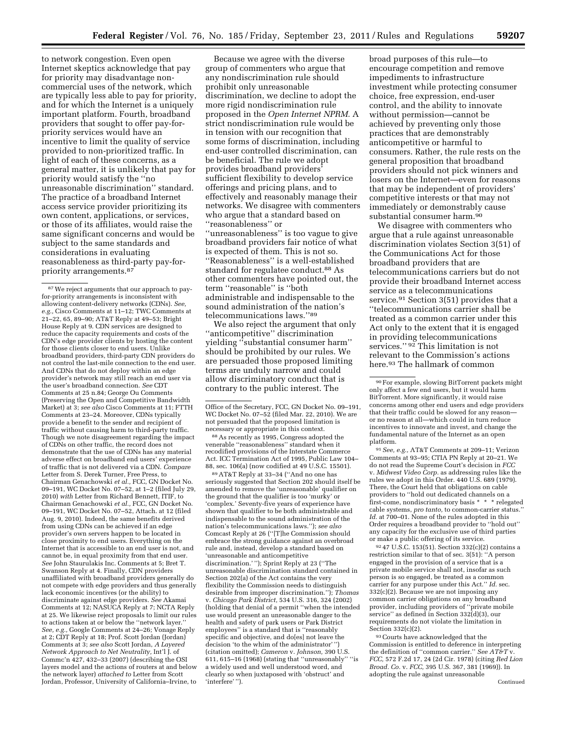to network congestion. Even open Internet skeptics acknowledge that pay for priority may disadvantage non-commercial uses of the network, which are typically less able to pay for priority, and for which the Internet is a uniquely important platform. Fourth, broadband providers that sought to offer pay-for-priority services would have an incentive to limit the quality of service provided to non-prioritized traffic. In light of each of these concerns, as a general matter, it is unlikely that pay for priority would satisfy the ''no unreasonable discrimination'' standard. The practice of a broadband Internet access service provider prioritizing its own content, applications, or services, or those of its affiliates, would raise the same significant concerns and would be subject to the same standards and considerations in evaluating reasonableness as third-party pay-for-priority arrangements.[87]

Because we agree with the diverse group of commenters who argue that any nondiscrimination rule should prohibit only unreasonable discrimination, we decline to adopt the more rigid nondiscrimination rule proposed in the *Open Internet NPRM.* A strict nondiscrimination rule would be in tension with our recognition that some forms of discrimination, including end-user controlled discrimination, can be beneficial. The rule we adopt provides broadband providers' sufficient flexibility to develop service offerings and pricing plans, and to effectively and reasonably manage their networks. We disagree with commenters who argue that a standard based on ''reasonableness'' or ''unreasonableness'' is too vague to give broadband providers fair notice of what is expected of them. This is not so. ''Reasonableness'' is a well-established standard for regulatee conduct.[88] As other commenters have pointed out, the term ''reasonable'' is ''both administrable and indispensable to the sound administration of the nation's telecommunications laws.''[89]

We also reject the argument that only ''anticompetitive'' discrimination yielding ''substantial consumer harm'' should be prohibited by our rules. We are persuaded those proposed limiting terms are unduly narrow and could allow discriminatory conduct that is contrary to the public interest. The broad purposes of this rule—to encourage competition and remove impediments to infrastructure investment while protecting consumer choice, free expression, end-user control, and the ability to innovate without permission—cannot be achieved by preventing only those practices that are demonstrably anticompetitive or harmful to consumers. Rather, the rule rests on the general proposition that broadband providers should not pick winners and losers on the Internet—even for reasons that may be independent of providers' competitive interests or that may not immediately or demonstrably cause substantial consumer harm.[90]

We disagree with commenters who argue that a rule against unreasonable discrimination violates Section 3(51) of the Communications Act for those broadband providers that are telecommunications carriers but do not provide their broadband Internet access service as a telecommunications service.[91] Section 3(51) provides that a ''telecommunications carrier shall be treated as a common carrier under this Act only to the extent that it is engaged in providing telecommunications services.''[92] This limitation is not relevant to the Commission's actions here.[93] The hallmark of common

---

[87] We reject arguments that our approach to pay-for-priority arrangements is inconsistent with allowing content-delivery networks (CDNs). *See, e.g.,* Cisco Comments at 11–12; TWC Comments at 21–22, 65, 89–90; AT&T Reply at 49–53; Bright House Reply at 9. CDN services are designed to reduce the capacity requirements and costs of the CDN's edge provider clients by hosting the content for those clients closer to end users. Unlike broadband providers, third-party CDN providers do not control the last-mile connection to the end user. And CDNs that do not deploy within an edge provider's network may still reach an end user via the user's broadband connection. *See* CDT Comments at 25 n.84; George Ou Comments (Preserving the Open and Competitive Bandwidth Market) at 3; *see also* Cisco Comments at 11; FTTH Comments at 23–24. Moreover, CDNs typically provide a benefit to the sender and recipient of traffic without causing harm to third-party traffic. Though we note disagreement regarding the impact of CDNs on other traffic, the record does not demonstrate that the use of CDNs has any material adverse effect on broadband end users' experience of traffic that is not delivered via a CDN. *Compare* Letter from S. Derek Turner, Free Press, to Chairman Genachowski *et al.,* FCC, GN Docket No. 09–191, WC Docket No. 07–52, at 1–2 (filed July 29, 2010) *with* Letter from Richard Bennett, ITIF, to Chairman Genachowski *et al.,* FCC, GN Docket No. 09–191, WC Docket No. 07–52, Attach. at 12 (filed Aug. 9, 2010). Indeed, the same benefits derived from using CDNs can be achieved if an edge provider's own servers happen to be located in close proximity to end users. Everything on the Internet that is accessible to an end user is not, and cannot be, in equal proximity from that end user. *See* John Staurulakis Inc. Comments at 5; Bret T. Swanson Reply at 4. Finally, CDN providers unaffiliated with broadband providers generally do not compete with edge providers and thus generally lack economic incentives (or the ability) to discriminate against edge providers. *See* Akamai Comments at 12; NASUCA Reply at 7; NCTA Reply at 25. We likewise reject proposals to limit our rules to actions taken at or below the ''network layer.'' *See, e.g.,* Google Comments at 24–26; Vonage Reply at 2; CDT Reply at 18; Prof. Scott Jordan (Jordan) Comments at 3; *see also* Scott Jordan, *A Layered Network Approach to Net Neutrality,* Int'l J. of Commc'n 427, 432–33 (2007) (describing the OSI layers model and the actions of routers at and below the network layer) *attached to* Letter from Scott Jordan, Professor, University of California–Irvine, to Office of the Secretary, FCC, GN Docket No. 09–191, WC Docket No. 07–52 (filed Mar. 22, 2010). We are not persuaded that the proposed limitation is necessary or appropriate in this context.

[88] As recently as 1995, Congress adopted the venerable ''reasonableness'' standard when it recodified provisions of the Interstate Commerce Act. ICC Termination Act of 1995, Public Law 104–88, sec. 106(a) (now codified at 49 U.S.C. 15501).

[89] AT&T Reply at 33–34 (''And no one has seriously suggested that Section 202 should itself be amended to remove the 'unreasonable' qualifier on the ground that the qualifier is too 'murky' or 'complex.' Seventy-five years of experience have shown that qualifier to be both administrable and indispensable to the sound administration of the nation's telecommunications laws.''); *see also* Comcast Reply at 26 (''[T]he Commission should embrace the strong guidance against an overbroad rule and, instead, develop a standard based on 'unreasonable and anticompetitive discrimination.' ''); Sprint Reply at 23 (''The unreasonable discrimination standard contained in Section 202(a) of the Act contains the very flexibility the Commission needs to distinguish desirable from improper discrimination.''); *Thomas* v. *Chicago Park District,* 534 U.S. 316, 324 (2002) (holding that denial of a permit ''when the intended use would present an unreasonable danger to the health and safety of park users or Park District employees'' is a standard that is ''reasonably specific and objective, and do[es] not leave the decision 'to the whim of the administrator' '') (citation omitted); *Cameron* v. *Johnson,* 390 U.S. 611, 615–16 (1968) (stating that ''unreasonably'' ''is a widely used and well understood word, and clearly so when juxtaposed with 'obstruct' and 'interfere' '').

[90] For example, slowing BitTorrent packets might only affect a few end users, but it would harm BitTorrent. More significantly, it would raise concerns among other end users and edge providers that their traffic could be slowed for any reason—or no reason at all—which could in turn reduce incentives to innovate and invest, and change the fundamental nature of the Internet as an open platform.

[91] *See, e.g.,* AT&T Comments at 209–11; Verizon Comments at 93–95; CTIA PN Reply at 20–21. We do not read the Supreme Court's decision in *FCC* v. *Midwest Video Corp.* as addressing rules like the rules we adopt in this Order. 440 U.S. 689 (1979). There, the Court held that obligations on cable providers to ''hold out dedicated channels on a first-come, nondiscriminatory basis * * * relegated cable systems, *pro tanto,* to common-carrier status.'' *Id.* at 700–01. None of the rules adopted in this Order requires a broadband provider to ''hold out'' any capacity for the exclusive use of third parties or make a public offering of its service.

[92] 47 U.S.C. 153(51). Section 332(c)(2) contains a restriction similar to that of sec. 3(51): ''A person engaged in the provision of a service that is a private mobile service shall not, insofar as such person is so engaged, be treated as a common carrier for any purpose under this Act.'' *Id.* sec. 332(c)(2). Because we are not imposing any common carrier obligations on any broadband provider, including providers of ''private mobile service'' as defined in Section 332(d)(3), our requirements do not violate the limitation in Section 332(c)(2).

[93] Courts have acknowledged that the Commission is entitled to deference in interpreting the definition of ''common carrier.'' *See AT&T* v. *FCC,* 572 F.2d 17, 24 (2d Cir. 1978) (citing *Red Lion Broad. Co.* v. *FCC,* 395 U.S. 367, 381 (1969)). In adopting the rule against unreasonable

Continued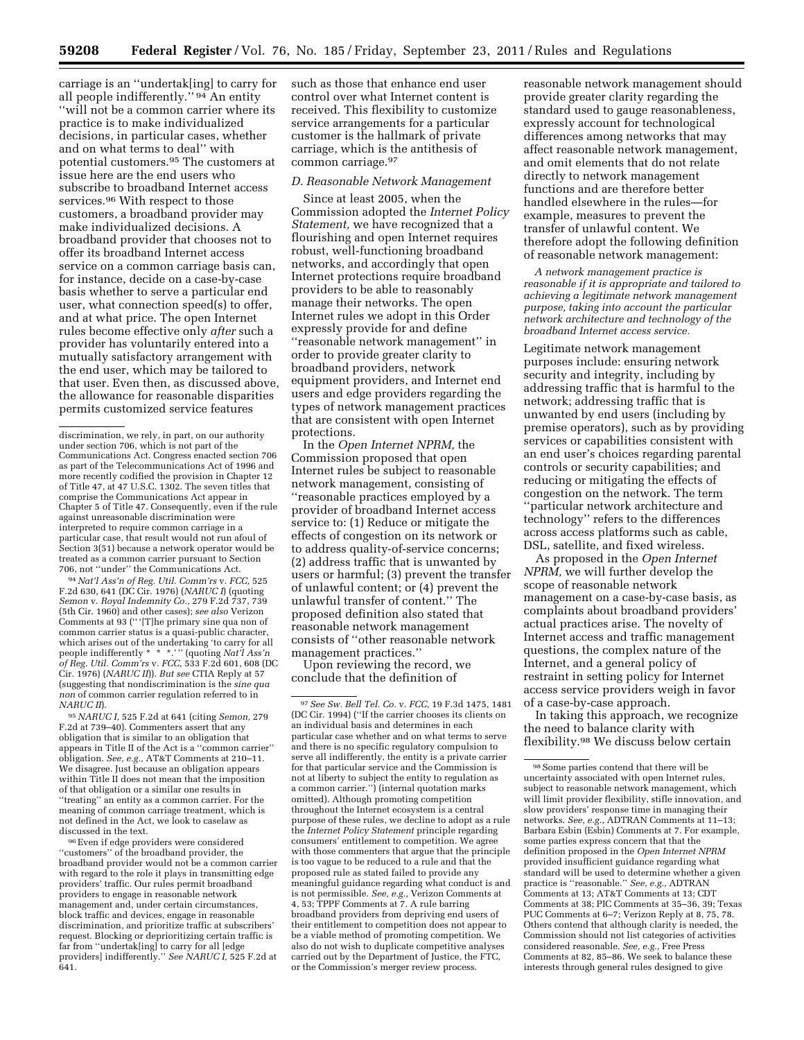carriage is an ''undertak[ing] to carry for all people indifferently.'' [94] An entity ''will not be a common carrier where its practice is to make individualized decisions, in particular cases, whether and on what terms to deal'' with potential customers.[95] The customers at issue here are the end users who subscribe to broadband Internet access services.[96] With respect to those customers, a broadband provider may make individualized decisions. A broadband provider that chooses not to offer its broadband Internet access service on a common carriage basis can, for instance, decide on a case-by-case basis whether to serve a particular end user, what connection speed(s) to offer, and at what price. The open Internet rules become effective only *after* such a provider has voluntarily entered into a mutually satisfactory arrangement with the end user, which may be tailored to that user. Even then, as discussed above, the allowance for reasonable disparities permits customized service features such as those that enhance end user control over what Internet content is received. This flexibility to customize service arrangements for a particular customer is the hallmark of private carriage, which is the antithesis of common carriage.[97]

### *D. Reasonable Network Management*

Since at least 2005, when the Commission adopted the *Internet Policy Statement,* we have recognized that a flourishing and open Internet requires robust, well-functioning broadband networks, and accordingly that open Internet protections require broadband providers to be able to reasonably manage their networks. The open Internet rules we adopt in this Order expressly provide for and define ''reasonable network management'' in order to provide greater clarity to broadband providers, network equipment providers, and Internet end users and edge providers regarding the types of network management practices that are consistent with open Internet protections.

In the *Open Internet NPRM,* the Commission proposed that open Internet rules be subject to reasonable network management, consisting of ''reasonable practices employed by a provider of broadband Internet access service to: (1) Reduce or mitigate the effects of congestion on its network or to address quality-of-service concerns; (2) address traffic that is unwanted by users or harmful; (3) prevent the transfer of unlawful content; or (4) prevent the unlawful transfer of content.'' The proposed definition also stated that reasonable network management consists of ''other reasonable network management practices.''

Upon reviewing the record, we conclude that the definition of reasonable network management should provide greater clarity regarding the standard used to gauge reasonableness, expressly account for technological differences among networks that may affect reasonable network management, and omit elements that do not relate directly to network management functions and are therefore better handled elsewhere in the rules—for example, measures to prevent the transfer of unlawful content. We therefore adopt the following definition of reasonable network management:

*A network management practice is reasonable if it is appropriate and tailored to achieving a legitimate network management purpose, taking into account the particular network architecture and technology of the broadband Internet access service.*

Legitimate network management purposes include: ensuring network security and integrity, including by addressing traffic that is harmful to the network; addressing traffic that is unwanted by end users (including by premise operators), such as by providing services or capabilities consistent with an end user's choices regarding parental controls or security capabilities; and reducing or mitigating the effects of congestion on the network. The term ''particular network architecture and technology'' refers to the differences across access platforms such as cable, DSL, satellite, and fixed wireless.

As proposed in the *Open Internet NPRM,* we will further develop the scope of reasonable network management on a case-by-case basis, as complaints about broadband providers' actual practices arise. The novelty of Internet access and traffic management questions, the complex nature of the Internet, and a general policy of restraint in setting policy for Internet access service providers weigh in favor of a case-by-case approach.

In taking this approach, we recognize the need to balance clarity with flexibility.[98] We discuss below certain

---

discrimination, we rely, in part, on our authority under section 706, which is not part of the Communications Act. Congress enacted section 706 as part of the Telecommunications Act of 1996 and more recently codified the provision in Chapter 12 of Title 47, at 47 U.S.C. 1302. The seven titles that comprise the Communications Act appear in Chapter 5 of Title 47. Consequently, even if the rule against unreasonable discrimination were interpreted to require common carriage in a particular case, that result would not run afoul of Section 3(51) because a network operator would be treated as a common carrier pursuant to Section 706, not ''under'' the Communications Act.

[94] *Nat'l Ass'n of Reg. Util. Comm'rs* v. *FCC,* 525 F.2d 630, 641 (DC Cir. 1976) (*NARUC I*) (quoting *Semon* v. *Royal Indemnity Co.,* 279 F.2d 737, 739 (5th Cir. 1960) and other cases); *see also* Verizon Comments at 93 (''[T]he primary sine qua non of common carrier status is a quasi-public character, which arises out of the undertaking 'to carry for all people indifferently * * *.' '' (quoting *Nat'l Ass'n of Reg. Util. Comm'rs* v. *FCC,* 533 F.2d 601, 608 (DC Cir. 1976) (*NARUC II*)). *But see* CTIA Reply at 57 (suggesting that nondiscrimination is the *sine qua non* of common carrier regulation referred to in *NARUC II*).

[95] *NARUC I,* 525 F.2d at 641 (citing *Semon,* 279 F.2d at 739–40). Commenters assert that any obligation that is similar to an obligation that appears in Title II of the Act is a ''common carrier'' obligation. *See, e.g.,* AT&T Comments at 210–11. We disagree. Just because an obligation appears within Title II does not mean that the imposition of that obligation or a similar one results in ''treating'' an entity as a common carrier. For the meaning of common carriage treatment, which is not defined in the Act, we look to caselaw as discussed in the text.

[96] Even if edge providers were considered ''customers'' of the broadband provider, the broadband provider would not be a common carrier with regard to the role it plays in transmitting edge providers' traffic. Our rules permit broadband providers to engage in reasonable network management and, under certain circumstances, block traffic and devices, engage in reasonable discrimination, and prioritize traffic at subscribers' request. Blocking or deprioritizing certain traffic is far from ''undertak[ing] to carry for all [edge providers] indifferently.'' *See NARUC I,* 525 F.2d at 641.

[97] *See Sw. Bell Tel. Co.* v. *FCC,* 19 F.3d 1475, 1481 (DC Cir. 1994) (''If the carrier chooses its clients on an individual basis and determines in each particular case whether and on what terms to serve and there is no specific regulatory compulsion to serve all indifferently, the entity is a private carrier for that particular service and the Commission is not at liberty to subject the entity to regulation as a common carrier.'') (internal quotation marks omitted). Although promoting competition throughout the Internet ecosystem is a central purpose of these rules, we decline to adopt as a rule the *Internet Policy Statement* principle regarding consumers' entitlement to competition. We agree with those commenters that argue that the principle is too vague to be reduced to a rule and that the proposed rule as stated failed to provide any meaningful guidance regarding what conduct is and is not permissible. *See, e.g.,* Verizon Comments at 4, 53; TPPF Comments at 7. A rule barring broadband providers from depriving end users of their entitlement to competition does not appear to be a viable method of promoting competition. We also do not wish to duplicate competitive analyses carried out by the Department of Justice, the FTC, or the Commission's merger review process.

[98] Some parties contend that there will be uncertainty associated with open Internet rules, subject to reasonable network management, which will limit provider flexibility, stifle innovation, and slow providers' response time in managing their networks. *See, e.g.,* ADTRAN Comments at 11–13; Barbara Esbin (Esbin) Comments at 7. For example, some parties express concern that the definition proposed in the *Open Internet NPRM* provided insufficient guidance regarding what standard will be used to determine whether a given practice is ''reasonable.'' *See, e.g.,* ADTRAN Comments at 13; AT&T Comments at 13; CDT Comments at 38; PIC Comments at 35–36, 39; Texas PUC Comments at 6–7; Verizon Reply at 8, 75, 78. Others contend that although clarity is needed, the Commission should not list categories of activities considered reasonable. *See, e.g.,* Free Press Comments at 82, 85–86. We seek to balance these interests through general rules designed to give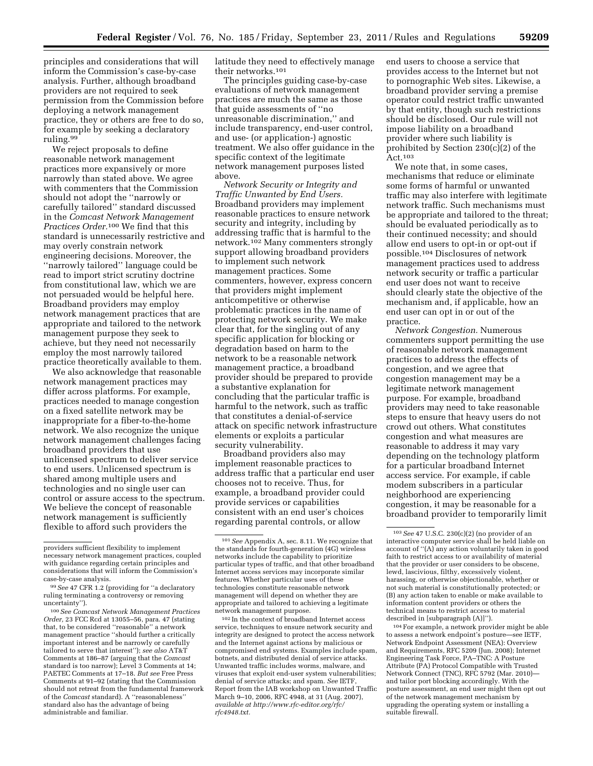principles and considerations that will inform the Commission's case-by-case analysis. Further, although broadband providers are not required to seek permission from the Commission before deploying a network management practice, they or others are free to do so, for example by seeking a declaratory ruling.[99]

We reject proposals to define reasonable network management practices more expansively or more narrowly than stated above. We agree with commenters that the Commission should not adopt the ''narrowly or carefully tailored'' standard discussed in the *Comcast Network Management Practices Order.*[100] We find that this standard is unnecessarily restrictive and may overly constrain network engineering decisions. Moreover, the ''narrowly tailored'' language could be read to import strict scrutiny doctrine from constitutional law, which we are not persuaded would be helpful here. Broadband providers may employ network management practices that are appropriate and tailored to the network management purpose they seek to achieve, but they need not necessarily employ the most narrowly tailored practice theoretically available to them.

We also acknowledge that reasonable network management practices may differ across platforms. For example, practices needed to manage congestion on a fixed satellite network may be inappropriate for a fiber-to-the-home network. We also recognize the unique network management challenges facing broadband providers that use unlicensed spectrum to deliver service to end users. Unlicensed spectrum is shared among multiple users and technologies and no single user can control or assure access to the spectrum. We believe the concept of reasonable network management is sufficiently flexible to afford such providers the latitude they need to effectively manage their networks.[101]

The principles guiding case-by-case evaluations of network management practices are much the same as those that guide assessments of ''no unreasonable discrimination,'' and include transparency, end-user control, and use- (or application-) agnostic treatment. We also offer guidance in the specific context of the legitimate network management purposes listed above.

*Network Security or Integrity and Traffic Unwanted by End Users.* Broadband providers may implement reasonable practices to ensure network security and integrity, including by addressing traffic that is harmful to the network.[102] Many commenters strongly support allowing broadband providers to implement such network management practices. Some commenters, however, express concern that providers might implement anticompetitive or otherwise problematic practices in the name of protecting network security. We make clear that, for the singling out of any specific application for blocking or degradation based on harm to the network to be a reasonable network management practice, a broadband provider should be prepared to provide a substantive explanation for concluding that the particular traffic is harmful to the network, such as traffic that constitutes a denial-of-service attack on specific network infrastructure elements or exploits a particular security vulnerability.

Broadband providers also may implement reasonable practices to address traffic that a particular end user chooses not to receive. Thus, for example, a broadband provider could provide services or capabilities consistent with an end user's choices regarding parental controls, or allow end users to choose a service that provides access to the Internet but not to pornographic Web sites. Likewise, a broadband provider serving a premise operator could restrict traffic unwanted by that entity, though such restrictions should be disclosed. Our rule will not impose liability on a broadband provider where such liability is prohibited by Section 230(c)(2) of the Act.[103]

We note that, in some cases, mechanisms that reduce or eliminate some forms of harmful or unwanted traffic may also interfere with legitimate network traffic. Such mechanisms must be appropriate and tailored to the threat; should be evaluated periodically as to their continued necessity; and should allow end users to opt-in or opt-out if possible.[104] Disclosures of network management practices used to address network security or traffic a particular end user does not want to receive should clearly state the objective of the mechanism and, if applicable, how an end user can opt in or out of the practice.

*Network Congestion.* Numerous commenters support permitting the use of reasonable network management practices to address the effects of congestion, and we agree that congestion management may be a legitimate network management purpose. For example, broadband providers may need to take reasonable steps to ensure that heavy users do not crowd out others. What constitutes congestion and what measures are reasonable to address it may vary depending on the technology platform for a particular broadband Internet access service. For example, if cable modem subscribers in a particular neighborhood are experiencing congestion, it may be reasonable for a broadband provider to temporarily limit

---

providers sufficient flexibility to implement necessary network management practices, coupled with guidance regarding certain principles and considerations that will inform the Commission's case-by-case analysis.

[99] *See* 47 CFR 1.2 (providing for ''a declaratory ruling terminating a controversy or removing uncertainty'').

[100] *See Comcast Network Management Practices Order,* 23 FCC Rcd at 13055–56, para. 47 (stating that, to be considered ''reasonable'' a network management practice ''should further a critically important interest and be narrowly or carefully tailored to serve that interest''); *see also* AT&T Comments at 186–87 (arguing that the *Comcast* standard is too narrow); Level 3 Comments at 14; PAETEC Comments at 17–18. *But see* Free Press Comments at 91–92 (stating that the Commission should not retreat from the fundamental framework of the *Comcast* standard). A ''reasonableness'' standard also has the advantage of being administrable and familiar.

[101] *See* Appendix A, sec. 8.11. We recognize that the standards for fourth-generation (4G) wireless networks include the capability to prioritize particular types of traffic, and that other broadband Internet access services may incorporate similar features. Whether particular uses of these technologies constitute reasonable network management will depend on whether they are appropriate and tailored to achieving a legitimate network management purpose.

[102] In the context of broadband Internet access service, techniques to ensure network security and integrity are designed to protect the access network and the Internet against actions by malicious or compromised end systems. Examples include spam, botnets, and distributed denial of service attacks. Unwanted traffic includes worms, malware, and viruses that exploit end-user system vulnerabilities; denial of service attacks; and spam. *See* IETF, Report from the IAB workshop on Unwanted Traffic March 9–10, 2006, RFC 4948, at 31 (Aug. 2007), *available at http://www.rfc-editor.org/rfc/rfc4948.txt.*

[103] *See* 47 U.S.C. 230(c)(2) (no provider of an interactive computer service shall be held liable on account of ''(A) any action voluntarily taken in good faith to restrict access to or availability of material that the provider or user considers to be obscene, lewd, lascivious, filthy, excessively violent, harassing, or otherwise objectionable, whether or not such material is constitutionally protected; or (B) any action taken to enable or make available to information content providers or others the technical means to restrict access to material described in [subparagraph (A)]'').

[104] For example, a network provider might be able to assess a network endpoint's posture—see IETF, Network Endpoint Assessment (NEA): Overview and Requirements, RFC 5209 (Jun. 2008); Internet Engineering Task Force, PA–TNC: A Posture Attribute (PA) Protocol Compatible with Trusted Network Connect (TNC), RFC 5792 (Mar. 2010)—and tailor port blocking accordingly. With the posture assessment, an end user might then opt out of the network management mechanism by upgrading the operating system or installing a suitable firewall.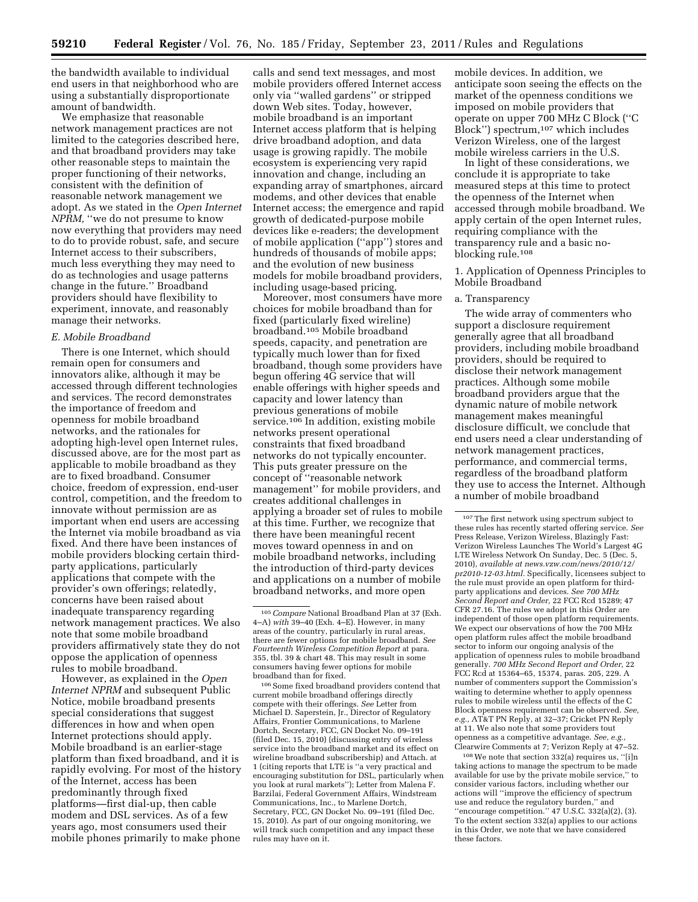the bandwidth available to individual end users in that neighborhood who are using a substantially disproportionate amount of bandwidth.

We emphasize that reasonable network management practices are not limited to the categories described here, and that broadband providers may take other reasonable steps to maintain the proper functioning of their networks, consistent with the definition of reasonable network management we adopt. As we stated in the *Open Internet NPRM,* "we do not presume to know now everything that providers may need to do to provide robust, safe, and secure Internet access to their subscribers, much less everything they may need to do as technologies and usage patterns change in the future." Broadband providers should have flexibility to experiment, innovate, and reasonably manage their networks.

### *E. Mobile Broadband*

There is one Internet, which should remain open for consumers and innovators alike, although it may be accessed through different technologies and services. The record demonstrates the importance of freedom and openness for mobile broadband networks, and the rationales for adopting high-level open Internet rules, discussed above, are for the most part as applicable to mobile broadband as they are to fixed broadband. Consumer choice, freedom of expression, end-user control, competition, and the freedom to innovate without permission are as important when end users are accessing the Internet via mobile broadband as via fixed. And there have been instances of mobile providers blocking certain third-party applications, particularly applications that compete with the provider's own offerings; relatedly, concerns have been raised about inadequate transparency regarding network management practices. We also note that some mobile broadband providers affirmatively state they do not oppose the application of openness rules to mobile broadband.

However, as explained in the *Open Internet NPRM* and subsequent Public Notice, mobile broadband presents special considerations that suggest differences in how and when open Internet protections should apply. Mobile broadband is an earlier-stage platform than fixed broadband, and it is rapidly evolving. For most of the history of the Internet, access has been predominantly through fixed platforms—first dial-up, then cable modem and DSL services. As of a few years ago, most consumers used their mobile phones primarily to make phone calls and send text messages, and most mobile providers offered Internet access only via "walled gardens" or stripped down Web sites. Today, however, mobile broadband is an important Internet access platform that is helping drive broadband adoption, and data usage is growing rapidly. The mobile ecosystem is experiencing very rapid innovation and change, including an expanding array of smartphones, aircard modems, and other devices that enable Internet access; the emergence and rapid growth of dedicated-purpose mobile devices like e-readers; the development of mobile application ("app") stores and hundreds of thousands of mobile apps; and the evolution of new business models for mobile broadband providers, including usage-based pricing.

Moreover, most consumers have more choices for mobile broadband than for fixed (particularly fixed wireline) broadband.[105] Mobile broadband speeds, capacity, and penetration are typically much lower than for fixed broadband, though some providers have begun offering 4G service that will enable offerings with higher speeds and capacity and lower latency than previous generations of mobile service.[106] In addition, existing mobile networks present operational constraints that fixed broadband networks do not typically encounter. This puts greater pressure on the concept of "reasonable network management" for mobile providers, and creates additional challenges in applying a broader set of rules to mobile at this time. Further, we recognize that there have been meaningful recent moves toward openness in and on mobile broadband networks, including the introduction of third-party devices and applications on a number of mobile broadband networks, and more open mobile devices. In addition, we anticipate soon seeing the effects on the market of the openness conditions we imposed on mobile providers that operate on upper 700 MHz C Block ("C Block") spectrum,[107] which includes Verizon Wireless, one of the largest mobile wireless carriers in the U.S.

In light of these considerations, we conclude it is appropriate to take measured steps at this time to protect the openness of the Internet when accessed through mobile broadband. We apply certain of the open Internet rules, requiring compliance with the transparency rule and a basic no-blocking rule.[108]

1. Application of Openness Principles to Mobile Broadband

a. Transparency

The wide array of commenters who support a disclosure requirement generally agree that all broadband providers, including mobile broadband providers, should be required to disclose their network management practices. Although some mobile broadband providers argue that the dynamic nature of mobile network management makes meaningful disclosure difficult, we conclude that end users need a clear understanding of network management practices, performance, and commercial terms, regardless of the broadband platform they use to access the Internet. Although a number of mobile broadband

---

[105] *Compare* National Broadband Plan at 37 (Exh. 4–A) *with* 39–40 (Exh. 4–E). However, in many areas of the country, particularly in rural areas, there are fewer options for mobile broadband. *See Fourteenth Wireless Competition Report* at para. 355, tbl. 39 & chart 48. This may result in some consumers having fewer options for mobile broadband than for fixed.

[106] Some fixed broadband providers contend that current mobile broadband offerings directly compete with their offerings. *See* Letter from Michael D. Saperstein, Jr., Director of Regulatory Affairs, Frontier Communications, to Marlene Dortch, Secretary, FCC, GN Docket No. 09–191 (filed Dec. 15, 2010) (discussing entry of wireless service into the broadband market and its effect on wireline broadband subscribership) and Attach. at 1 (citing reports that LTE is "a very practical and encouraging substitution for DSL, particularly when you look at rural markets"); Letter from Malena F. Barzilai, Federal Government Affairs, Windstream Communications, Inc., to Marlene Dortch, Secretary, FCC, GN Docket No. 09–191 (filed Dec. 15, 2010). As part of our ongoing monitoring, we will track such competition and any impact these rules may have on it.

[107] The first network using spectrum subject to these rules has recently started offering service. *See* Press Release, Verizon Wireless, Blazingly Fast: Verizon Wireless Launches The World's Largest 4G LTE Wireless Network On Sunday, Dec. 5 (Dec. 5, 2010), *available at news.vzw.com/news/2010/12/pr2010-12-03.html.* Specifically, licensees subject to the rule must provide an open platform for third-party applications and devices. *See 700 MHz Second Report and Order,* 22 FCC Rcd 15289; 47 CFR 27.16. The rules we adopt in this Order are independent of those open platform requirements. We expect our observations of how the 700 MHz open platform rules affect the mobile broadband sector to inform our ongoing analysis of the application of openness rules to mobile broadband generally. *700 MHz Second Report and Order,* 22 FCC Rcd at 15364–65, 15374, paras. 205, 229. A number of commenters support the Commission's waiting to determine whether to apply openness rules to mobile wireless until the effects of the C Block openness requirement can be observed. *See, e.g.,* AT&T PN Reply, at 32–37; Cricket PN Reply at 11. We also note that some providers tout openness as a competitive advantage. *See, e.g.,* Clearwire Comments at 7; Verizon Reply at 47–52.

[108] We note that section 332(a) requires us, "[i]n taking actions to manage the spectrum to be made available for use by the private mobile service," to consider various factors, including whether our actions will "improve the efficiency of spectrum use and reduce the regulatory burden," and "encourage competition." 47 U.S.C. 332(a)(2), (3). To the extent section 332(a) applies to our actions in this Order, we note that we have considered these factors.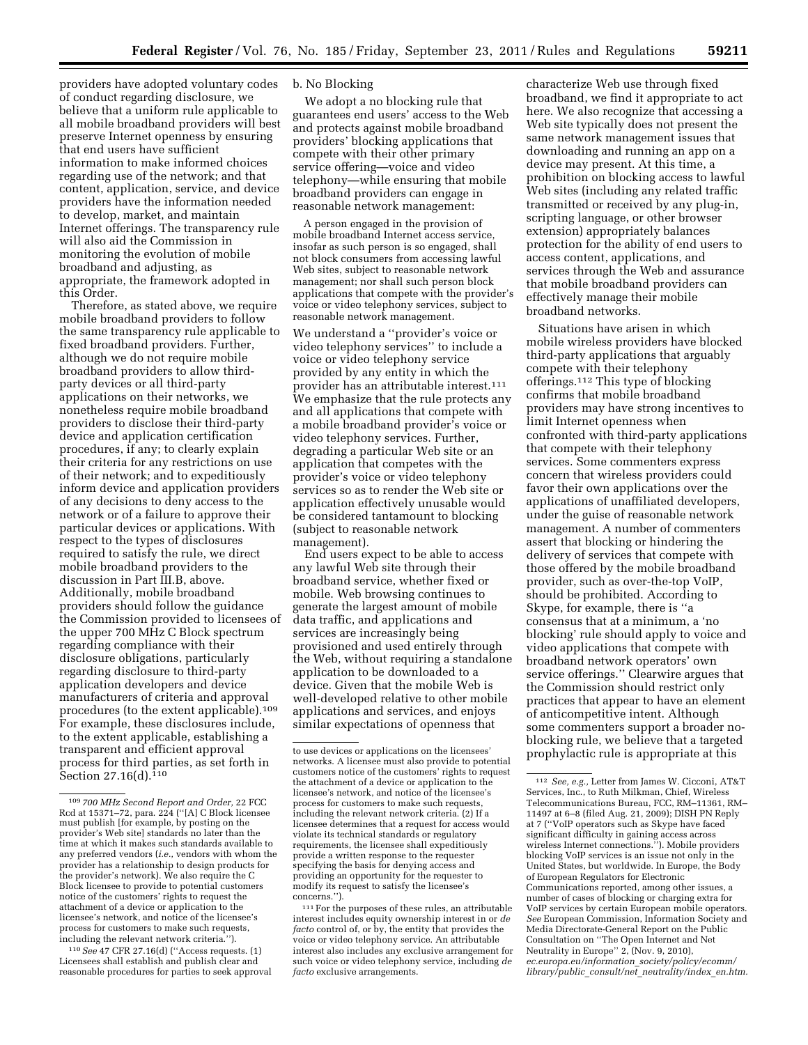providers have adopted voluntary codes of conduct regarding disclosure, we believe that a uniform rule applicable to all mobile broadband providers will best preserve Internet openness by ensuring that end users have sufficient information to make informed choices regarding use of the network; and that content, application, service, and device providers have the information needed to develop, market, and maintain Internet offerings. The transparency rule will also aid the Commission in monitoring the evolution of mobile broadband and adjusting, as appropriate, the framework adopted in this Order.

Therefore, as stated above, we require mobile broadband providers to follow the same transparency rule applicable to fixed broadband providers. Further, although we do not require mobile broadband providers to allow third-party devices or all third-party applications on their networks, we nonetheless require mobile broadband providers to disclose their third-party device and application certification procedures, if any; to clearly explain their criteria for any restrictions on use of their network; and to expeditiously inform device and application providers of any decisions to deny access to the network or of a failure to approve their particular devices or applications. With respect to the types of disclosures required to satisfy the rule, we direct mobile broadband providers to the discussion in Part III.B, above. Additionally, mobile broadband providers should follow the guidance the Commission provided to licensees of the upper 700 MHz C Block spectrum regarding compliance with their disclosure obligations, particularly regarding disclosure to third-party application developers and device manufacturers of criteria and approval procedures (to the extent applicable).[109] For example, these disclosures include, to the extent applicable, establishing a transparent and efficient approval process for third parties, as set forth in Section 27.16(d).[110]

b. No Blocking

We adopt a no blocking rule that guarantees end users' access to the Web and protects against mobile broadband providers' blocking applications that compete with their other primary service offering—voice and video telephony—while ensuring that mobile broadband providers can engage in reasonable network management:

> A person engaged in the provision of mobile broadband Internet access service, insofar as such person is so engaged, shall not block consumers from accessing lawful Web sites, subject to reasonable network management; nor shall such person block applications that compete with the provider's voice or video telephony services, subject to reasonable network management.

We understand a ''provider's voice or video telephony services'' to include a voice or video telephony service provided by any entity in which the provider has an attributable interest.[111] We emphasize that the rule protects any and all applications that compete with a mobile broadband provider's voice or video telephony services. Further, degrading a particular Web site or an application that competes with the provider's voice or video telephony services so as to render the Web site or application effectively unusable would be considered tantamount to blocking (subject to reasonable network management).

End users expect to be able to access any lawful Web site through their broadband service, whether fixed or mobile. Web browsing continues to generate the largest amount of mobile data traffic, and applications and services are increasingly being provisioned and used entirely through the Web, without requiring a standalone application to be downloaded to a device. Given that the mobile Web is well-developed relative to other mobile applications and services, and enjoys similar expectations of openness that characterize Web use through fixed broadband, we find it appropriate to act here. We also recognize that accessing a Web site typically does not present the same network management issues that downloading and running an app on a device may present. At this time, a prohibition on blocking access to lawful Web sites (including any related traffic transmitted or received by any plug-in, scripting language, or other browser extension) appropriately balances protection for the ability of end users to access content, applications, and services through the Web and assurance that mobile broadband providers can effectively manage their mobile broadband networks.

Situations have arisen in which mobile wireless providers have blocked third-party applications that arguably compete with their telephony offerings.[112] This type of blocking confirms that mobile broadband providers may have strong incentives to limit Internet openness when confronted with third-party applications that compete with their telephony services. Some commenters express concern that wireless providers could favor their own applications over the applications of unaffiliated developers, under the guise of reasonable network management. A number of commenters assert that blocking or hindering the delivery of services that compete with those offered by the mobile broadband provider, such as over-the-top VoIP, should be prohibited. According to Skype, for example, there is ''a consensus that at a minimum, a 'no blocking' rule should apply to voice and video applications that compete with broadband network operators' own service offerings.'' Clearwire argues that the Commission should restrict only practices that appear to have an element of anticompetitive intent. Although some commenters support a broader no-blocking rule, we believe that a targeted prophylactic rule is appropriate at this

---

[109] *700 MHz Second Report and Order,* 22 FCC Rcd at 15371–72, para. 224 (''[A] C Block licensee must publish [for example, by posting on the provider's Web site] standards no later than the time at which it makes such standards available to any preferred vendors (*i.e.*, vendors with whom the provider has a relationship to design products for the provider's network). We also require the C Block licensee to provide to potential customers notice of the customers' rights to request the attachment of a device or application to the licensee's network, and notice of the licensee's process for customers to make such requests, including the relevant network criteria.'').

[110] *See* 47 CFR 27.16(d) (''Access requests. (1) Licensees shall establish and publish clear and reasonable procedures for parties to seek approval to use devices or applications on the licensees' networks. A licensee must also provide to potential customers notice of the customers' rights to request the attachment of a device or application to the licensee's network, and notice of the licensee's process for customers to make such requests, including the relevant network criteria. (2) If a licensee determines that a request for access would violate its technical standards or regulatory requirements, the licensee shall expeditiously provide a written response to the requester specifying the basis for denying access and providing an opportunity for the requester to modify its request to satisfy the licensee's concerns.'').

[111] For the purposes of these rules, an attributable interest includes equity ownership interest in or *de facto* control of, or by, the entity that provides the voice or video telephony service. An attributable interest also includes any exclusive arrangement for such voice or video telephony service, including *de facto* exclusive arrangements.

[112] *See, e.g.,* Letter from James W. Cicconi, AT&T Services, Inc., to Ruth Milkman, Chief, Wireless Telecommunications Bureau, FCC, RM–11361, RM–11497 at 6–8 (filed Aug. 21, 2009); DISH PN Reply at 7 (''VoIP operators such as Skype have faced significant difficulty in gaining access across wireless Internet connections.''). Mobile providers blocking VoIP services is an issue not only in the United States, but worldwide. In Europe, the Body of European Regulators for Electronic Communications reported, among other issues, a number of cases of blocking or charging extra for VoIP services by certain European mobile operators. *See* European Commission, Information Society and Media Directorate-General Report on the Public Consultation on ''The Open Internet and Net Neutrality in Europe'' 2, (Nov. 9, 2010), *ec.europa.eu/information_society/policy/ecomm/library/public_consult/net_neutrality/index_en.htm.*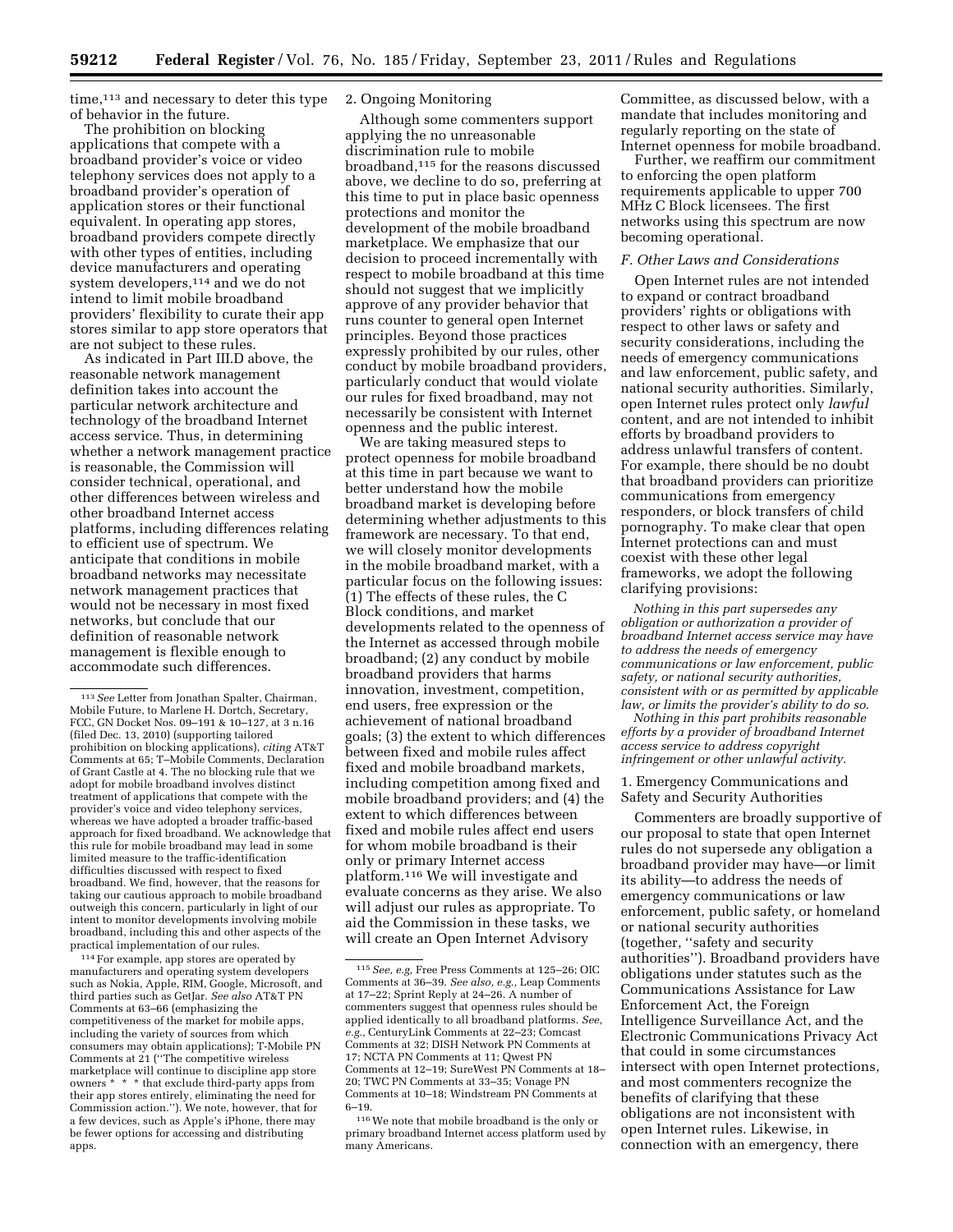time,[113] and necessary to deter this type of behavior in the future.

The prohibition on blocking applications that compete with a broadband provider's voice or video telephony services does not apply to a broadband provider's operation of application stores or their functional equivalent. In operating app stores, broadband providers compete directly with other types of entities, including device manufacturers and operating system developers,[114] and we do not intend to limit mobile broadband providers' flexibility to curate their app stores similar to app store operators that are not subject to these rules.

As indicated in Part III.D above, the reasonable network management definition takes into account the particular network architecture and technology of the broadband Internet access service. Thus, in determining whether a network management practice is reasonable, the Commission will consider technical, operational, and other differences between wireless and other broadband Internet access platforms, including differences relating to efficient use of spectrum. We anticipate that conditions in mobile broadband networks may necessitate network management practices that would not be necessary in most fixed networks, but conclude that our definition of reasonable network management is flexible enough to accommodate such differences.

2. Ongoing Monitoring

Although some commenters support applying the no unreasonable discrimination rule to mobile broadband,[115] for the reasons discussed above, we decline to do so, preferring at this time to put in place basic openness protections and monitor the development of the mobile broadband marketplace. We emphasize that our decision to proceed incrementally with respect to mobile broadband at this time should not suggest that we implicitly approve of any provider behavior that runs counter to general open Internet principles. Beyond those practices expressly prohibited by our rules, other conduct by mobile broadband providers, particularly conduct that would violate our rules for fixed broadband, may not necessarily be consistent with Internet openness and the public interest.

We are taking measured steps to protect openness for mobile broadband at this time in part because we want to better understand how the mobile broadband market is developing before determining whether adjustments to this framework are necessary. To that end, we will closely monitor developments in the mobile broadband market, with a particular focus on the following issues: (1) The effects of these rules, the C Block conditions, and market developments related to the openness of the Internet as accessed through mobile broadband; (2) any conduct by mobile broadband providers that harms innovation, investment, competition, end users, free expression or the achievement of national broadband goals; (3) the extent to which differences between fixed and mobile rules affect fixed and mobile broadband markets, including competition among fixed and mobile broadband providers; and (4) the extent to which differences between fixed and mobile rules affect end users for whom mobile broadband is their only or primary Internet access platform.[116] We will investigate and evaluate concerns as they arise. We also will adjust our rules as appropriate. To aid the Commission in these tasks, we will create an Open Internet Advisory Committee, as discussed below, with a mandate that includes monitoring and regularly reporting on the state of Internet openness for mobile broadband.

Further, we reaffirm our commitment to enforcing the open platform requirements applicable to upper 700 MHz C Block licensees. The first networks using this spectrum are now becoming operational.

### *F. Other Laws and Considerations*

Open Internet rules are not intended to expand or contract broadband providers' rights or obligations with respect to other laws or safety and security considerations, including the needs of emergency communications and law enforcement, public safety, and national security authorities. Similarly, open Internet rules protect only *lawful* content, and are not intended to inhibit efforts by broadband providers to address unlawful transfers of content. For example, there should be no doubt that broadband providers can prioritize communications from emergency responders, or block transfers of child pornography. To make clear that open Internet protections can and must coexist with these other legal frameworks, we adopt the following clarifying provisions:

*Nothing in this part supersedes any obligation or authorization a provider of broadband Internet access service may have to address the needs of emergency communications or law enforcement, public safety, or national security authorities, consistent with or as permitted by applicable law, or limits the provider's ability to do so.*

*Nothing in this part prohibits reasonable efforts by a provider of broadband Internet access service to address copyright infringement or other unlawful activity.*

1. Emergency Communications and Safety and Security Authorities

Commenters are broadly supportive of our proposal to state that open Internet rules do not supersede any obligation a broadband provider may have—or limit its ability—to address the needs of emergency communications or law enforcement, public safety, or homeland or national security authorities (together, ''safety and security authorities''). Broadband providers have obligations under statutes such as the Communications Assistance for Law Enforcement Act, the Foreign Intelligence Surveillance Act, and the Electronic Communications Privacy Act that could in some circumstances intersect with open Internet protections, and most commenters recognize the benefits of clarifying that these obligations are not inconsistent with open Internet rules. Likewise, in connection with an emergency, there

---

[113] *See* Letter from Jonathan Spalter, Chairman, Mobile Future, to Marlene H. Dortch, Secretary, FCC, GN Docket Nos. 09–191 & 10–127, at 3 n.16 (filed Dec. 13, 2010) (supporting tailored prohibition on blocking applications), *citing* AT&T Comments at 65; T–Mobile Comments, Declaration of Grant Castle at 4. The no blocking rule that we adopt for mobile broadband involves distinct treatment of applications that compete with the provider's voice and video telephony services, whereas we have adopted a broader traffic-based approach for fixed broadband. We acknowledge that this rule for mobile broadband may lead in some limited measure to the traffic-identification difficulties discussed with respect to fixed broadband. We find, however, that the reasons for taking our cautious approach to mobile broadband outweigh this concern, particularly in light of our intent to monitor developments involving mobile broadband, including this and other aspects of the practical implementation of our rules.

[114] For example, app stores are operated by manufacturers and operating system developers such as Nokia, Apple, RIM, Google, Microsoft, and third parties such as GetJar. *See also* AT&T PN Comments at 63–66 (emphasizing the competitiveness of the market for mobile apps, including the variety of sources from which consumers may obtain applications); T-Mobile PN Comments at 21 (''The competitive wireless marketplace will continue to discipline app store owners * * * that exclude third-party apps from their app stores entirely, eliminating the need for Commission action.''). We note, however, that for a few devices, such as Apple's iPhone, there may be fewer options for accessing and distributing apps.

[115] *See, e.g,* Free Press Comments at 125–26; OIC Comments at 36–39. *See also, e.g.,* Leap Comments at 17–22; Sprint Reply at 24–26. A number of commenters suggest that openness rules should be applied identically to all broadband platforms. *See, e.g.,* CenturyLink Comments at 22–23; Comcast Comments at 32; DISH Network PN Comments at 17; NCTA PN Comments at 11; Qwest PN Comments at 12–19; SureWest PN Comments at 18–20; TWC PN Comments at 33–35; Vonage PN Comments at 10–18; Windstream PN Comments at 6–19.

[116] We note that mobile broadband is the only or primary broadband Internet access platform used by many Americans.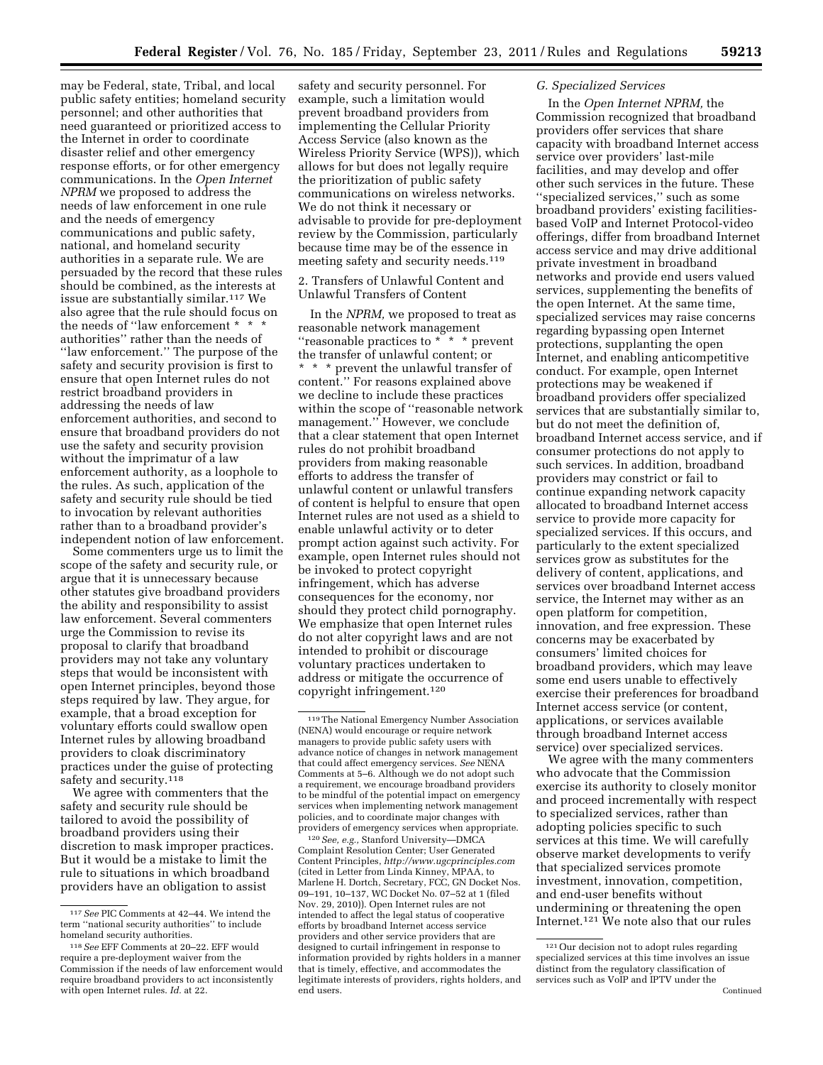may be Federal, state, Tribal, and local public safety entities; homeland security personnel; and other authorities that need guaranteed or prioritized access to the Internet in order to coordinate disaster relief and other emergency response efforts, or for other emergency communications. In the *Open Internet NPRM* we proposed to address the needs of law enforcement in one rule and the needs of emergency communications and public safety, national, and homeland security authorities in a separate rule. We are persuaded by the record that these rules should be combined, as the interests at issue are substantially similar.[117] We also agree that the rule should focus on the needs of ''law enforcement * * * authorities'' rather than the needs of ''law enforcement.'' The purpose of the safety and security provision is first to ensure that open Internet rules do not restrict broadband providers in addressing the needs of law enforcement authorities, and second to ensure that broadband providers do not use the safety and security provision without the imprimatur of a law enforcement authority, as a loophole to the rules. As such, application of the safety and security rule should be tied to invocation by relevant authorities rather than to a broadband provider's independent notion of law enforcement.

Some commenters urge us to limit the scope of the safety and security rule, or argue that it is unnecessary because other statutes give broadband providers the ability and responsibility to assist law enforcement. Several commenters urge the Commission to revise its proposal to clarify that broadband providers may not take any voluntary steps that would be inconsistent with open Internet principles, beyond those steps required by law. They argue, for example, that a broad exception for voluntary efforts could swallow open Internet rules by allowing broadband providers to cloak discriminatory practices under the guise of protecting safety and security.[118]

We agree with commenters that the safety and security rule should be tailored to avoid the possibility of broadband providers using their discretion to mask improper practices. But it would be a mistake to limit the rule to situations in which broadband providers have an obligation to assist safety and security personnel. For example, such a limitation would prevent broadband providers from implementing the Cellular Priority Access Service (also known as the Wireless Priority Service (WPS)), which allows for but does not legally require the prioritization of public safety communications on wireless networks. We do not think it necessary or advisable to provide for pre-deployment review by the Commission, particularly because time may be of the essence in meeting safety and security needs.[119]

2. Transfers of Unlawful Content and Unlawful Transfers of Content

In the *NPRM,* we proposed to treat as reasonable network management ''reasonable practices to * * * prevent the transfer of unlawful content; or * * * prevent the unlawful transfer of content.'' For reasons explained above we decline to include these practices within the scope of ''reasonable network management.'' However, we conclude that a clear statement that open Internet rules do not prohibit broadband providers from making reasonable efforts to address the transfer of unlawful content or unlawful transfers of content is helpful to ensure that open Internet rules are not used as a shield to enable unlawful activity or to deter prompt action against such activity. For example, open Internet rules should not be invoked to protect copyright infringement, which has adverse consequences for the economy, nor should they protect child pornography. We emphasize that open Internet rules do not alter copyright laws and are not intended to prohibit or discourage voluntary practices undertaken to address or mitigate the occurrence of copyright infringement.[120]

*G. Specialized Services*

In the *Open Internet NPRM,* the Commission recognized that broadband providers offer services that share capacity with broadband Internet access service over providers' last-mile facilities, and may develop and offer other such services in the future. These ''specialized services,'' such as some broadband providers' existing facilities-based VoIP and Internet Protocol-video offerings, differ from broadband Internet access service and may drive additional private investment in broadband networks and provide end users valued services, supplementing the benefits of the open Internet. At the same time, specialized services may raise concerns regarding bypassing open Internet protections, supplanting the open Internet, and enabling anticompetitive conduct. For example, open Internet protections may be weakened if broadband providers offer specialized services that are substantially similar to, but do not meet the definition of, broadband Internet access service, and if consumer protections do not apply to such services. In addition, broadband providers may constrict or fail to continue expanding network capacity allocated to broadband Internet access service to provide more capacity for specialized services. If this occurs, and particularly to the extent specialized services grow as substitutes for the delivery of content, applications, and services over broadband Internet access service, the Internet may wither as an open platform for competition, innovation, and free expression. These concerns may be exacerbated by consumers' limited choices for broadband providers, which may leave some end users unable to effectively exercise their preferences for broadband Internet access service (or content, applications, or services available through broadband Internet access service) over specialized services.

We agree with the many commenters who advocate that the Commission exercise its authority to closely monitor and proceed incrementally with respect to specialized services, rather than adopting policies specific to such services at this time. We will carefully observe market developments to verify that specialized services promote investment, innovation, competition, and end-user benefits without undermining or threatening the open Internet.[121] We note also that our rules

---

[117] *See* PIC Comments at 42–44. We intend the term ''national security authorities'' to include homeland security authorities.

[118] *See* EFF Comments at 20–22. EFF would require a pre-deployment waiver from the Commission if the needs of law enforcement would require broadband providers to act inconsistently with open Internet rules. *Id.* at 22.

[119] The National Emergency Number Association (NENA) would encourage or require network managers to provide public safety users with advance notice of changes in network management that could affect emergency services. *See* NENA Comments at 5–6. Although we do not adopt such a requirement, we encourage broadband providers to be mindful of the potential impact on emergency services when implementing network management policies, and to coordinate major changes with providers of emergency services when appropriate.

[120] *See, e.g.,* Stanford University—DMCA Complaint Resolution Center; User Generated Content Principles, *http://www.ugcprinciples.com* (cited in Letter from Linda Kinney, MPAA, to Marlene H. Dortch, Secretary, FCC, GN Docket Nos. 09–191, 10–137, WC Docket No. 07–52 at 1 (filed Nov. 29, 2010)). Open Internet rules are not intended to affect the legal status of cooperative efforts by broadband Internet access service providers and other service providers that are designed to curtail infringement in response to information provided by rights holders in a manner that is timely, effective, and accommodates the legitimate interests of providers, rights holders, and end users.

[121] Our decision not to adopt rules regarding specialized services at this time involves an issue distinct from the regulatory classification of services such as VoIP and IPTV under the

Continued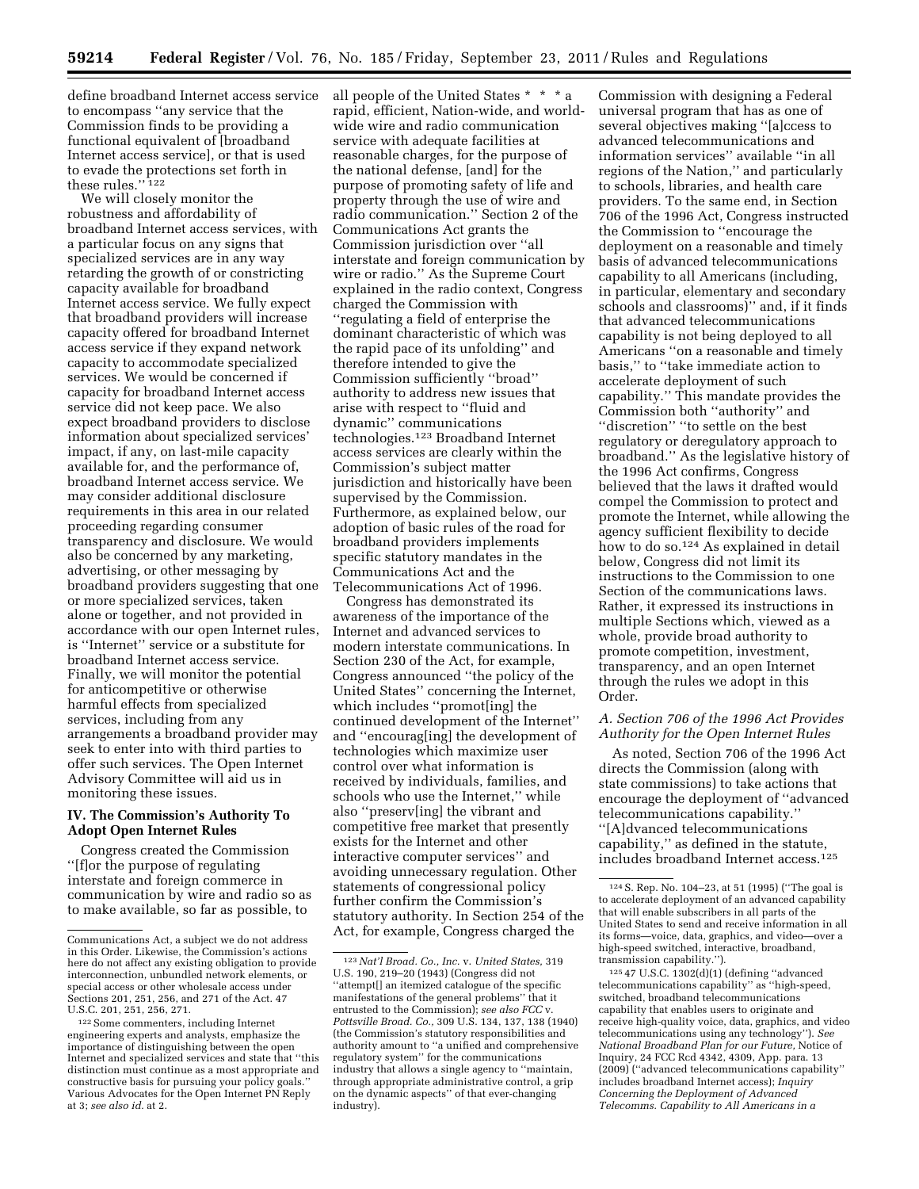define broadband Internet access service to encompass ''any service that the Commission finds to be providing a functional equivalent of [broadband Internet access service], or that is used to evade the protections set forth in these rules.''[122]

We will closely monitor the robustness and affordability of broadband Internet access services, with a particular focus on any signs that specialized services are in any way retarding the growth of or constricting capacity available for broadband Internet access service. We fully expect that broadband providers will increase capacity offered for broadband Internet access service if they expand network capacity to accommodate specialized services. We would be concerned if capacity for broadband Internet access service did not keep pace. We also expect broadband providers to disclose information about specialized services' impact, if any, on last-mile capacity available for, and the performance of, broadband Internet access service. We may consider additional disclosure requirements in this area in our related proceeding regarding consumer transparency and disclosure. We would also be concerned by any marketing, advertising, or other messaging by broadband providers suggesting that one or more specialized services, taken alone or together, and not provided in accordance with our open Internet rules, is ''Internet'' service or a substitute for broadband Internet access service. Finally, we will monitor the potential for anticompetitive or otherwise harmful effects from specialized services, including from any arrangements a broadband provider may seek to enter into with third parties to offer such services. The Open Internet Advisory Committee will aid us in monitoring these issues.

## IV. The Commission's Authority To Adopt Open Internet Rules

Congress created the Commission ''[f]or the purpose of regulating interstate and foreign commerce in communication by wire and radio so as to make available, so far as possible, to all people of the United States * * * a rapid, efficient, Nation-wide, and world-wide wire and radio communication service with adequate facilities at reasonable charges, for the purpose of the national defense, [and] for the purpose of promoting safety of life and property through the use of wire and radio communication.'' Section 2 of the Communications Act grants the Commission jurisdiction over ''all interstate and foreign communication by wire or radio.'' As the Supreme Court explained in the radio context, Congress charged the Commission with ''regulating a field of enterprise the dominant characteristic of which was the rapid pace of its unfolding'' and therefore intended to give the Commission sufficiently ''broad'' authority to address new issues that arise with respect to ''fluid and dynamic'' communications technologies.[123] Broadband Internet access services are clearly within the Commission's subject matter jurisdiction and historically have been supervised by the Commission. Furthermore, as explained below, our adoption of basic rules of the road for broadband providers implements specific statutory mandates in the Communications Act and the Telecommunications Act of 1996.

Congress has demonstrated its awareness of the importance of the Internet and advanced services to modern interstate communications. In Section 230 of the Act, for example, Congress announced ''the policy of the United States'' concerning the Internet, which includes ''promot[ing] the continued development of the Internet'' and ''encourag[ing] the development of technologies which maximize user control over what information is received by individuals, families, and schools who use the Internet,'' while also ''preserv[ing] the vibrant and competitive free market that presently exists for the Internet and other interactive computer services'' and avoiding unnecessary regulation. Other statements of congressional policy further confirm the Commission's statutory authority. In Section 254 of the Act, for example, Congress charged the Commission with designing a Federal universal program that has as one of several objectives making ''[a]ccess to advanced telecommunications and information services'' available ''in all regions of the Nation,'' and particularly to schools, libraries, and health care providers. To the same end, in Section 706 of the 1996 Act, Congress instructed the Commission to ''encourage the deployment on a reasonable and timely basis of advanced telecommunications capability to all Americans (including, in particular, elementary and secondary schools and classrooms)'' and, if it finds that advanced telecommunications capability is not being deployed to all Americans ''on a reasonable and timely basis,'' to ''take immediate action to accelerate deployment of such capability.'' This mandate provides the Commission both ''authority'' and ''discretion'' ''to settle on the best regulatory or deregulatory approach to broadband.'' As the legislative history of the 1996 Act confirms, Congress believed that the laws it drafted would compel the Commission to protect and promote the Internet, while allowing the agency sufficient flexibility to decide how to do so.[124] As explained in detail below, Congress did not limit its instructions to the Commission to one Section of the communications laws. Rather, it expressed its instructions in multiple Sections which, viewed as a whole, provide broad authority to promote competition, investment, transparency, and an open Internet through the rules we adopt in this Order.

### A. Section 706 of the 1996 Act Provides Authority for the Open Internet Rules

As noted, Section 706 of the 1996 Act directs the Commission (along with state commissions) to take actions that encourage the deployment of ''advanced telecommunications capability.'' ''[A]dvanced telecommunications capability,'' as defined in the statute, includes broadband Internet access.[125]

---

Communications Act, a subject we do not address in this Order. Likewise, the Commission's actions here do not affect any existing obligation to provide interconnection, unbundled network elements, or special access or other wholesale access under Sections 201, 251, 256, and 271 of the Act. 47 U.S.C. 201, 251, 256, 271.

[122] Some commenters, including Internet engineering experts and analysts, emphasize the importance of distinguishing between the open Internet and specialized services and state that ''this distinction must continue as a most appropriate and constructive basis for pursuing your policy goals.'' Various Advocates for the Open Internet PN Reply at 3; *see also id.* at 2.

[123] *Nat'l Broad. Co., Inc.* v. *United States,* 319 U.S. 190, 219–20 (1943) (Congress did not ''attempt[] an itemized catalogue of the specific manifestations of the general problems'' that it entrusted to the Commission); *see also FCC* v. *Pottsville Broad. Co.,* 309 U.S. 134, 137, 138 (1940) (the Commission's statutory responsibilities and authority amount to ''a unified and comprehensive regulatory system'' for the communications industry that allows a single agency to ''maintain, through appropriate administrative control, a grip on the dynamic aspects'' of that ever-changing industry).

[124] S. Rep. No. 104–23, at 51 (1995) (''The goal is to accelerate deployment of an advanced capability that will enable subscribers in all parts of the United States to send and receive information in all its forms—voice, data, graphics, and video—over a high-speed switched, interactive, broadband, transmission capability.'').

[125] 47 U.S.C. 1302(d)(1) (defining ''advanced telecommunications capability'' as ''high-speed, switched, broadband telecommunications capability that enables users to originate and receive high-quality voice, data, graphics, and video telecommunications using any technology''). *See National Broadband Plan for our Future,* Notice of Inquiry, 24 FCC Rcd 4342, 4309, App. para. 13 (2009) (''advanced telecommunications capability'' includes broadband Internet access); *Inquiry Concerning the Deployment of Advanced Telecomms. Capability to All Americans in a*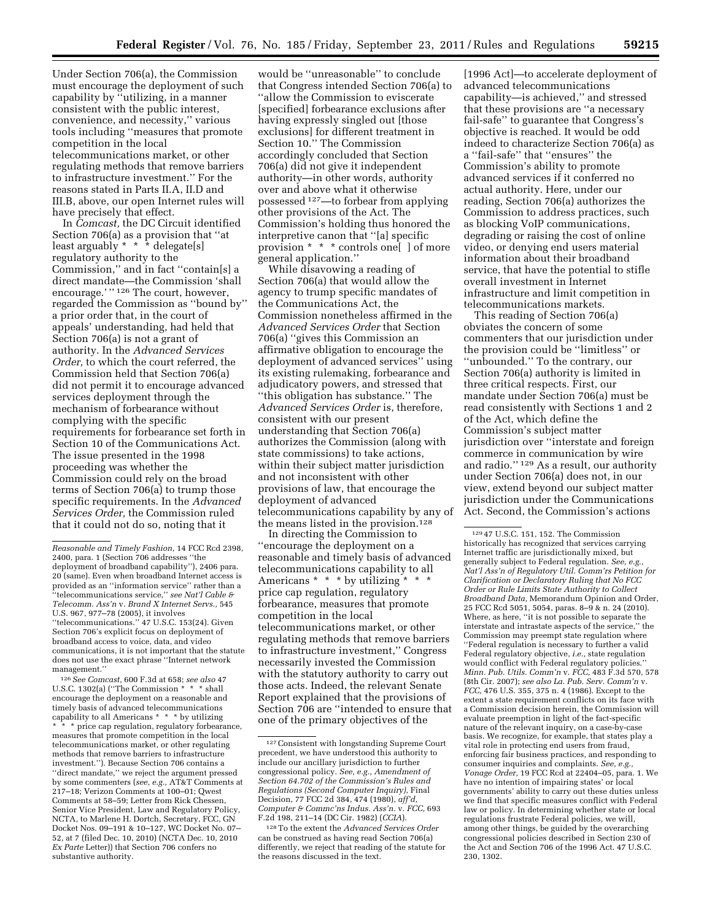Under Section 706(a), the Commission must encourage the deployment of such capability by ''utilizing, in a manner consistent with the public interest, convenience, and necessity,'' various tools including ''measures that promote competition in the local telecommunications market, or other regulating methods that remove barriers to infrastructure investment.'' For the reasons stated in Parts II.A, II.D and III.B, above, our open Internet rules will have precisely that effect.

In *Comcast,* the DC Circuit identified Section 706(a) as a provision that ''at least arguably * * * delegate[s] regulatory authority to the Commission,'' and in fact ''contain[s] a direct mandate—the Commission 'shall encourage.' '' [126] The court, however, regarded the Commission as ''bound by'' a prior order that, in the court of appeals' understanding, had held that Section 706(a) is not a grant of authority. In the *Advanced Services Order,* to which the court referred, the Commission held that Section 706(a) did not permit it to encourage advanced services deployment through the mechanism of forbearance without complying with the specific requirements for forbearance set forth in Section 10 of the Communications Act. The issue presented in the 1998 proceeding was whether the Commission could rely on the broad terms of Section 706(a) to trump those specific requirements. In the *Advanced Services Order,* the Commission ruled that it could not do so, noting that it would be ''unreasonable'' to conclude that Congress intended Section 706(a) to ''allow the Commission to eviscerate [specified] forbearance exclusions after having expressly singled out [those exclusions] for different treatment in Section 10.'' The Commission accordingly concluded that Section 706(a) did not give it independent authority—in other words, authority over and above what it otherwise possessed [127]—to forbear from applying other provisions of the Act. The Commission's holding thus honored the interpretive canon that ''[a] specific provision * * * controls one[ ] of more general application.''

While disavowing a reading of Section 706(a) that would allow the agency to trump specific mandates of the Communications Act, the Commission nonetheless affirmed in the *Advanced Services Order* that Section 706(a) ''gives this Commission an affirmative obligation to encourage the deployment of advanced services'' using its existing rulemaking, forbearance and adjudicatory powers, and stressed that ''this obligation has substance.'' The *Advanced Services Order* is, therefore, consistent with our present understanding that Section 706(a) authorizes the Commission (along with state commissions) to take actions, within their subject matter jurisdiction and not inconsistent with other provisions of law, that encourage the deployment of advanced telecommunications capability by any of the means listed in the provision.[128]

In directing the Commission to ''encourage the deployment on a reasonable and timely basis of advanced telecommunications capability to all Americans * * * by utilizing * * * price cap regulation, regulatory forbearance, measures that promote competition in the local telecommunications market, or other regulating methods that remove barriers to infrastructure investment,'' Congress necessarily invested the Commission with the statutory authority to carry out those acts. Indeed, the relevant Senate Report explained that the provisions of Section 706 are ''intended to ensure that one of the primary objectives of the [1996 Act]—to accelerate deployment of advanced telecommunications capability—is achieved,'' and stressed that these provisions are ''a necessary fail-safe'' to guarantee that Congress's objective is reached. It would be odd indeed to characterize Section 706(a) as a ''fail-safe'' that ''ensures'' the Commission's ability to promote advanced services if it conferred no actual authority. Here, under our reading, Section 706(a) authorizes the Commission to address practices, such as blocking VoIP communications, degrading or raising the cost of online video, or denying end users material information about their broadband service, that have the potential to stifle overall investment in Internet infrastructure and limit competition in telecommunications markets.

This reading of Section 706(a) obviates the concern of some commenters that our jurisdiction under the provision could be ''limitless'' or ''unbounded.'' To the contrary, our Section 706(a) authority is limited in three critical respects. First, our mandate under Section 706(a) must be read consistently with Sections 1 and 2 of the Act, which define the Commission's subject matter jurisdiction over ''interstate and foreign commerce in communication by wire and radio.'' [129] As a result, our authority under Section 706(a) does not, in our view, extend beyond our subject matter jurisdiction under the Communications Act. Second, the Commission's actions

---

*Reasonable and Timely Fashion,* 14 FCC Rcd 2398, 2400, para. 1 (Section 706 addresses ''the deployment of broadband capability''), 2406 para. 20 (same). Even when broadband Internet access is provided as an ''information service'' rather than a ''telecommunications service,'' *see Nat'l Cable & Telecomm. Ass'n* v. *Brand X Internet Servs.,* 545 U.S. 967, 977–78 (2005), it involves ''telecommunications.'' 47 U.S.C. 153(24). Given Section 706's explicit focus on deployment of broadband access to voice, data, and video communications, it is not important that the statute does not use the exact phrase ''Internet network management.''

[126] *See Comcast,* 600 F.3d at 658; *see also* 47 U.S.C. 1302(a) (''The Commission * * * shall encourage the deployment on a reasonable and timely basis of advanced telecommunications capability to all Americans * * * by utilizing * * * price cap regulation, regulatory forbearance, measures that promote competition in the local telecommunications market, or other regulating methods that remove barriers to infrastructure investment.''). Because Section 706 contains a ''direct mandate,'' we reject the argument pressed by some commenters (*see, e.g.,* AT&T Comments at 217–18; Verizon Comments at 100–01; Qwest Comments at 58–59; Letter from Rick Chessen, Senior Vice President, Law and Regulatory Policy, NCTA, to Marlene H. Dortch, Secretary, FCC, GN Docket Nos. 09–191 & 10–127, WC Docket No. 07–52, at 7 (filed Dec. 10, 2010) (NCTA Dec. 10, 2010 *Ex Parte* Letter)) that Section 706 confers no substantive authority.

[127] Consistent with longstanding Supreme Court precedent, we have understood this authority to include our ancillary jurisdiction to further congressional policy. *See, e.g., Amendment of Section 64.702 of the Commission's Rules and Regulations (Second Computer Inquiry),* Final Decision, 77 FCC 2d 384, 474 (1980), *aff'd, Computer & Commc'ns Indus. Ass'n.* v. *FCC,* 693 F.2d 198, 211–14 (DC Cir. 1982) (*CCIA*).

[128] To the extent the *Advanced Services Order* can be construed as having read Section 706(a) differently, we reject that reading of the statute for the reasons discussed in the text.

[129] 47 U.S.C. 151, 152. The Commission historically has recognized that services carrying Internet traffic are jurisdictionally mixed, but generally subject to Federal regulation. *See, e.g., Nat'l Ass'n of Regulatory Util. Comm'rs Petition for Clarification or Declaratory Ruling that No FCC Order or Rule Limits State Authority to Collect Broadband Data,* Memorandum Opinion and Order, 25 FCC Rcd 5051, 5054, paras. 8–9 & n. 24 (2010). Where, as here, ''it is not possible to separate the interstate and intrastate aspects of the service,'' the Commission may preempt state regulation where ''Federal regulation is necessary to further a valid Federal regulatory objective, *i.e.,* state regulation would conflict with Federal regulatory policies.'' *Minn. Pub. Utils. Comm'n* v. *FCC,* 483 F.3d 570, 578 (8th Cir. 2007); *see also La. Pub. Serv. Comm'n* v. *FCC,* 476 U.S. 355, 375 n. 4 (1986). Except to the extent a state requirement conflicts on its face with a Commission decision herein, the Commission will evaluate preemption in light of the fact-specific nature of the relevant inquiry, on a case-by-case basis. We recognize, for example, that states play a vital role in protecting end users from fraud, enforcing fair business practices, and responding to consumer inquiries and complaints. *See, e.g., Vonage Order,* 19 FCC Rcd at 22404–05, para. 1. We have no intention of impairing states' or local governments' ability to carry out these duties unless we find that specific measures conflict with Federal law or policy. In determining whether state or local regulations frustrate Federal policies, we will, among other things, be guided by the overarching congressional policies described in Section 230 of the Act and Section 706 of the 1996 Act. 47 U.S.C. 230, 1302.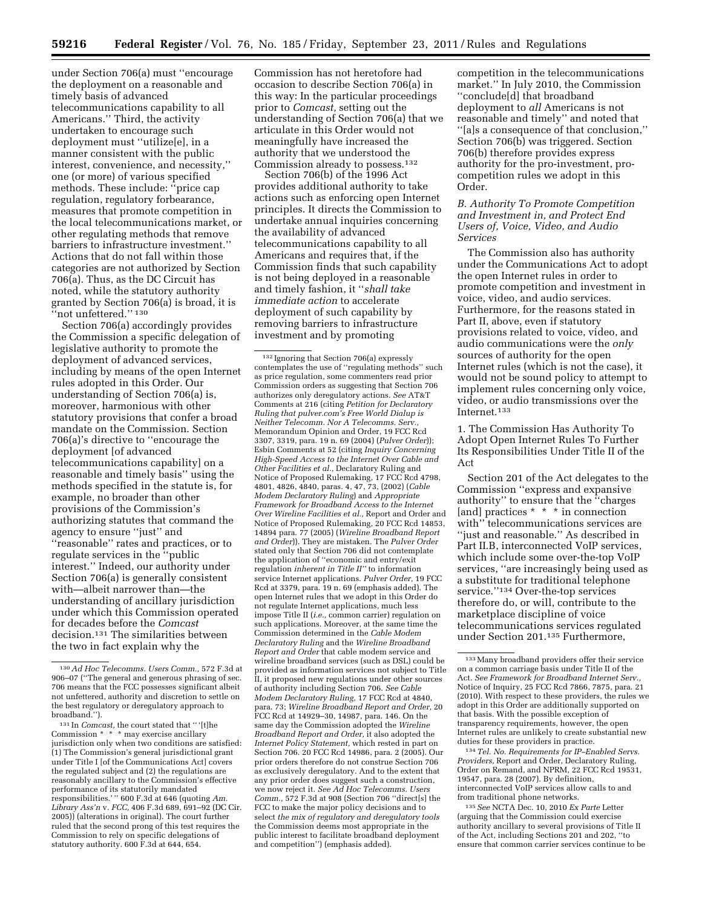under Section 706(a) must ''encourage the deployment on a reasonable and timely basis of advanced telecommunications capability to all Americans.'' Third, the activity undertaken to encourage such deployment must ''utilize[e], in a manner consistent with the public interest, convenience, and necessity,'' one (or more) of various specified methods. These include: ''price cap regulation, regulatory forbearance, measures that promote competition in the local telecommunications market, or other regulating methods that remove barriers to infrastructure investment.'' Actions that do not fall within those categories are not authorized by Section 706(a). Thus, as the DC Circuit has noted, while the statutory authority granted by Section 706(a) is broad, it is ''not unfettered.'' [130]

Section 706(a) accordingly provides the Commission a specific delegation of legislative authority to promote the deployment of advanced services, including by means of the open Internet rules adopted in this Order. Our understanding of Section 706(a) is, moreover, harmonious with other statutory provisions that confer a broad mandate on the Commission. Section 706(a)'s directive to ''encourage the deployment [of advanced telecommunications capability] on a reasonable and timely basis'' using the methods specified in the statute is, for example, no broader than other provisions of the Commission's authorizing statutes that command the agency to ensure ''just'' and ''reasonable'' rates and practices, or to regulate services in the ''public interest.'' Indeed, our authority under Section 706(a) is generally consistent with—albeit narrower than—the understanding of ancillary jurisdiction under which this Commission operated for decades before the *Comcast* decision.[131] The similarities between the two in fact explain why the Commission has not heretofore had occasion to describe Section 706(a) in this way: In the particular proceedings prior to *Comcast,* setting out the understanding of Section 706(a) that we articulate in this Order would not meaningfully have increased the authority that we understood the Commission already to possess.[132]

Section 706(b) of the 1996 Act provides additional authority to take actions such as enforcing open Internet principles. It directs the Commission to undertake annual inquiries concerning the availability of advanced telecommunications capability to all Americans and requires that, if the Commission finds that such capability is not being deployed in a reasonable and timely fashion, it ''*shall take immediate action* to accelerate deployment of such capability by removing barriers to infrastructure investment and by promoting competition in the telecommunications market.'' In July 2010, the Commission ''conclude[d] that broadband deployment to *all* Americans is not reasonable and timely'' and noted that ''[a]s a consequence of that conclusion,'' Section 706(b) was triggered. Section 706(b) therefore provides express authority for the pro-investment, pro-competition rules we adopt in this Order.

### *B. Authority To Promote Competition and Investment in, and Protect End Users of, Voice, Video, and Audio Services*

The Commission also has authority under the Communications Act to adopt the open Internet rules in order to promote competition and investment in voice, video, and audio services. Furthermore, for the reasons stated in Part II, above, even if statutory provisions related to voice, video, and audio communications were the *only* sources of authority for the open Internet rules (which is not the case), it would not be sound policy to attempt to implement rules concerning only voice, video, or audio transmissions over the Internet.[133]

#### 1. The Commission Has Authority To Adopt Open Internet Rules To Further Its Responsibilities Under Title II of the Act

Section 201 of the Act delegates to the Commission ''express and expansive authority'' to ensure that the ''charges [and] practices * * * in connection with'' telecommunications services are ''just and reasonable.'' As described in Part II.B, interconnected VoIP services, which include some over-the-top VoIP services, ''are increasingly being used as a substitute for traditional telephone service.''[134] Over-the-top services therefore do, or will, contribute to the marketplace discipline of voice telecommunications services regulated under Section 201.[135] Furthermore,

---

[130] *Ad Hoc Telecomms. Users Comm.,* 572 F.3d at 906–07 (''The general and generous phrasing of sec. 706 means that the FCC possesses significant albeit not unfettered, authority and discretion to settle on the best regulatory or deregulatory approach to broadband.'').

[131] In *Comcast,* the court stated that '' '[t]he Commission * * * may exercise ancillary jurisdiction only when two conditions are satisfied: (1) The Commission's general jurisdictional grant under Title I [of the Communications Act] covers the regulated subject and (2) the regulations are reasonably ancillary to the Commission's effective performance of its statutorily mandated responsibilities.' '' 600 F.3d at 646 (quoting *Am. Library Ass'n* v. *FCC,* 406 F.3d 689, 691–92 (DC Cir. 2005)) (alterations in original). The court further ruled that the second prong of this test requires the Commission to rely on specific delegations of statutory authority. 600 F.3d at 644, 654.

[132] Ignoring that Section 706(a) expressly contemplates the use of ''regulating methods'' such as price regulation, some commenters read prior Commission orders as suggesting that Section 706 authorizes only deregulatory actions. *See* AT&T Comments at 216 (citing *Petition for Declaratory Ruling that pulver.com's Free World Dialup is Neither Telecomm. Nor A Telecomms. Serv.,* Memorandum Opinion and Order, 19 FCC Rcd 3307, 3319, para. 19 n. 69 (2004) (*Pulver Order*)); Esbin Comments at 52 (citing *Inquiry Concerning High-Speed Access to the Internet Over Cable and Other Facilities et al.,* Declaratory Ruling and Notice of Proposed Rulemaking, 17 FCC Rcd 4798, 4801, 4826, 4840, paras. 4, 47, 73, (2002) (*Cable Modem Declaratory Ruling*) and *Appropriate Framework for Broadband Access to the Internet Over Wireline Facilities et al.,* Report and Order and Notice of Proposed Rulemaking, 20 FCC Rcd 14853, 14894 para. 77 (2005) (*Wireline Broadband Report and Order*)). They are mistaken. The *Pulver Order* stated only that Section 706 did not contemplate the application of ''economic and entry/exit regulation *inherent in Title II*'' to information service Internet applications. *Pulver Order,* 19 FCC Rcd at 3379, para. 19 n. 69 (emphasis added). The open Internet rules that we adopt in this Order do not regulate Internet applications, much less impose Title II (*i.e.,* common carrier) regulation on such applications. Moreover, at the same time the Commission determined in the *Cable Modem Declaratory Ruling* and the *Wireline Broadband Report and Order* that cable modem service and wireline broadband services (such as DSL) could be provided as information services not subject to Title II, it proposed new regulations under other sources of authority including Section 706. *See Cable Modem Declaratory Ruling,* 17 FCC Rcd at 4840, para. 73; *Wireline Broadband Report and Order,* 20 FCC Rcd at 14929–30, 14987, para. 146. On the same day the Commission adopted the *Wireline Broadband Report and Order,* it also adopted the *Internet Policy Statement,* which rested in part on Section 706. 20 FCC Rcd 14986, para. 2 (2005). Our prior orders therefore do not construe Section 706 as exclusively deregulatory. And to the extent that any prior order does suggest such a construction, we now reject it. *See Ad Hoc Telecomms. Users Comm.,* 572 F.3d at 908 (Section 706 ''direct[s] the FCC to make the major policy decisions and to select *the mix of regulatory and deregulatory tools* the Commission deems most appropriate in the public interest to facilitate broadband deployment and competition'') (emphasis added).

[133] Many broadband providers offer their service on a common carriage basis under Title II of the Act. *See Framework for Broadband Internet Serv.,* Notice of Inquiry, 25 FCC Rcd 7866, 7875, para. 21 (2010). With respect to these providers, the rules we adopt in this Order are additionally supported on that basis. With the possible exception of transparency requirements, however, the open Internet rules are unlikely to create substantial new duties for these providers in practice.

[134] *Tel. No. Requirements for IP–Enabled Servs. Providers,* Report and Order, Declaratory Ruling, Order on Remand, and NPRM, 22 FCC Rcd 19531, 19547, para. 28 (2007). By definition, interconnected VoIP services allow calls to and from traditional phone networks.

[135] *See* NCTA Dec. 10, 2010 *Ex Parte* Letter (arguing that the Commission could exercise authority ancillary to several provisions of Title II of the Act, including Sections 201 and 202, ''to ensure that common carrier services continue to be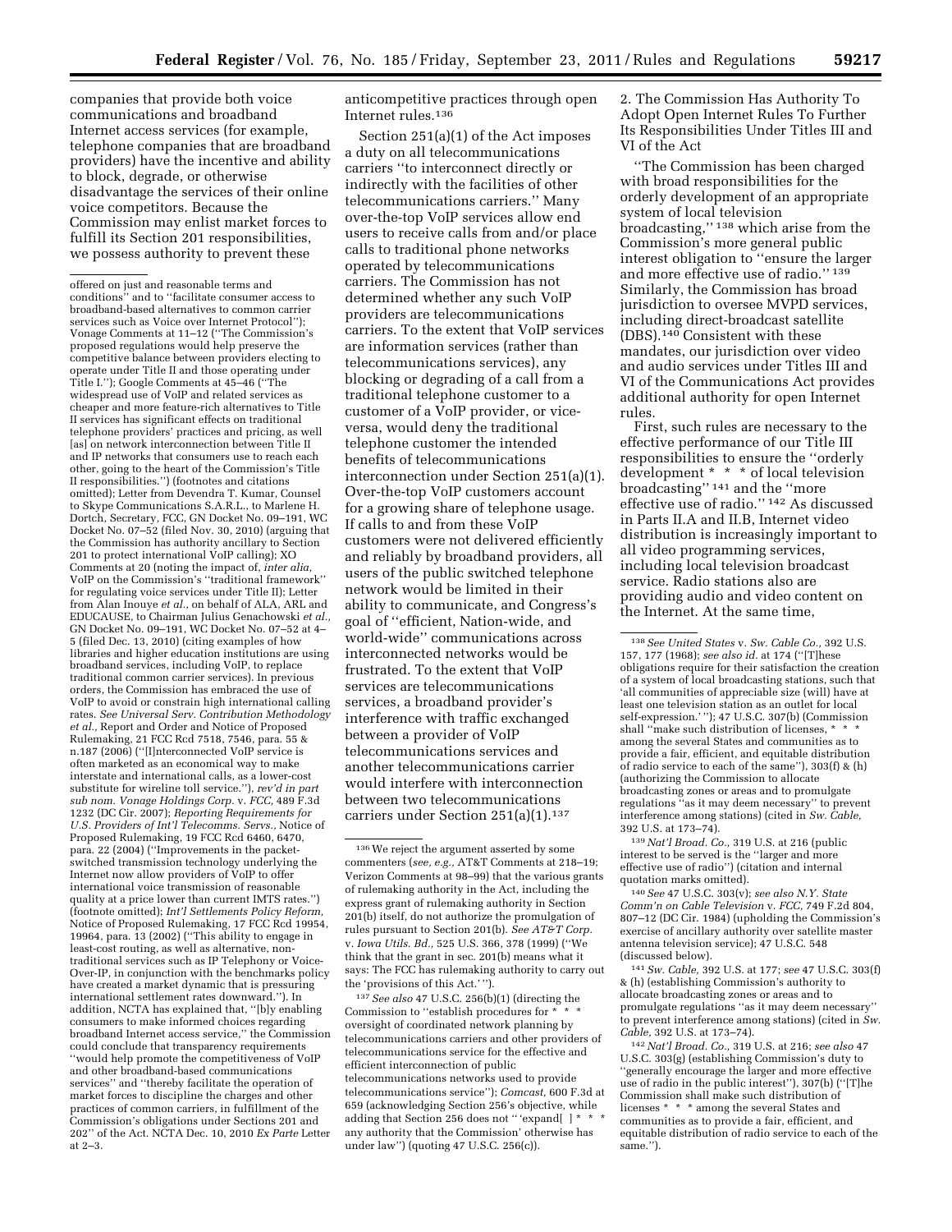companies that provide both voice communications and broadband Internet access services (for example, telephone companies that are broadband providers) have the incentive and ability to block, degrade, or otherwise disadvantage the services of their online voice competitors. Because the Commission may enlist market forces to fulfill its Section 201 responsibilities, we possess authority to prevent these anticompetitive practices through open Internet rules.[136]

Section 251(a)(1) of the Act imposes a duty on all telecommunications carriers "to interconnect directly or indirectly with the facilities of other telecommunications carriers." Many over-the-top VoIP services allow end users to receive calls from and/or place calls to traditional phone networks operated by telecommunications carriers. The Commission has not determined whether any such VoIP providers are telecommunications carriers. To the extent that VoIP services are information services (rather than telecommunications services), any blocking or degrading of a call from a traditional telephone customer to a customer of a VoIP provider, or vice-versa, would deny the traditional telephone customer the intended benefits of telecommunications interconnection under Section 251(a)(1). Over-the-top VoIP customers account for a growing share of telephone usage. If calls to and from these VoIP customers were not delivered efficiently and reliably by broadband providers, all users of the public switched telephone network would be limited in their ability to communicate, and Congress's goal of "efficient, Nation-wide, and world-wide" communications across interconnected networks would be frustrated. To the extent that VoIP services are telecommunications services, a broadband provider's interference with traffic exchanged between a provider of VoIP telecommunications services and another telecommunications carrier would interfere with interconnection between two telecommunications carriers under Section 251(a)(1).[137]

2. The Commission Has Authority To Adopt Open Internet Rules To Further Its Responsibilities Under Titles III and VI of the Act

"The Commission has been charged with broad responsibilities for the orderly development of an appropriate system of local television broadcasting," [138] which arise from the Commission's more general public interest obligation to "ensure the larger and more effective use of radio." [139] Similarly, the Commission has broad jurisdiction to oversee MVPD services, including direct-broadcast satellite (DBS).[140] Consistent with these mandates, our jurisdiction over video and audio services under Titles III and VI of the Communications Act provides additional authority for open Internet rules.

First, such rules are necessary to the effective performance of our Title III responsibilities to ensure the "orderly development * * * of local television broadcasting" [141] and the "more effective use of radio." [142] As discussed in Parts II.A and II.B, Internet video distribution is increasingly important to all video programming services, including local television broadcast service. Radio stations also are providing audio and video content on the Internet. At the same time,

---

offered on just and reasonable terms and conditions" and to "facilitate consumer access to broadband-based alternatives to common carrier services such as Voice over Internet Protocol"); Vonage Comments at 11–12 ("The Commission's proposed regulations would help preserve the competitive balance between providers electing to operate under Title II and those operating under Title I."); Google Comments at 45–46 ("The widespread use of VoIP and related services as cheaper and more feature-rich alternatives to Title II services has significant effects on traditional telephone providers' practices and pricing, as well [as] on network interconnection between Title II and IP networks that consumers use to reach each other, going to the heart of the Commission's Title II responsibilities.") (footnotes and citations omitted); Letter from Devendra T. Kumar, Counsel to Skype Communications S.A.R.L., to Marlene H. Dortch, Secretary, FCC, GN Docket No. 09–191, WC Docket No. 07–52 (filed Nov. 30, 2010) (arguing that the Commission has authority ancillary to Section 201 to protect international VoIP calling); XO Comments at 20 (noting the impact of, *inter alia,* VoIP on the Commission's "traditional framework" for regulating voice services under Title II); Letter from Alan Inouye *et al.,* on behalf of ALA, ARL and EDUCAUSE, to Chairman Julius Genachowski *et al.,* GN Docket No. 09–191, WC Docket No. 07–52 at 4–5 (filed Dec. 13, 2010) (citing examples of how libraries and higher education institutions are using broadband services, including VoIP, to replace traditional common carrier services). In previous orders, the Commission has embraced the use of VoIP to avoid or constrain high international calling rates. *See Universal Serv. Contribution Methodology et al.,* Report and Order and Notice of Proposed Rulemaking, 21 FCC Rcd 7518, 7546, para. 55 & n.187 (2006) ("[I]nterconnected VoIP service is often marketed as an economical way to make interstate and international calls, as a lower-cost substitute for wireline toll service."), *rev'd in part sub nom. Vonage Holdings Corp.* v. *FCC,* 489 F.3d 1232 (DC Cir. 2007); *Reporting Requirements for U.S. Providers of Int'l Telecomms. Servs.,* Notice of Proposed Rulemaking, 19 FCC Rcd 6460, 6470, para. 22 (2004) ("Improvements in the packet-switched transmission technology underlying the Internet now allow providers of VoIP to offer international voice transmission of reasonable quality at a price lower than current IMTS rates.") (footnote omitted); *Int'l Settlements Policy Reform,* Notice of Proposed Rulemaking, 17 FCC Rcd 19954, 19964, para. 13 (2002) ("This ability to engage in least-cost routing, as well as alternative, non-traditional services such as IP Telephony or Voice-Over-IP, in conjunction with the benchmarks policy have created a market dynamic that is pressuring international settlement rates downward."). In addition, NCTA has explained that, "[b]y enabling consumers to make informed choices regarding broadband Internet access service," the Commission could conclude that transparency requirements "would help promote the competitiveness of VoIP and other broadband-based communications services" and "thereby facilitate the operation of market forces to discipline the charges and other practices of common carriers, in fulfillment of the Commission's obligations under Sections 201 and 202" of the Act. NCTA Dec. 10, 2010 *Ex Parte* Letter at 2–3.

[136] We reject the argument asserted by some commenters (*see, e.g.,* AT&T Comments at 218–19; Verizon Comments at 98–99) that the various grants of rulemaking authority in the Act, including the express grant of rulemaking authority in Section 201(b) itself, do not authorize the promulgation of rules pursuant to Section 201(b). *See AT&T Corp.* v. *Iowa Utils. Bd.,* 525 U.S. 366, 378 (1999) ("We think that the grant in sec. 201(b) means what it says: The FCC has rulemaking authority to carry out the 'provisions of this Act.' ").

[137] *See also* 47 U.S.C. 256(b)(1) (directing the Commission to "establish procedures for * * * oversight of coordinated network planning by telecommunications carriers and other providers of telecommunications service for the effective and efficient interconnection of public telecommunications networks used to provide telecommunications service"); *Comcast,* 600 F.3d at 659 (acknowledging Section 256's objective, while adding that Section 256 does not " 'expand[ ] * * * any authority that the Commission' otherwise has under law") (quoting 47 U.S.C. 256(c)).

[138] *See United States* v. *Sw. Cable Co.,* 392 U.S. 157, 177 (1968); *see also id.* at 174 ("[T]hese obligations require for their satisfaction the creation of a system of local broadcasting stations, such that 'all communities of appreciable size (will) have at least one television station as an outlet for local self-expression.' "); 47 U.S.C. 307(b) (Commission shall "make such distribution of licenses, * * * among the several States and communities as to provide a fair, efficient, and equitable distribution of radio service to each of the same"), 303(f) & (h) (authorizing the Commission to allocate broadcasting zones or areas and to promulgate regulations "as it may deem necessary" to prevent interference among stations) (cited in *Sw. Cable,* 392 U.S. at 173–74).

[139] *Nat'l Broad. Co.,* 319 U.S. at 216 (public interest to be served is the "larger and more effective use of radio") (citation and internal quotation marks omitted).

[140] *See* 47 U.S.C. 303(v); *see also N.Y. State Comm'n on Cable Television* v. *FCC,* 749 F.2d 804, 807–12 (DC Cir. 1984) (upholding the Commission's exercise of ancillary authority over satellite master antenna television service); 47 U.S.C. 548 (discussed below).

[141] *Sw. Cable,* 392 U.S. at 177; *see* 47 U.S.C. 303(f) & (h) (establishing Commission's authority to allocate broadcasting zones or areas and to promulgate regulations "as it may deem necessary" to prevent interference among stations) (cited in *Sw. Cable,* 392 U.S. at 173–74).

[142] *Nat'l Broad. Co.,* 319 U.S. at 216; *see also* 47 U.S.C. 303(g) (establishing Commission's duty to "generally encourage the larger and more effective use of radio in the public interest"), 307(b) ("[T]he Commission shall make such distribution of licenses * * * among the several States and communities as to provide a fair, efficient, and equitable distribution of radio service to each of the same.").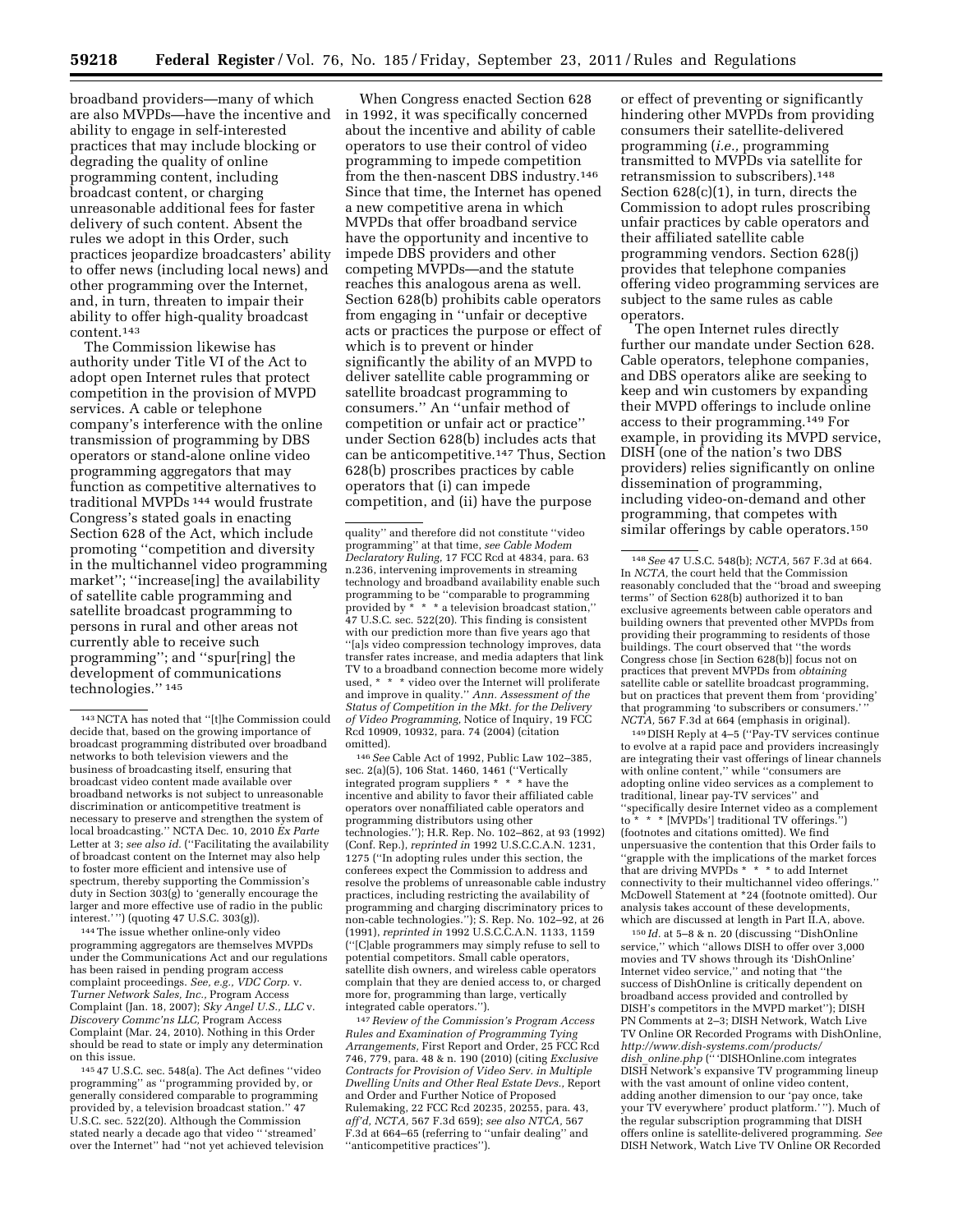broadband providers—many of which are also MVPDs—have the incentive and ability to engage in self-interested practices that may include blocking or degrading the quality of online programming content, including broadcast content, or charging unreasonable additional fees for faster delivery of such content. Absent the rules we adopt in this Order, such practices jeopardize broadcasters' ability to offer news (including local news) and other programming over the Internet, and, in turn, threaten to impair their ability to offer high-quality broadcast content.[143]

The Commission likewise has authority under Title VI of the Act to adopt open Internet rules that protect competition in the provision of MVPD services. A cable or telephone company's interference with the online transmission of programming by DBS operators or stand-alone online video programming aggregators that may function as competitive alternatives to traditional MVPDs [144] would frustrate Congress's stated goals in enacting Section 628 of the Act, which include promoting ''competition and diversity in the multichannel video programming market''; ''increase[ing] the availability of satellite cable programming and satellite broadcast programming to persons in rural and other areas not currently able to receive such programming''; and ''spur[ring] the development of communications technologies.'' [145]

When Congress enacted Section 628 in 1992, it was specifically concerned about the incentive and ability of cable operators to use their control of video programming to impede competition from the then-nascent DBS industry.[146] Since that time, the Internet has opened a new competitive arena in which MVPDs that offer broadband service have the opportunity and incentive to impede DBS providers and other competing MVPDs—and the statute reaches this analogous arena as well. Section 628(b) prohibits cable operators from engaging in ''unfair or deceptive acts or practices the purpose or effect of which is to prevent or hinder significantly the ability of an MVPD to deliver satellite cable programming or satellite broadcast programming to consumers.'' An ''unfair method of competition or unfair act or practice'' under Section 628(b) includes acts that can be anticompetitive.[147] Thus, Section 628(b) proscribes practices by cable operators that (i) can impede competition, and (ii) have the purpose or effect of preventing or significantly hindering other MVPDs from providing consumers their satellite-delivered programming (*i.e.*, programming transmitted to MVPDs via satellite for retransmission to subscribers).[148] Section 628(c)(1), in turn, directs the Commission to adopt rules proscribing unfair practices by cable operators and their affiliated satellite cable programming vendors. Section 628(j) provides that telephone companies offering video programming services are subject to the same rules as cable operators.

The open Internet rules directly further our mandate under Section 628. Cable operators, telephone companies, and DBS operators alike are seeking to keep and win customers by expanding their MVPD offerings to include online access to their programming.[149] For example, in providing its MVPD service, DISH (one of the nation's two DBS providers) relies significantly on online dissemination of programming, including video-on-demand and other programming, that competes with similar offerings by cable operators.[150]

---

[143] NCTA has noted that ''[t]he Commission could decide that, based on the growing importance of broadcast programming distributed over broadband networks to both television viewers and the business of broadcasting itself, ensuring that broadcast video content made available over broadband networks is not subject to unreasonable discrimination or anticompetitive treatment is necessary to preserve and strengthen the system of local broadcasting.'' NCTA Dec. 10, 2010 *Ex Parte* Letter at 3; *see also id.* (''Facilitating the availability of broadcast content on the Internet may also help to foster more efficient and intensive use of spectrum, thereby supporting the Commission's duty in Section 303(g) to 'generally encourage the larger and more effective use of radio in the public interest.' '') (quoting 47 U.S.C. 303(g)).

[144] The issue whether online-only video programming aggregators are themselves MVPDs under the Communications Act and our regulations has been raised in pending program access complaint proceedings. *See, e.g., VDC Corp.* v. *Turner Network Sales, Inc.,* Program Access Complaint (Jan. 18, 2007); *Sky Angel U.S., LLC* v. *Discovery Commc'ns LLC,* Program Access Complaint (Mar. 24, 2010). Nothing in this Order should be read to state or imply any determination on this issue.

[145] 47 U.S.C. sec. 548(a). The Act defines ''video programming'' as ''programming provided by, or generally considered comparable to programming provided by, a television broadcast station.'' 47 U.S.C. sec. 522(20). Although the Commission stated nearly a decade ago that video '' 'streamed' over the Internet'' had ''not yet achieved television quality'' and therefore did not constitute ''video programming'' at that time, *see Cable Modem Declaratory Ruling,* 17 FCC Rcd at 4834, para. 63 n.236, intervening improvements in streaming technology and broadband availability enable such programming to be ''comparable to programming provided by * * * a television broadcast station,'' 47 U.S.C. sec. 522(20). This finding is consistent with our prediction more than five years ago that ''[a]s video compression technology improves, data transfer rates increase, and media adapters that link TV to a broadband connection become more widely used, * * * video over the Internet will proliferate and improve in quality.'' *Ann. Assessment of the Status of Competition in the Mkt. for the Delivery of Video Programming,* Notice of Inquiry, 19 FCC Rcd 10909, 10932, para. 74 (2004) (citation omitted).

[146] *See* Cable Act of 1992, Public Law 102–385, sec. 2(a)(5), 106 Stat. 1460, 1461 (''Vertically integrated program suppliers * * * have the incentive and ability to favor their affiliated cable operators over nonaffiliated cable operators and programming distributors using other technologies.''); H.R. Rep. No. 102–862, at 93 (1992) (Conf. Rep.), *reprinted in* 1992 U.S.C.C.A.N. 1231, 1275 (''In adopting rules under this section, the conferees expect the Commission to address and resolve the problems of unreasonable cable industry practices, including restricting the availability of programming and charging discriminatory prices to non-cable technologies.''); S. Rep. No. 102–92, at 26 (1991), *reprinted in* 1992 U.S.C.C.A.N. 1133, 1159 (''[C]able programmers may simply refuse to sell to potential competitors. Small cable operators, satellite dish owners, and wireless cable operators complain that they are denied access to, or charged more for, programming than large, vertically integrated cable operators.'').

[147] *Review of the Commission's Program Access Rules and Examination of Programming Tying Arrangements,* First Report and Order, 25 FCC Rcd 746, 779, para. 48 & n. 190 (2010) (citing *Exclusive Contracts for Provision of Video Serv. in Multiple Dwelling Units and Other Real Estate Devs.,* Report and Order and Further Notice of Proposed Rulemaking, 22 FCC Rcd 20235, 20255, para. 43, *aff'd, NCTA,* 567 F.3d 659); *see also NTCA,* 567 F.3d at 664–65 (referring to ''unfair dealing'' and ''anticompetitive practices'').

[148] *See* 47 U.S.C. 548(b); *NCTA,* 567 F.3d at 664. In *NCTA,* the court held that the Commission reasonably concluded that the ''broad and sweeping terms'' of Section 628(b) authorized it to ban exclusive agreements between cable operators and building owners that prevented other MVPDs from providing their programming to residents of those buildings. The court observed that ''the words Congress chose [in Section 628(b)] focus not on practices that prevent MVPDs from *obtaining* satellite cable or satellite broadcast programming, but on practices that prevent them from 'providing' that programming 'to subscribers or consumers.' '' *NCTA,* 567 F.3d at 664 (emphasis in original).

[149] DISH Reply at 4–5 (''Pay-TV services continue to evolve at a rapid pace and providers increasingly are integrating their vast offerings of linear channels with online content,'' while ''consumers are adopting online video services as a complement to traditional, linear pay-TV services'' and ''specifically desire Internet video as a complement to * * * [MVPDs'] traditional TV offerings.'') (footnotes and citations omitted). We find unpersuasive the contention that this Order fails to ''grapple with the implications of the market forces that are driving MVPDs * * * to add Internet connectivity to their multichannel video offerings.'' McDowell Statement at *24 (footnote omitted). Our analysis takes account of these developments, which are discussed at length in Part II.A, above.

[150] *Id.* at 5–8 & n. 20 (discussing ''DishOnline service,'' which ''allows DISH to offer over 3,000 movies and TV shows through its 'DishOnline' Internet video service,'' and noting that ''the success of DishOnline is critically dependent on broadband access provided and controlled by DISH's competitors in the MVPD market''); DISH PN Comments at 2–3; DISH Network, Watch Live TV Online OR Recorded Programs with DishOnline, *http://www.dish-systems.com/products/dish_online.php* ('' 'DISHOnline.com integrates DISH Network's expansive TV programming lineup with the vast amount of online video content, adding another dimension to our 'pay once, take your TV everywhere' product platform.' ''). Much of the regular subscription programming that DISH offers online is satellite-delivered programming. *See* DISH Network, Watch Live TV Online OR Recorded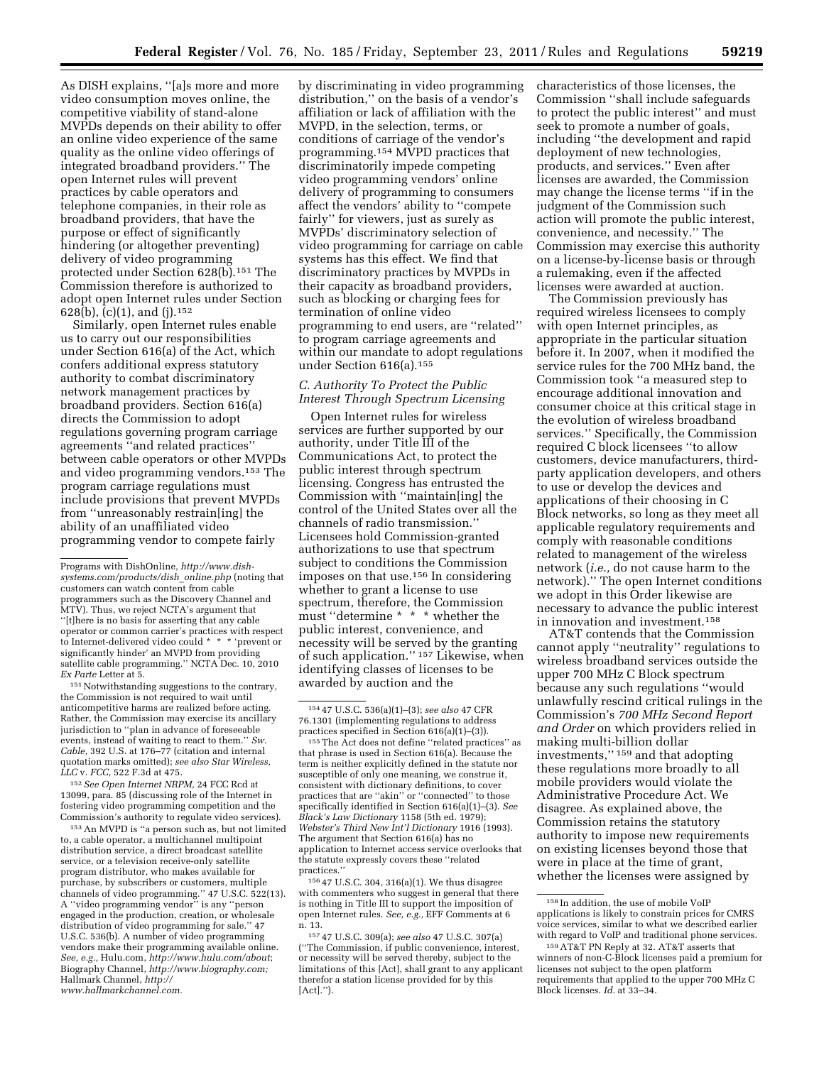As DISH explains, ''[a]s more and more video consumption moves online, the competitive viability of stand-alone MVPDs depends on their ability to offer an online video experience of the same quality as the online video offerings of integrated broadband providers.'' The open Internet rules will prevent practices by cable operators and telephone companies, in their role as broadband providers, that have the purpose or effect of significantly hindering (or altogether preventing) delivery of video programming protected under Section 628(b).[151] The Commission therefore is authorized to adopt open Internet rules under Section 628(b), (c)(1), and (j).[152]

Similarly, open Internet rules enable us to carry out our responsibilities under Section 616(a) of the Act, which confers additional express statutory authority to combat discriminatory network management practices by broadband providers. Section 616(a) directs the Commission to adopt regulations governing program carriage agreements ''and related practices'' between cable operators or other MVPDs and video programming vendors.[153] The program carriage regulations must include provisions that prevent MVPDs from ''unreasonably restrain[ing] the ability of an unaffiliated video programming vendor to compete fairly by discriminating in video programming distribution,'' on the basis of a vendor's affiliation or lack of affiliation with the MVPD, in the selection, terms, or conditions of carriage of the vendor's programming.[154] MVPD practices that discriminatorily impede competing video programming vendors' online delivery of programming to consumers affect the vendors' ability to ''compete fairly'' for viewers, just as surely as MVPDs' discriminatory selection of video programming for carriage on cable systems has this effect. We find that discriminatory practices by MVPDs in their capacity as broadband providers, such as blocking or charging fees for termination of online video programming to end users, are ''related'' to program carriage agreements and within our mandate to adopt regulations under Section 616(a).[155]

### *C. Authority To Protect the Public Interest Through Spectrum Licensing*

Open Internet rules for wireless services are further supported by our authority, under Title III of the Communications Act, to protect the public interest through spectrum licensing. Congress has entrusted the Commission with ''maintain[ing] the control of the United States over all the channels of radio transmission.'' Licensees hold Commission-granted authorizations to use that spectrum subject to conditions the Commission imposes on that use.[156] In considering whether to grant a license to use spectrum, therefore, the Commission must ''determine * * * whether the public interest, convenience, and necessity will be served by the granting of such application.'' [157] Likewise, when identifying classes of licenses to be awarded by auction and the characteristics of those licenses, the Commission ''shall include safeguards to protect the public interest'' and must seek to promote a number of goals, including ''the development and rapid deployment of new technologies, products, and services.'' Even after licenses are awarded, the Commission may change the license terms ''if in the judgment of the Commission such action will promote the public interest, convenience, and necessity.'' The Commission may exercise this authority on a license-by-license basis or through a rulemaking, even if the affected licenses were awarded at auction.

The Commission previously has required wireless licensees to comply with open Internet principles, as appropriate in the particular situation before it. In 2007, when it modified the service rules for the 700 MHz band, the Commission took ''a measured step to encourage additional innovation and consumer choice at this critical stage in the evolution of wireless broadband services.'' Specifically, the Commission required C block licensees ''to allow customers, device manufacturers, third-party application developers, and others to use or develop the devices and applications of their choosing in C Block networks, so long as they meet all applicable regulatory requirements and comply with reasonable conditions related to management of the wireless network (*i.e.,* do not cause harm to the network).'' The open Internet conditions we adopt in this Order likewise are necessary to advance the public interest in innovation and investment.[158]

AT&T contends that the Commission cannot apply ''neutrality'' regulations to wireless broadband services outside the upper 700 MHz C Block spectrum because any such regulations ''would unlawfully rescind critical rulings in the Commission's *700 MHz Second Report and Order* on which providers relied in making multi-billion dollar investments,'' [159] and that adopting these regulations more broadly to all mobile providers would violate the Administrative Procedure Act. We disagree. As explained above, the Commission retains the statutory authority to impose new requirements on existing licenses beyond those that were in place at the time of grant, whether the licenses were assigned by

---

Programs with DishOnline, *http://www.dish-systems.com/products/dish_online.php* (noting that customers can watch content from cable programmers such as the Discovery Channel and MTV). Thus, we reject NCTA's argument that ''[t]here is no basis for asserting that any cable operator or common carrier's practices with respect to Internet-delivered video could * * * 'prevent or significantly hinder' an MVPD from providing satellite cable programming.'' NCTA Dec. 10, 2010 *Ex Parte* Letter at 5.

[151] Notwithstanding suggestions to the contrary, the Commission is not required to wait until anticompetitive harms are realized before acting. Rather, the Commission may exercise its ancillary jurisdiction to ''plan in advance of foreseeable events, instead of waiting to react to them.'' *Sw. Cable,* 392 U.S. at 176–77 (citation and internal quotation marks omitted); *see also Star Wireless, LLC* v. *FCC,* 522 F.3d at 475.

[152] *See Open Internet NRPM,* 24 FCC Rcd at 13099, para. 85 (discussing role of the Internet in fostering video programming competition and the Commission's authority to regulate video services).

[153] An MVPD is ''a person such as, but not limited to, a cable operator, a multichannel multipoint distribution service, a direct broadcast satellite service, or a television receive-only satellite program distributor, who makes available for purchase, by subscribers or customers, multiple channels of video programming.'' 47 U.S.C. 522(13). A ''video programming vendor'' is any ''person engaged in the production, creation, or wholesale distribution of video programming for sale.'' 47 U.S.C. 536(b). A number of video programming vendors make their programming available online. *See, e.g.,* Hulu.com, *http://www.hulu.com/about*; Biography Channel, *http://www.biography.com;* Hallmark Channel, *http://www.hallmarkchannel.com.*

[154] 47 U.S.C. 536(a)(1)–(3); *see also* 47 CFR 76.1301 (implementing regulations to address practices specified in Section 616(a)(1)–(3)).

[155] The Act does not define ''related practices'' as that phrase is used in Section 616(a). Because the term is neither explicitly defined in the statute nor susceptible of only one meaning, we construe it, consistent with dictionary definitions, to cover practices that are ''akin'' or ''connected'' to those specifically identified in Section 616(a)(1)–(3). *See Black's Law Dictionary* 1158 (5th ed. 1979); *Webster's Third New Int'l Dictionary* 1916 (1993). The argument that Section 616(a) has no application to Internet access service overlooks that the statute expressly covers these ''related practices.''

[156] 47 U.S.C. 304, 316(a)(1). We thus disagree with commenters who suggest in general that there is nothing in Title III to support the imposition of open Internet rules. *See, e.g.,* EFF Comments at 6 n. 13.

[157] 47 U.S.C. 309(a); *see also* 47 U.S.C. 307(a) (''The Commission, if public convenience, interest, or necessity will be served thereby, subject to the limitations of this [Act], shall grant to any applicant therefor a station license provided for by this [Act].'').

[158] In addition, the use of mobile VoIP applications is likely to constrain prices for CMRS voice services, similar to what we described earlier with regard to VoIP and traditional phone services.

[159] AT&T PN Reply at 32. AT&T asserts that winners of non-C-Block licenses paid a premium for licenses not subject to the open platform requirements that applied to the upper 700 MHz C Block licenses. *Id.* at 33–34.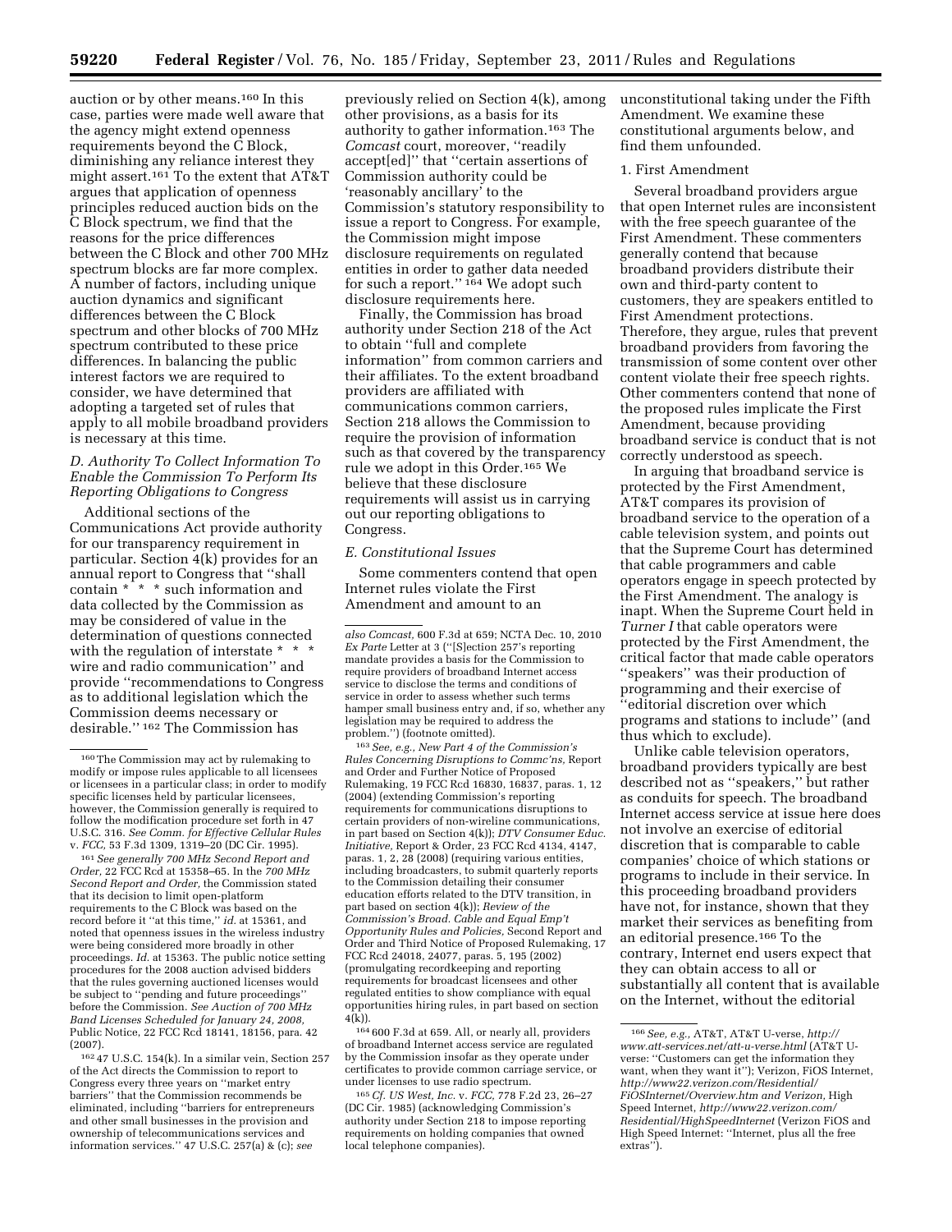auction or by other means.[160] In this case, parties were made well aware that the agency might extend openness requirements beyond the C Block, diminishing any reliance interest they might assert.[161] To the extent that AT&T argues that application of openness principles reduced auction bids on the C Block spectrum, we find that the reasons for the price differences between the C Block and other 700 MHz spectrum blocks are far more complex. A number of factors, including unique auction dynamics and significant differences between the C Block spectrum and other blocks of 700 MHz spectrum contributed to these price differences. In balancing the public interest factors we are required to consider, we have determined that adopting a targeted set of rules that apply to all mobile broadband providers is necessary at this time.

### D. Authority To Collect Information To Enable the Commission To Perform Its Reporting Obligations to Congress

Additional sections of the Communications Act provide authority for our transparency requirement in particular. Section 4(k) provides for an annual report to Congress that ''shall contain * * * such information and data collected by the Commission as may be considered of value in the determination of questions connected with the regulation of interstate * * * wire and radio communication'' and provide ''recommendations to Congress as to additional legislation which the Commission deems necessary or desirable.'' [162] The Commission has previously relied on Section 4(k), among other provisions, as a basis for its authority to gather information.[163] The *Comcast* court, moreover, ''readily accept[ed]'' that ''certain assertions of Commission authority could be 'reasonably ancillary' to the Commission's statutory responsibility to issue a report to Congress. For example, the Commission might impose disclosure requirements on regulated entities in order to gather data needed for such a report.'' [164] We adopt such disclosure requirements here.

Finally, the Commission has broad authority under Section 218 of the Act to obtain ''full and complete information'' from common carriers and their affiliates. To the extent broadband providers are affiliated with communications common carriers, Section 218 allows the Commission to require the provision of information such as that covered by the transparency rule we adopt in this Order.[165] We believe that these disclosure requirements will assist us in carrying out our reporting obligations to Congress.

### E. Constitutional Issues

Some commenters contend that open Internet rules violate the First Amendment and amount to an unconstitutional taking under the Fifth Amendment. We examine these constitutional arguments below, and find them unfounded.

#### 1. First Amendment

Several broadband providers argue that open Internet rules are inconsistent with the free speech guarantee of the First Amendment. These commenters generally contend that because broadband providers distribute their own and third-party content to customers, they are speakers entitled to First Amendment protections. Therefore, they argue, rules that prevent broadband providers from favoring the transmission of some content over other content violate their free speech rights. Other commenters contend that none of the proposed rules implicate the First Amendment, because providing broadband service is conduct that is not correctly understood as speech.

In arguing that broadband service is protected by the First Amendment, AT&T compares its provision of broadband service to the operation of a cable television system, and points out that the Supreme Court has determined that cable programmers and cable operators engage in speech protected by the First Amendment. The analogy is inapt. When the Supreme Court held in *Turner I* that cable operators were protected by the First Amendment, the critical factor that made cable operators ''speakers'' was their production of programming and their exercise of ''editorial discretion over which programs and stations to include'' (and thus which to exclude).

Unlike cable television operators, broadband providers typically are best described not as ''speakers,'' but rather as conduits for speech. The broadband Internet access service at issue here does not involve an exercise of editorial discretion that is comparable to cable companies' choice of which stations or programs to include in their service. In this proceeding broadband providers have not, for instance, shown that they market their services as benefiting from an editorial presence.[166] To the contrary, Internet end users expect that they can obtain access to all or substantially all content that is available on the Internet, without the editorial

---

[160] The Commission may act by rulemaking to modify or impose rules applicable to all licensees or licensees in a particular class; in order to modify specific licenses held by particular licensees, however, the Commission generally is required to follow the modification procedure set forth in 47 U.S.C. 316. *See Comm. for Effective Cellular Rules* v. *FCC,* 53 F.3d 1309, 1319–20 (DC Cir. 1995).

[161] *See generally 700 MHz Second Report and Order,* 22 FCC Rcd at 15358–65. In the *700 MHz Second Report and Order,* the Commission stated that its decision to limit open-platform requirements to the C Block was based on the record before it ''at this time,'' *id.* at 15361, and noted that openness issues in the wireless industry were being considered more broadly in other proceedings. *Id.* at 15363. The public notice setting procedures for the 2008 auction advised bidders that the rules governing auctioned licenses would be subject to ''pending and future proceedings'' before the Commission. *See Auction of 700 MHz Band Licenses Scheduled for January 24, 2008,* Public Notice, 22 FCC Rcd 18141, 18156, para. 42 (2007).

[162] 47 U.S.C. 154(k). In a similar vein, Section 257 of the Act directs the Commission to report to Congress every three years on ''market entry barriers'' that the Commission recommends be eliminated, including ''barriers for entrepreneurs and other small businesses in the provision and ownership of telecommunications services and information services.'' 47 U.S.C. 257(a) & (c); *see also Comcast,* 600 F.3d at 659; NCTA Dec. 10, 2010 *Ex Parte* Letter at 3 (''[S]ection 257's reporting mandate provides a basis for the Commission to require providers of broadband Internet access service to disclose the terms and conditions of service in order to assess whether such terms hamper small business entry and, if so, whether any legislation may be required to address the problem.'') (footnote omitted).

[163] *See, e.g., New Part 4 of the Commission's Rules Concerning Disruptions to Commc'ns,* Report and Order and Further Notice of Proposed Rulemaking, 19 FCC Rcd 16830, 16837, paras. 1, 12 (2004) (extending Commission's reporting requirements for communications disruptions to certain providers of non-wireline communications, in part based on Section 4(k)); *DTV Consumer Educ. Initiative,* Report & Order, 23 FCC Rcd 4134, 4147, paras. 1, 2, 28 (2008) (requiring various entities, including broadcasters, to submit quarterly reports to the Commission detailing their consumer education efforts related to the DTV transition, in part based on section 4(k)); *Review of the Commission's Broad. Cable and Equal Emp't Opportunity Rules and Policies,* Second Report and Order and Third Notice of Proposed Rulemaking, 17 FCC Rcd 24018, 24077, paras. 5, 195 (2002) (promulgating recordkeeping and reporting requirements for broadcast licensees and other regulated entities to show compliance with equal opportunities hiring rules, in part based on section 4(k)).

[164] 600 F.3d at 659. All, or nearly all, providers of broadband Internet access service are regulated by the Commission insofar as they operate under certificates to provide common carriage service, or under licenses to use radio spectrum.

[165] *Cf. US West, Inc.* v. *FCC,* 778 F.2d 23, 26–27 (DC Cir. 1985) (acknowledging Commission's authority under Section 218 to impose reporting requirements on holding companies that owned local telephone companies).

[166] *See, e.g.,* AT&T, AT&T U-verse, *http://www.att-services.net/att-u-verse.html* (AT&T U-verse: ''Customers can get the information they want, when they want it''); Verizon, FiOS Internet, *http://www22.verizon.com/Residential/FiOSInternet/Overview.htm and Verizon,* High Speed Internet, *http://www22.verizon.com/Residential/HighSpeedInternet* (Verizon FiOS and High Speed Internet: ''Internet, plus all the free extras'').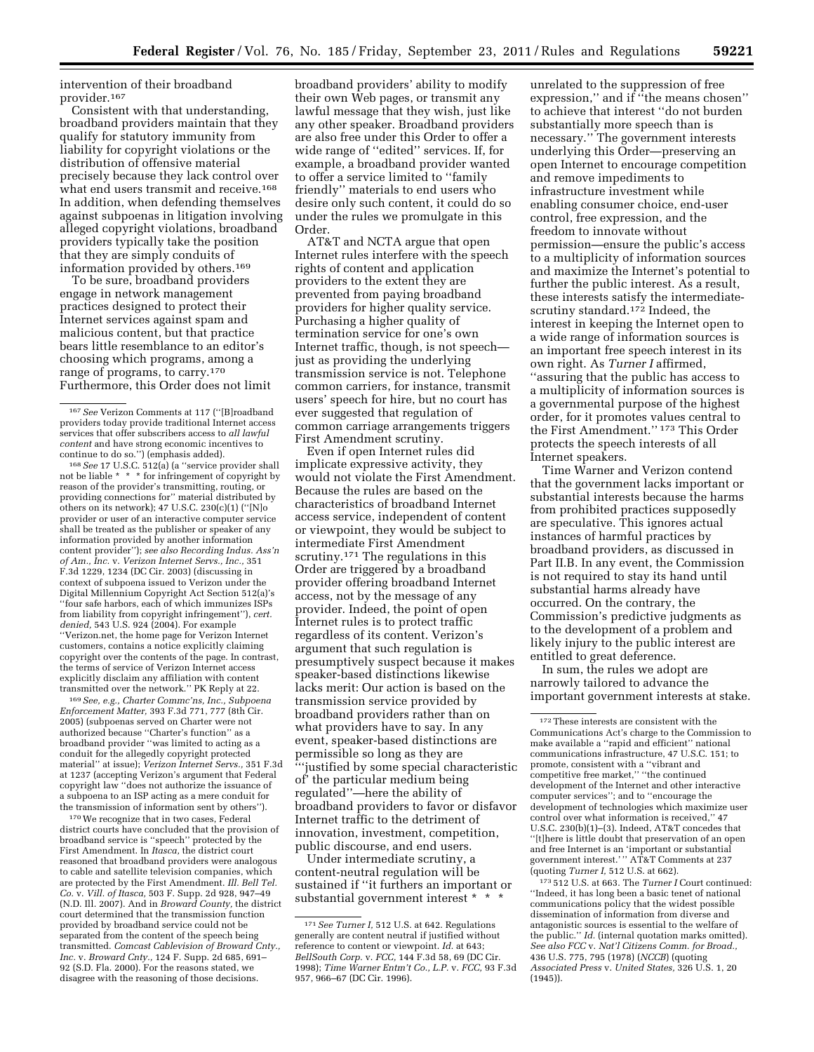intervention of their broadband provider.[167]

Consistent with that understanding, broadband providers maintain that they qualify for statutory immunity from liability for copyright violations or the distribution of offensive material precisely because they lack control over what end users transmit and receive.[168] In addition, when defending themselves against subpoenas in litigation involving alleged copyright violations, broadband providers typically take the position that they are simply conduits of information provided by others.[169]

To be sure, broadband providers engage in network management practices designed to protect their Internet services against spam and malicious content, but that practice bears little resemblance to an editor's choosing which programs, among a range of programs, to carry.[170] Furthermore, this Order does not limit broadband providers' ability to modify their own Web pages, or transmit any lawful message that they wish, just like any other speaker. Broadband providers are also free under this Order to offer a wide range of "edited" services. If, for example, a broadband provider wanted to offer a service limited to "family friendly" materials to end users who desire only such content, it could do so under the rules we promulgate in this Order.

AT&T and NCTA argue that open Internet rules interfere with the speech rights of content and application providers to the extent they are prevented from paying broadband providers for higher quality service. Purchasing a higher quality of termination service for one's own Internet traffic, though, is not speech—just as providing the underlying transmission service is not. Telephone common carriers, for instance, transmit users' speech for hire, but no court has ever suggested that regulation of common carriage arrangements triggers First Amendment scrutiny.

Even if open Internet rules did implicate expressive activity, they would not violate the First Amendment. Because the rules are based on the characteristics of broadband Internet access service, independent of content or viewpoint, they would be subject to intermediate First Amendment scrutiny.[171] The regulations in this Order are triggered by a broadband provider offering broadband Internet access, not by the message of any provider. Indeed, the point of open Internet rules is to protect traffic regardless of its content. Verizon's argument that such regulation is presumptively suspect because it makes speaker-based distinctions likewise lacks merit: Our action is based on the transmission service provided by broadband providers rather than on what providers have to say. In any event, speaker-based distinctions are permissible so long as they are "'justified by some special characteristic of' the particular medium being regulated"—here the ability of broadband providers to favor or disfavor Internet traffic to the detriment of innovation, investment, competition, public discourse, and end users.

Under intermediate scrutiny, a content-neutral regulation will be sustained if "it furthers an important or substantial government interest * * * unrelated to the suppression of free expression," and if "the means chosen" to achieve that interest "do not burden substantially more speech than is necessary." The government interests underlying this Order—preserving an open Internet to encourage competition and remove impediments to infrastructure investment while enabling consumer choice, end-user control, free expression, and the freedom to innovate without permission—ensure the public's access to a multiplicity of information sources and maximize the Internet's potential to further the public interest. As a result, these interests satisfy the intermediate-scrutiny standard.[172] Indeed, the interest in keeping the Internet open to a wide range of information sources is an important free speech interest in its own right. As *Turner I* affirmed, "assuring that the public has access to a multiplicity of information sources is a governmental purpose of the highest order, for it promotes values central to the First Amendment."[173] This Order protects the speech interests of all Internet speakers.

Time Warner and Verizon contend that the government lacks important or substantial interests because the harms from prohibited practices supposedly are speculative. This ignores actual instances of harmful practices by broadband providers, as discussed in Part II.B. In any event, the Commission is not required to stay its hand until substantial harms already have occurred. On the contrary, the Commission's predictive judgments as to the development of a problem and likely injury to the public interest are entitled to great deference.

In sum, the rules we adopt are narrowly tailored to advance the important government interests at stake.

---

[167] *See* Verizon Comments at 117 ("[B]roadband providers today provide traditional Internet access services that offer subscribers access to *all lawful content* and have strong economic incentives to continue to do so.") (emphasis added).

[168] *See* 17 U.S.C. 512(a) (a "service provider shall not be liable * * * for infringement of copyright by reason of the provider's transmitting, routing, or providing connections for" material distributed by others on its network); 47 U.S.C. 230(c)(1) ("[N]o provider or user of an interactive computer service shall be treated as the publisher or speaker of any information provided by another information content provider"); *see also Recording Indus. Ass'n of Am., Inc.* v. *Verizon Internet Servs., Inc.,* 351 F.3d 1229, 1234 (DC Cir. 2003) (discussing in context of subpoena issued to Verizon under the Digital Millennium Copyright Act Section 512(a)'s "four safe harbors, each of which immunizes ISPs from liability from copyright infringement"), *cert. denied,* 543 U.S. 924 (2004). For example "Verizon.net, the home page for Verizon Internet customers, contains a notice explicitly claiming copyright over the contents of the page. In contrast, the terms of service of Verizon Internet access explicitly disclaim any affiliation with content transmitted over the network." PK Reply at 22.

[169] *See, e.g., Charter Commc'ns, Inc., Subpoena Enforcement Matter,* 393 F.3d 771, 777 (8th Cir. 2005) (subpoenas served on Charter were not authorized because "Charter's function" as a broadband provider "was limited to acting as a conduit for the allegedly copyright protected material" at issue); *Verizon Internet Servs.,* 351 F.3d at 1237 (accepting Verizon's argument that Federal copyright law "does not authorize the issuance of a subpoena to an ISP acting as a mere conduit for the transmission of information sent by others").

[170] We recognize that in two cases, Federal district courts have concluded that the provision of broadband service is "speech" protected by the First Amendment. In *Itasca,* the district court reasoned that broadband providers were analogous to cable and satellite television companies, which are protected by the First Amendment. *Ill. Bell Tel. Co.* v. *Vill. of Itasca,* 503 F. Supp. 2d 928, 947–49 (N.D. Ill. 2007). And in *Broward County,* the district court determined that the transmission function provided by broadband service could not be separated from the content of the speech being transmitted. *Comcast Cablevision of Broward Cnty., Inc.* v. *Broward Cnty.,* 124 F. Supp. 2d 685, 691–92 (S.D. Fla. 2000). For the reasons stated, we disagree with the reasoning of those decisions.

[171] *See Turner I,* 512 U.S. at 642. Regulations generally are content neutral if justified without reference to content or viewpoint. *Id.* at 643; *BellSouth Corp.* v. *FCC,* 144 F.3d 58, 69 (DC Cir. 1998); *Time Warner Entm't Co., L.P.* v. *FCC,* 93 F.3d 957, 966–67 (DC Cir. 1996).

[172] These interests are consistent with the Communications Act's charge to the Commission to make available a "rapid and efficient" national communications infrastructure, 47 U.S.C. 151; to promote, consistent with a "vibrant and competitive free market," "the continued development of the Internet and other interactive computer services"; and to "encourage the development of technologies which maximize user control over what information is received," 47 U.S.C. 230(b)(1)–(3). Indeed, AT&T concedes that "[t]here is little doubt that preservation of an open and free Internet is an 'important or substantial government interest.'" AT&T Comments at 237 (quoting *Turner I,* 512 U.S. at 662).

[173] 512 U.S. at 663. The *Turner I* Court continued: "Indeed, it has long been a basic tenet of national communications policy that the widest possible dissemination of information from diverse and antagonistic sources is essential to the welfare of the public." *Id.* (internal quotation marks omitted). *See also FCC* v. *Nat'l Citizens Comm. for Broad.,* 436 U.S. 775, 795 (1978) (*NCCB*) (quoting *Associated Press* v. *United States,* 326 U.S. 1, 20 (1945)).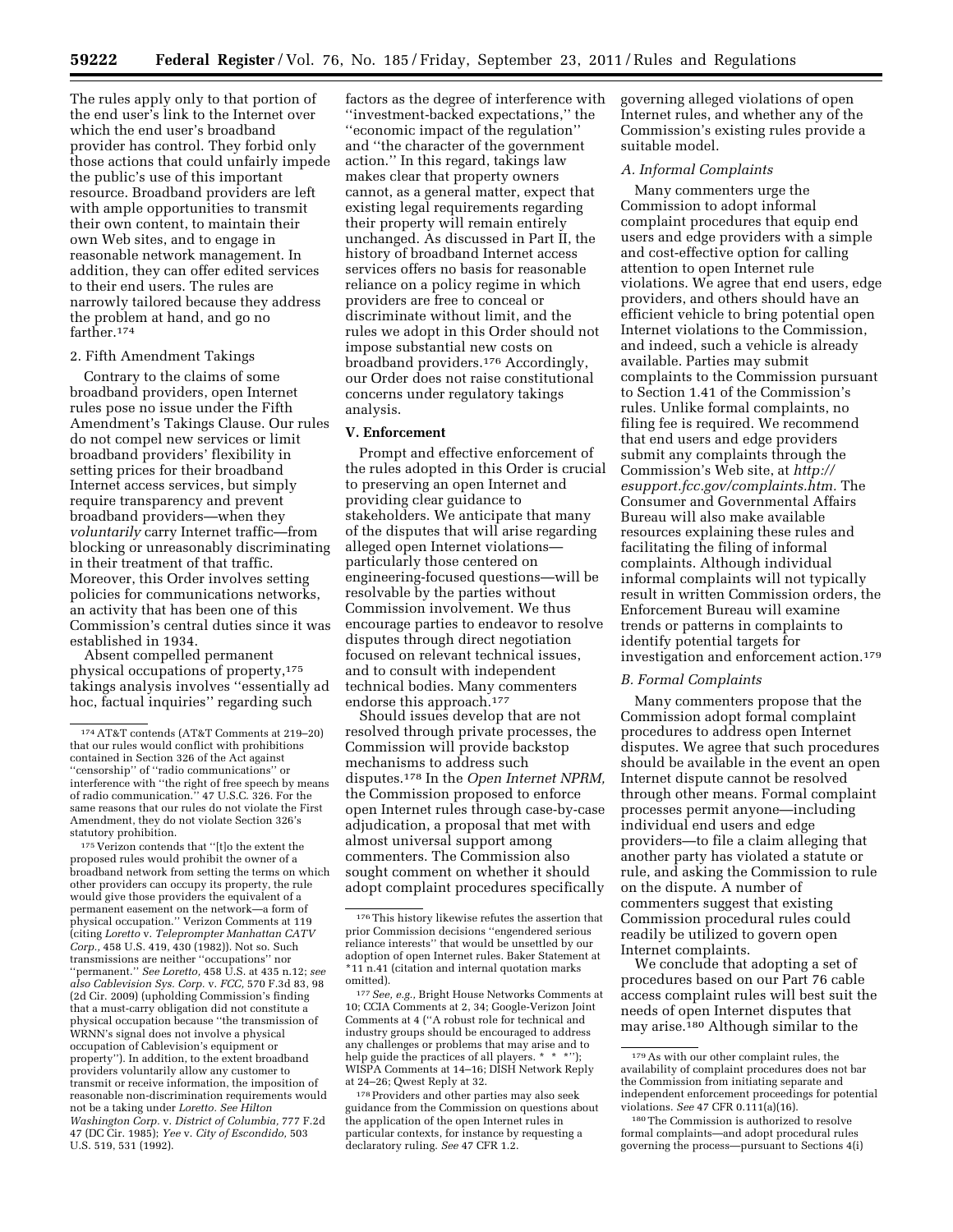The rules apply only to that portion of the end user's link to the Internet over which the end user's broadband provider has control. They forbid only those actions that could unfairly impede the public's use of this important resource. Broadband providers are left with ample opportunities to transmit their own content, to maintain their own Web sites, and to engage in reasonable network management. In addition, they can offer edited services to their end users. The rules are narrowly tailored because they address the problem at hand, and go no farther.[174]

#### 2. Fifth Amendment Takings

Contrary to the claims of some broadband providers, open Internet rules pose no issue under the Fifth Amendment's Takings Clause. Our rules do not compel new services or limit broadband providers' flexibility in setting prices for their broadband Internet access services, but simply require transparency and prevent broadband providers—when they *voluntarily* carry Internet traffic—from blocking or unreasonably discriminating in their treatment of that traffic. Moreover, this Order involves setting policies for communications networks, an activity that has been one of this Commission's central duties since it was established in 1934.

Absent compelled permanent physical occupations of property,[175] takings analysis involves ''essentially ad hoc, factual inquiries'' regarding such factors as the degree of interference with ''investment-backed expectations,'' the ''economic impact of the regulation'' and ''the character of the government action.'' In this regard, takings law makes clear that property owners cannot, as a general matter, expect that existing legal requirements regarding their property will remain entirely unchanged. As discussed in Part II, the history of broadband Internet access services offers no basis for reasonable reliance on a policy regime in which providers are free to conceal or discriminate without limit, and the rules we adopt in this Order should not impose substantial new costs on broadband providers.[176] Accordingly, our Order does not raise constitutional concerns under regulatory takings analysis.

## V. Enforcement

Prompt and effective enforcement of the rules adopted in this Order is crucial to preserving an open Internet and providing clear guidance to stakeholders. We anticipate that many of the disputes that will arise regarding alleged open Internet violations—particularly those centered on engineering-focused questions—will be resolvable by the parties without Commission involvement. We thus encourage parties to endeavor to resolve disputes through direct negotiation focused on relevant technical issues, and to consult with independent technical bodies. Many commenters endorse this approach.[177]

Should issues develop that are not resolved through private processes, the Commission will provide backstop mechanisms to address such disputes.[178] In the *Open Internet NPRM,* the Commission proposed to enforce open Internet rules through case-by-case adjudication, a proposal that met with almost universal support among commenters. The Commission also sought comment on whether it should adopt complaint procedures specifically governing alleged violations of open Internet rules, and whether any of the Commission's existing rules provide a suitable model.

### A. Informal Complaints

Many commenters urge the Commission to adopt informal complaint procedures that equip end users and edge providers with a simple and cost-effective option for calling attention to open Internet rule violations. We agree that end users, edge providers, and others should have an efficient vehicle to bring potential open Internet violations to the Commission, and indeed, such a vehicle is already available. Parties may submit complaints to the Commission pursuant to Section 1.41 of the Commission's rules. Unlike formal complaints, no filing fee is required. We recommend that end users and edge providers submit any complaints through the Commission's Web site, at *http://esupport.fcc.gov/complaints.htm.* The Consumer and Governmental Affairs Bureau will also make available resources explaining these rules and facilitating the filing of informal complaints. Although individual informal complaints will not typically result in written Commission orders, the Enforcement Bureau will examine trends or patterns in complaints to identify potential targets for investigation and enforcement action.[179]

### B. Formal Complaints

Many commenters propose that the Commission adopt formal complaint procedures to address open Internet disputes. We agree that such procedures should be available in the event an open Internet dispute cannot be resolved through other means. Formal complaint processes permit anyone—including individual end users and edge providers—to file a claim alleging that another party has violated a statute or rule, and asking the Commission to rule on the dispute. A number of commenters suggest that existing Commission procedural rules could readily be utilized to govern open Internet complaints.

We conclude that adopting a set of procedures based on our Part 76 cable access complaint rules will best suit the needs of open Internet disputes that may arise.[180] Although similar to the

---

[174] AT&T contends (AT&T Comments at 219–20) that our rules would conflict with prohibitions contained in Section 326 of the Act against ''censorship'' of ''radio communications'' or interference with ''the right of free speech by means of radio communication.'' 47 U.S.C. 326. For the same reasons that our rules do not violate the First Amendment, they do not violate Section 326's statutory prohibition.

[175] Verizon contends that ''[t]o the extent the proposed rules would prohibit the owner of a broadband network from setting the terms on which other providers can occupy its property, the rule would give those providers the equivalent of a permanent easement on the network—a form of physical occupation.'' Verizon Comments at 119 (citing *Loretto* v. *Teleprompter Manhattan CATV Corp.,* 458 U.S. 419, 430 (1982)). Not so. Such transmissions are neither ''occupations'' nor ''permanent.'' *See Loretto,* 458 U.S. at 435 n.12; *see also Cablevision Sys. Corp.* v. *FCC,* 570 F.3d 83, 98 (2d Cir. 2009) (upholding Commission's finding that a must-carry obligation did not constitute a physical occupation because ''the transmission of WRNN's signal does not involve a physical occupation of Cablevision's equipment or property''). In addition, to the extent broadband providers voluntarily allow any customer to transmit or receive information, the imposition of reasonable non-discrimination requirements would not be a taking under *Loretto. See Hilton Washington Corp.* v. *District of Columbia,* 777 F.2d 47 (DC Cir. 1985); *Yee* v. *City of Escondido,* 503 U.S. 519, 531 (1992).

[176] This history likewise refutes the assertion that prior Commission decisions ''engendered serious reliance interests'' that would be unsettled by our adoption of open Internet rules. Baker Statement at *11 n.41 (citation and internal quotation marks omitted).

[177] *See, e.g.,* Bright House Networks Comments at 10; CCIA Comments at 2, 34; Google-Verizon Joint Comments at 4 (''A robust role for technical and industry groups should be encouraged to address any challenges or problems that may arise and to help guide the practices of all players. * * *''); WISPA Comments at 14–16; DISH Network Reply at 24–26; Qwest Reply at 32.

[178] Providers and other parties may also seek guidance from the Commission on questions about the application of the open Internet rules in particular contexts, for instance by requesting a declaratory ruling. *See* 47 CFR 1.2.

[179] As with our other complaint rules, the availability of complaint procedures does not bar the Commission from initiating separate and independent enforcement proceedings for potential violations. *See* 47 CFR 0.111(a)(16).

[180] The Commission is authorized to resolve formal complaints—and adopt procedural rules governing the process—pursuant to Sections 4(i)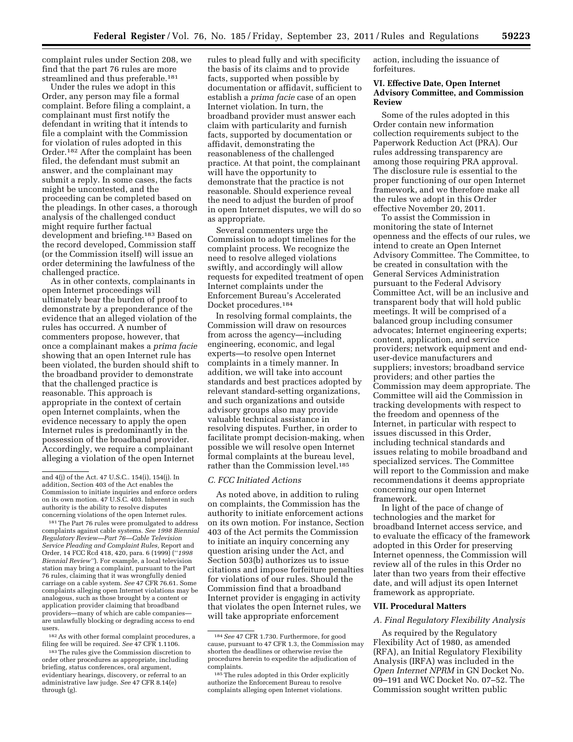complaint rules under Section 208, we find that the part 76 rules are more streamlined and thus preferable.[181]

Under the rules we adopt in this Order, any person may file a formal complaint. Before filing a complaint, a complainant must first notify the defendant in writing that it intends to file a complaint with the Commission for violation of rules adopted in this Order.[182] After the complaint has been filed, the defendant must submit an answer, and the complainant may submit a reply. In some cases, the facts might be uncontested, and the proceeding can be completed based on the pleadings. In other cases, a thorough analysis of the challenged conduct might require further factual development and briefing.[183] Based on the record developed, Commission staff (or the Commission itself) will issue an order determining the lawfulness of the challenged practice.

As in other contexts, complainants in open Internet proceedings will ultimately bear the burden of proof to demonstrate by a preponderance of the evidence that an alleged violation of the rules has occurred. A number of commenters propose, however, that once a complainant makes a *prima facie* showing that an open Internet rule has been violated, the burden should shift to the broadband provider to demonstrate that the challenged practice is reasonable. This approach is appropriate in the context of certain open Internet complaints, when the evidence necessary to apply the open Internet rules is predominantly in the possession of the broadband provider. Accordingly, we require a complainant alleging a violation of the open Internet rules to plead fully and with specificity the basis of its claims and to provide facts, supported when possible by documentation or affidavit, sufficient to establish a *prima facie* case of an open Internet violation. In turn, the broadband provider must answer each claim with particularity and furnish facts, supported by documentation or affidavit, demonstrating the reasonableness of the challenged practice. At that point, the complainant will have the opportunity to demonstrate that the practice is not reasonable. Should experience reveal the need to adjust the burden of proof in open Internet disputes, we will do so as appropriate.

Several commenters urge the Commission to adopt timelines for the complaint process. We recognize the need to resolve alleged violations swiftly, and accordingly will allow requests for expedited treatment of open Internet complaints under the Enforcement Bureau's Accelerated Docket procedures.[184]

In resolving formal complaints, the Commission will draw on resources from across the agency—including engineering, economic, and legal experts—to resolve open Internet complaints in a timely manner. In addition, we will take into account standards and best practices adopted by relevant standard-setting organizations, and such organizations and outside advisory groups also may provide valuable technical assistance in resolving disputes. Further, in order to facilitate prompt decision-making, when possible we will resolve open Internet formal complaints at the bureau level, rather than the Commission level.[185]

### C. FCC Initiated Actions

As noted above, in addition to ruling on complaints, the Commission has the authority to initiate enforcement actions on its own motion. For instance, Section 403 of the Act permits the Commission to initiate an inquiry concerning any question arising under the Act, and Section 503(b) authorizes us to issue citations and impose forfeiture penalties for violations of our rules. Should the Commission find that a broadband Internet provider is engaging in activity that violates the open Internet rules, we will take appropriate enforcement action, including the issuance of forfeitures.

## VI. Effective Date, Open Internet Advisory Committee, and Commission Review

Some of the rules adopted in this Order contain new information collection requirements subject to the Paperwork Reduction Act (PRA). Our rules addressing transparency are among those requiring PRA approval. The disclosure rule is essential to the proper functioning of our open Internet framework, and we therefore make all the rules we adopt in this Order effective November 20, 2011.

To assist the Commission in monitoring the state of Internet openness and the effects of our rules, we intend to create an Open Internet Advisory Committee. The Committee, to be created in consultation with the General Services Administration pursuant to the Federal Advisory Committee Act, will be an inclusive and transparent body that will hold public meetings. It will be comprised of a balanced group including consumer advocates; Internet engineering experts; content, application, and service providers; network equipment and end-user-device manufacturers and suppliers; investors; broadband service providers; and other parties the Commission may deem appropriate. The Committee will aid the Commission in tracking developments with respect to the freedom and openness of the Internet, in particular with respect to issues discussed in this Order, including technical standards and issues relating to mobile broadband and specialized services. The Committee will report to the Commission and make recommendations it deems appropriate concerning our open Internet framework.

In light of the pace of change of technologies and the market for broadband Internet access service, and to evaluate the efficacy of the framework adopted in this Order for preserving Internet openness, the Commission will review all of the rules in this Order no later than two years from their effective date, and will adjust its open Internet framework as appropriate.

## VII. Procedural Matters

### A. Final Regulatory Flexibility Analysis

As required by the Regulatory Flexibility Act of 1980, as amended (RFA), an Initial Regulatory Flexibility Analysis (IRFA) was included in the *Open Internet NPRM* in GN Docket No. 09–191 and WC Docket No. 07–52. The Commission sought written public

---

and 4(j) of the Act. 47 U.S.C.. 154(i), 154(j). In addition, Section 403 of the Act enables the Commission to initiate inquiries and enforce orders on its own motion. 47 U.S.C. 403. Inherent in such authority is the ability to resolve disputes concerning violations of the open Internet rules.

[181] The Part 76 rules were promulgated to address complaints against cable systems. *See 1998 Biennial Regulatory Review—Part 76—Cable Television Service Pleading and Complaint Rules,* Report and Order, 14 FCC Rcd 418, 420, para. 6 (1999) (''*1998 Biennial Review''*). For example, a local television station may bring a complaint, pursuant to the Part 76 rules, claiming that it was wrongfully denied carriage on a cable system. *See* 47 CFR 76.61. Some complaints alleging open Internet violations may be analogous, such as those brought by a content or application provider claiming that broadband providers—many of which are cable companies—are unlawfully blocking or degrading access to end users.

[182] As with other formal complaint procedures, a filing fee will be required. *See* 47 CFR 1.1106.

[183] The rules give the Commission discretion to order other procedures as appropriate, including briefing, status conferences, oral argument, evidentiary hearings, discovery, or referral to an administrative law judge. *See* 47 CFR 8.14(e) through (g).

[184] *See* 47 CFR 1.730. Furthermore, for good cause, pursuant to 47 CFR 1.3, the Commission may shorten the deadlines or otherwise revise the procedures herein to expedite the adjudication of complaints.

[185] The rules adopted in this Order explicitly authorize the Enforcement Bureau to resolve complaints alleging open Internet violations.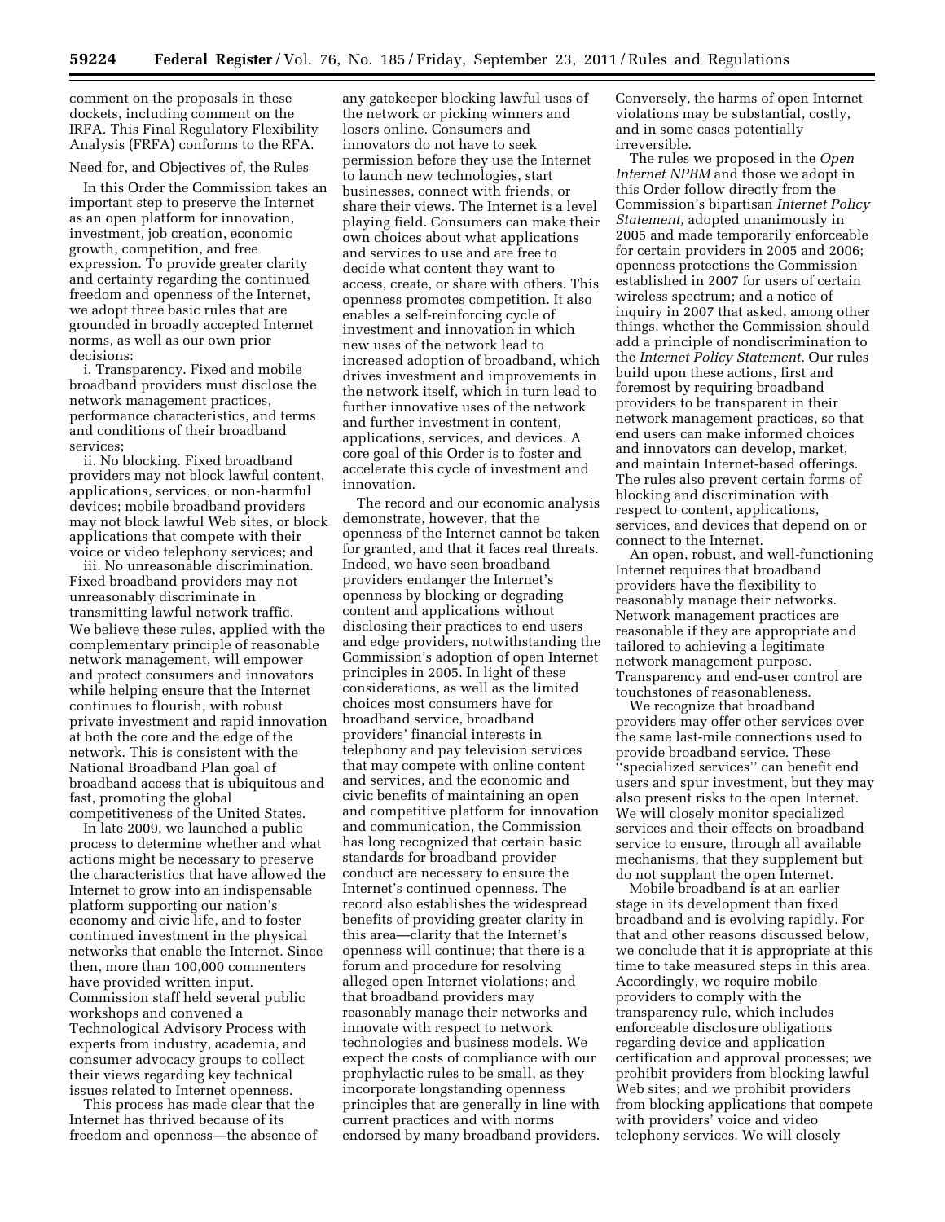comment on the proposals in these dockets, including comment on the IRFA. This Final Regulatory Flexibility Analysis (FRFA) conforms to the RFA.

Need for, and Objectives of, the Rules

In this Order the Commission takes an important step to preserve the Internet as an open platform for innovation, investment, job creation, economic growth, competition, and free expression. To provide greater clarity and certainty regarding the continued freedom and openness of the Internet, we adopt three basic rules that are grounded in broadly accepted Internet norms, as well as our own prior decisions:

i. Transparency. Fixed and mobile broadband providers must disclose the network management practices, performance characteristics, and terms and conditions of their broadband services;

ii. No blocking. Fixed broadband providers may not block lawful content, applications, services, or non-harmful devices; mobile broadband providers may not block lawful Web sites, or block applications that compete with their voice or video telephony services; and

iii. No unreasonable discrimination. Fixed broadband providers may not unreasonably discriminate in transmitting lawful network traffic.

We believe these rules, applied with the complementary principle of reasonable network management, will empower and protect consumers and innovators while helping ensure that the Internet continues to flourish, with robust private investment and rapid innovation at both the core and the edge of the network. This is consistent with the National Broadband Plan goal of broadband access that is ubiquitous and fast, promoting the global competitiveness of the United States.

In late 2009, we launched a public process to determine whether and what actions might be necessary to preserve the characteristics that have allowed the Internet to grow into an indispensable platform supporting our nation's economy and civic life, and to foster continued investment in the physical networks that enable the Internet. Since then, more than 100,000 commenters have provided written input. Commission staff held several public workshops and convened a Technological Advisory Process with experts from industry, academia, and consumer advocacy groups to collect their views regarding key technical issues related to Internet openness.

This process has made clear that the Internet has thrived because of its freedom and openness—the absence of any gatekeeper blocking lawful uses of the network or picking winners and losers online. Consumers and innovators do not have to seek permission before they use the Internet to launch new technologies, start businesses, connect with friends, or share their views. The Internet is a level playing field. Consumers can make their own choices about what applications and services to use and are free to decide what content they want to access, create, or share with others. This openness promotes competition. It also enables a self-reinforcing cycle of investment and innovation in which new uses of the network lead to increased adoption of broadband, which drives investment and improvements in the network itself, which in turn lead to further innovative uses of the network and further investment in content, applications, services, and devices. A core goal of this Order is to foster and accelerate this cycle of investment and innovation.

The record and our economic analysis demonstrate, however, that the openness of the Internet cannot be taken for granted, and that it faces real threats. Indeed, we have seen broadband providers endanger the Internet's openness by blocking or degrading content and applications without disclosing their practices to end users and edge providers, notwithstanding the Commission's adoption of open Internet principles in 2005. In light of these considerations, as well as the limited choices most consumers have for broadband service, broadband providers' financial interests in telephony and pay television services that may compete with online content and services, and the economic and civic benefits of maintaining an open and competitive platform for innovation and communication, the Commission has long recognized that certain basic standards for broadband provider conduct are necessary to ensure the Internet's continued openness. The record also establishes the widespread benefits of providing greater clarity in this area—clarity that the Internet's openness will continue; that there is a forum and procedure for resolving alleged open Internet violations; and that broadband providers may reasonably manage their networks and innovate with respect to network technologies and business models. We expect the costs of compliance with our prophylactic rules to be small, as they incorporate longstanding openness principles that are generally in line with current practices and with norms endorsed by many broadband providers. Conversely, the harms of open Internet violations may be substantial, costly, and in some cases potentially irreversible.

The rules we proposed in the *Open Internet NPRM* and those we adopt in this Order follow directly from the Commission's bipartisan *Internet Policy Statement,* adopted unanimously in 2005 and made temporarily enforceable for certain providers in 2005 and 2006; openness protections the Commission established in 2007 for users of certain wireless spectrum; and a notice of inquiry in 2007 that asked, among other things, whether the Commission should add a principle of nondiscrimination to the *Internet Policy Statement.* Our rules build upon these actions, first and foremost by requiring broadband providers to be transparent in their network management practices, so that end users can make informed choices and innovators can develop, market, and maintain Internet-based offerings. The rules also prevent certain forms of blocking and discrimination with respect to content, applications, services, and devices that depend on or connect to the Internet.

An open, robust, and well-functioning Internet requires that broadband providers have the flexibility to reasonably manage their networks. Network management practices are reasonable if they are appropriate and tailored to achieving a legitimate network management purpose. Transparency and end-user control are touchstones of reasonableness.

We recognize that broadband providers may offer other services over the same last-mile connections used to provide broadband service. These "specialized services" can benefit end users and spur investment, but they may also present risks to the open Internet. We will closely monitor specialized services and their effects on broadband service to ensure, through all available mechanisms, that they supplement but do not supplant the open Internet.

Mobile broadband is at an earlier stage in its development than fixed broadband and is evolving rapidly. For that and other reasons discussed below, we conclude that it is appropriate at this time to take measured steps in this area. Accordingly, we require mobile providers to comply with the transparency rule, which includes enforceable disclosure obligations regarding device and application certification and approval processes; we prohibit providers from blocking lawful Web sites; and we prohibit providers from blocking applications that compete with providers' voice and video telephony services. We will closely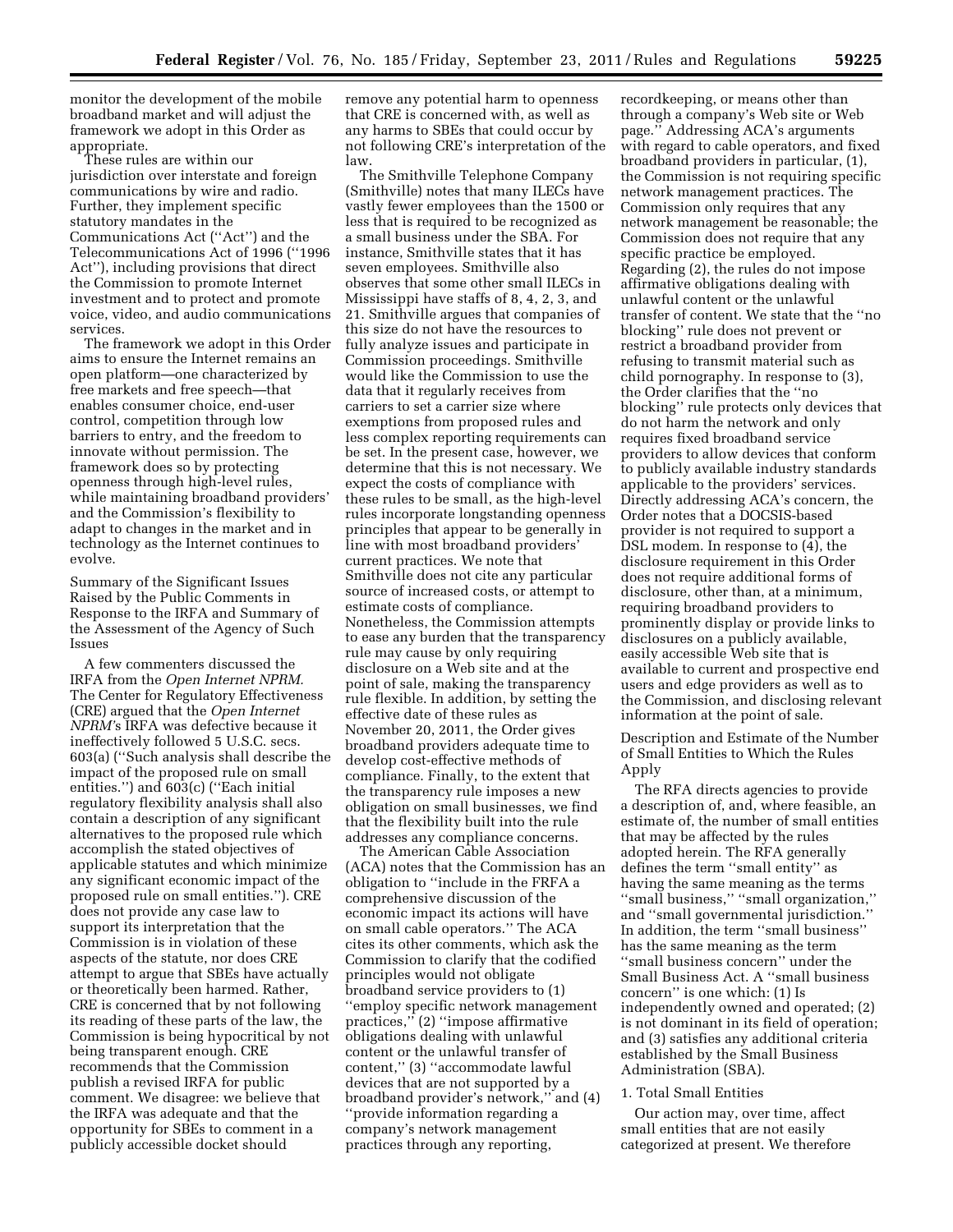monitor the development of the mobile broadband market and will adjust the framework we adopt in this Order as appropriate.

These rules are within our jurisdiction over interstate and foreign communications by wire and radio. Further, they implement specific statutory mandates in the Communications Act (''Act'') and the Telecommunications Act of 1996 (''1996 Act''), including provisions that direct the Commission to promote Internet investment and to protect and promote voice, video, and audio communications services.

The framework we adopt in this Order aims to ensure the Internet remains an open platform—one characterized by free markets and free speech—that enables consumer choice, end-user control, competition through low barriers to entry, and the freedom to innovate without permission. The framework does so by protecting openness through high-level rules, while maintaining broadband providers' and the Commission's flexibility to adapt to changes in the market and in technology as the Internet continues to evolve.

Summary of the Significant Issues Raised by the Public Comments in Response to the IRFA and Summary of the Assessment of the Agency of Such Issues

A few commenters discussed the IRFA from the *Open Internet NPRM.* The Center for Regulatory Effectiveness (CRE) argued that the *Open Internet NPRM'*s IRFA was defective because it ineffectively followed 5 U.S.C. secs. 603(a) (''Such analysis shall describe the impact of the proposed rule on small entities.'') and 603(c) (''Each initial regulatory flexibility analysis shall also contain a description of any significant alternatives to the proposed rule which accomplish the stated objectives of applicable statutes and which minimize any significant economic impact of the proposed rule on small entities.''). CRE does not provide any case law to support its interpretation that the Commission is in violation of these aspects of the statute, nor does CRE attempt to argue that SBEs have actually or theoretically been harmed. Rather, CRE is concerned that by not following its reading of these parts of the law, the Commission is being hypocritical by not being transparent enough. CRE recommends that the Commission publish a revised IRFA for public comment. We disagree: we believe that the IRFA was adequate and that the opportunity for SBEs to comment in a publicly accessible docket should remove any potential harm to openness that CRE is concerned with, as well as any harms to SBEs that could occur by not following CRE's interpretation of the law.

The Smithville Telephone Company (Smithville) notes that many ILECs have vastly fewer employees than the 1500 or less that is required to be recognized as a small business under the SBA. For instance, Smithville states that it has seven employees. Smithville also observes that some other small ILECs in Mississippi have staffs of 8, 4, 2, 3, and 21. Smithville argues that companies of this size do not have the resources to fully analyze issues and participate in Commission proceedings. Smithville would like the Commission to use the data that it regularly receives from carriers to set a carrier size where exemptions from proposed rules and less complex reporting requirements can be set. In the present case, however, we determine that this is not necessary. We expect the costs of compliance with these rules to be small, as the high-level rules incorporate longstanding openness principles that appear to be generally in line with most broadband providers' current practices. We note that Smithville does not cite any particular source of increased costs, or attempt to estimate costs of compliance. Nonetheless, the Commission attempts to ease any burden that the transparency rule may cause by only requiring disclosure on a Web site and at the point of sale, making the transparency rule flexible. In addition, by setting the effective date of these rules as November 20, 2011, the Order gives broadband providers adequate time to develop cost-effective methods of compliance. Finally, to the extent that the transparency rule imposes a new obligation on small businesses, we find that the flexibility built into the rule addresses any compliance concerns.

The American Cable Association (ACA) notes that the Commission has an obligation to ''include in the FRFA a comprehensive discussion of the economic impact its actions will have on small cable operators.'' The ACA cites its other comments, which ask the Commission to clarify that the codified principles would not obligate broadband service providers to (1) ''employ specific network management practices,'' (2) ''impose affirmative obligations dealing with unlawful content or the unlawful transfer of content,'' (3) ''accommodate lawful devices that are not supported by a broadband provider's network,'' and (4) ''provide information regarding a company's network management practices through any reporting, recordkeeping, or means other than through a company's Web site or Web page.'' Addressing ACA's arguments with regard to cable operators, and fixed broadband providers in particular, (1), the Commission is not requiring specific network management practices. The Commission only requires that any network management be reasonable; the Commission does not require that any specific practice be employed. Regarding (2), the rules do not impose affirmative obligations dealing with unlawful content or the unlawful transfer of content. We state that the ''no blocking'' rule does not prevent or restrict a broadband provider from refusing to transmit material such as child pornography. In response to (3), the Order clarifies that the ''no blocking'' rule protects only devices that do not harm the network and only requires fixed broadband service providers to allow devices that conform to publicly available industry standards applicable to the providers' services. Directly addressing ACA's concern, the Order notes that a DOCSIS-based provider is not required to support a DSL modem. In response to (4), the disclosure requirement in this Order does not require additional forms of disclosure, other than, at a minimum, requiring broadband providers to prominently display or provide links to disclosures on a publicly available, easily accessible Web site that is available to current and prospective end users and edge providers as well as to the Commission, and disclosing relevant information at the point of sale.

Description and Estimate of the Number of Small Entities to Which the Rules Apply

The RFA directs agencies to provide a description of, and, where feasible, an estimate of, the number of small entities that may be affected by the rules adopted herein. The RFA generally defines the term ''small entity'' as having the same meaning as the terms ''small business,'' ''small organization,'' and ''small governmental jurisdiction.'' In addition, the term ''small business'' has the same meaning as the term ''small business concern'' under the Small Business Act. A ''small business concern'' is one which: (1) Is independently owned and operated; (2) is not dominant in its field of operation; and (3) satisfies any additional criteria established by the Small Business Administration (SBA).

1. Total Small Entities

Our action may, over time, affect small entities that are not easily categorized at present. We therefore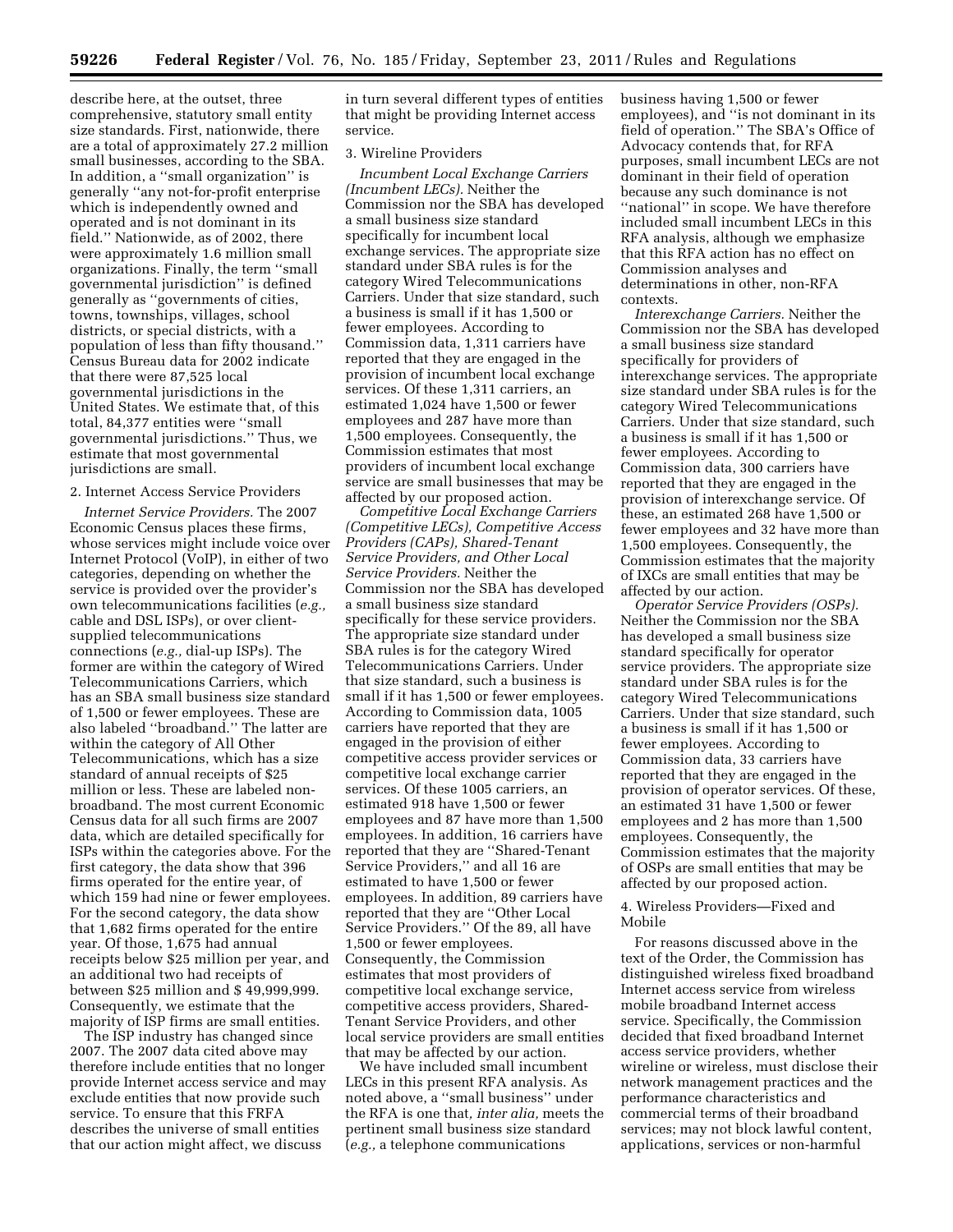describe here, at the outset, three comprehensive, statutory small entity size standards. First, nationwide, there are a total of approximately 27.2 million small businesses, according to the SBA. In addition, a "small organization" is generally "any not-for-profit enterprise which is independently owned and operated and is not dominant in its field." Nationwide, as of 2002, there were approximately 1.6 million small organizations. Finally, the term "small governmental jurisdiction" is defined generally as "governments of cities, towns, townships, villages, school districts, or special districts, with a population of less than fifty thousand." Census Bureau data for 2002 indicate that there were 87,525 local governmental jurisdictions in the United States. We estimate that, of this total, 84,377 entities were "small governmental jurisdictions." Thus, we estimate that most governmental jurisdictions are small.

2. Internet Access Service Providers

*Internet Service Providers.* The 2007 Economic Census places these firms, whose services might include voice over Internet Protocol (VoIP), in either of two categories, depending on whether the service is provided over the provider's own telecommunications facilities (*e.g.,* cable and DSL ISPs), or over client-supplied telecommunications connections (*e.g.,* dial-up ISPs). The former are within the category of Wired Telecommunications Carriers, which has an SBA small business size standard of 1,500 or fewer employees. These are also labeled "broadband." The latter are within the category of All Other Telecommunications, which has a size standard of annual receipts of $25 million or less. These are labeled non-broadband. The most current Economic Census data for all such firms are 2007 data, which are detailed specifically for ISPs within the categories above. For the first category, the data show that 396 firms operated for the entire year, of which 159 had nine or fewer employees. For the second category, the data show that 1,682 firms operated for the entire year. Of those, 1,675 had annual receipts below $25 million per year, and an additional two had receipts of between $25 million and $ 49,999,999. Consequently, we estimate that the majority of ISP firms are small entities.

The ISP industry has changed since 2007. The 2007 data cited above may therefore include entities that no longer provide Internet access service and may exclude entities that now provide such service. To ensure that this FRFA describes the universe of small entities that our action might affect, we discuss in turn several different types of entities that might be providing Internet access service.

3. Wireline Providers

*Incumbent Local Exchange Carriers (Incumbent LECs).* Neither the Commission nor the SBA has developed a small business size standard specifically for incumbent local exchange services. The appropriate size standard under SBA rules is for the category Wired Telecommunications Carriers. Under that size standard, such a business is small if it has 1,500 or fewer employees. According to Commission data, 1,311 carriers have reported that they are engaged in the provision of incumbent local exchange services. Of these 1,311 carriers, an estimated 1,024 have 1,500 or fewer employees and 287 have more than 1,500 employees. Consequently, the Commission estimates that most providers of incumbent local exchange service are small businesses that may be affected by our proposed action.

*Competitive Local Exchange Carriers (Competitive LECs), Competitive Access Providers (CAPs), Shared-Tenant Service Providers, and Other Local Service Providers.* Neither the Commission nor the SBA has developed a small business size standard specifically for these service providers. The appropriate size standard under SBA rules is for the category Wired Telecommunications Carriers. Under that size standard, such a business is small if it has 1,500 or fewer employees. According to Commission data, 1005 carriers have reported that they are engaged in the provision of either competitive access provider services or competitive local exchange carrier services. Of these 1005 carriers, an estimated 918 have 1,500 or fewer employees and 87 have more than 1,500 employees. In addition, 16 carriers have reported that they are "Shared-Tenant Service Providers," and all 16 are estimated to have 1,500 or fewer employees. In addition, 89 carriers have reported that they are "Other Local Service Providers." Of the 89, all have 1,500 or fewer employees. Consequently, the Commission estimates that most providers of competitive local exchange service, competitive access providers, Shared-Tenant Service Providers, and other local service providers are small entities that may be affected by our action.

We have included small incumbent LECs in this present RFA analysis. As noted above, a "small business" under the RFA is one that, *inter alia,* meets the pertinent small business size standard (*e.g.,* a telephone communications business having 1,500 or fewer employees), and "is not dominant in its field of operation." The SBA's Office of Advocacy contends that, for RFA purposes, small incumbent LECs are not dominant in their field of operation because any such dominance is not "national" in scope. We have therefore included small incumbent LECs in this RFA analysis, although we emphasize that this RFA action has no effect on Commission analyses and determinations in other, non-RFA contexts.

*Interexchange Carriers.* Neither the Commission nor the SBA has developed a small business size standard specifically for providers of interexchange services. The appropriate size standard under SBA rules is for the category Wired Telecommunications Carriers. Under that size standard, such a business is small if it has 1,500 or fewer employees. According to Commission data, 300 carriers have reported that they are engaged in the provision of interexchange service. Of these, an estimated 268 have 1,500 or fewer employees and 32 have more than 1,500 employees. Consequently, the Commission estimates that the majority of IXCs are small entities that may be affected by our action.

*Operator Service Providers (OSPs).* Neither the Commission nor the SBA has developed a small business size standard specifically for operator service providers. The appropriate size standard under SBA rules is for the category Wired Telecommunications Carriers. Under that size standard, such a business is small if it has 1,500 or fewer employees. According to Commission data, 33 carriers have reported that they are engaged in the provision of operator services. Of these, an estimated 31 have 1,500 or fewer employees and 2 has more than 1,500 employees. Consequently, the Commission estimates that the majority of OSPs are small entities that may be affected by our proposed action.

4. Wireless Providers—Fixed and Mobile

For reasons discussed above in the text of the Order, the Commission has distinguished wireless fixed broadband Internet access service from wireless mobile broadband Internet access service. Specifically, the Commission decided that fixed broadband Internet access service providers, whether wireline or wireless, must disclose their network management practices and the performance characteristics and commercial terms of their broadband services; may not block lawful content, applications, services or non-harmful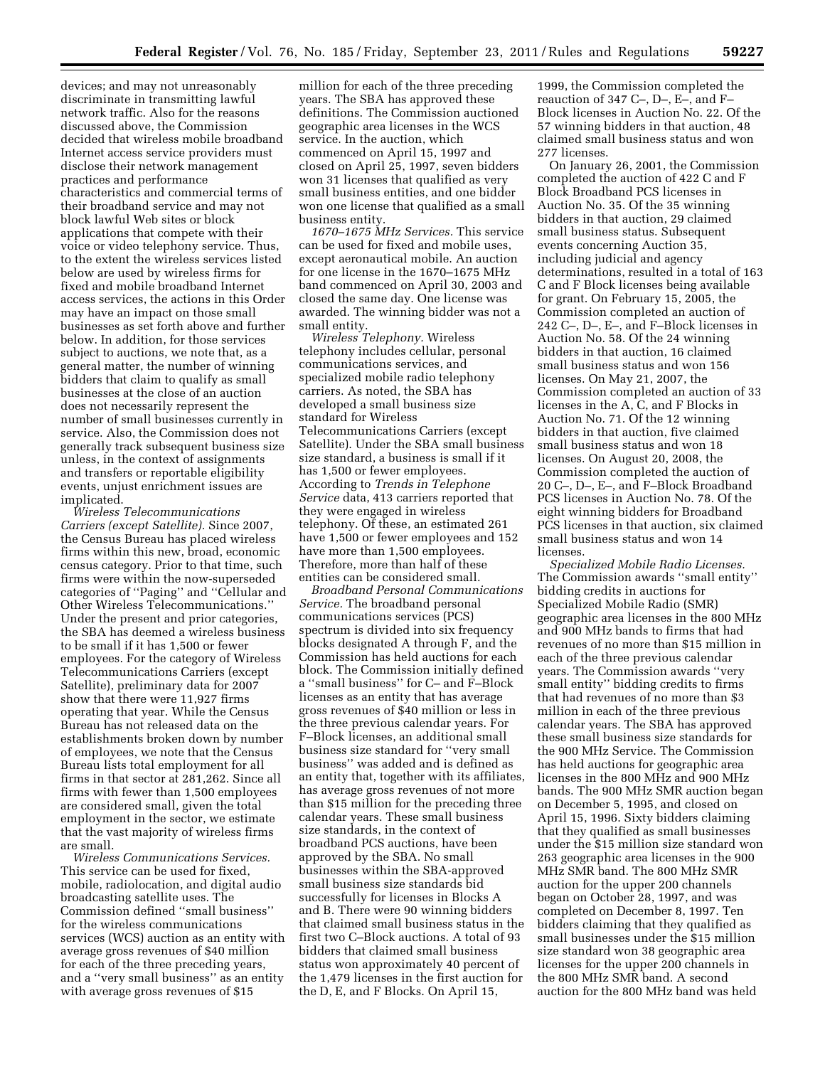devices; and may not unreasonably discriminate in transmitting lawful network traffic. Also for the reasons discussed above, the Commission decided that wireless mobile broadband Internet access service providers must disclose their network management practices and performance characteristics and commercial terms of their broadband service and may not block lawful Web sites or block applications that compete with their voice or video telephony service. Thus, to the extent the wireless services listed below are used by wireless firms for fixed and mobile broadband Internet access services, the actions in this Order may have an impact on those small businesses as set forth above and further below. In addition, for those services subject to auctions, we note that, as a general matter, the number of winning bidders that claim to qualify as small businesses at the close of an auction does not necessarily represent the number of small businesses currently in service. Also, the Commission does not generally track subsequent business size unless, in the context of assignments and transfers or reportable eligibility events, unjust enrichment issues are implicated.

*Wireless Telecommunications Carriers (except Satellite).* Since 2007, the Census Bureau has placed wireless firms within this new, broad, economic census category. Prior to that time, such firms were within the now-superseded categories of ''Paging'' and ''Cellular and Other Wireless Telecommunications.'' Under the present and prior categories, the SBA has deemed a wireless business to be small if it has 1,500 or fewer employees. For the category of Wireless Telecommunications Carriers (except Satellite), preliminary data for 2007 show that there were 11,927 firms operating that year. While the Census Bureau has not released data on the establishments broken down by number of employees, we note that the Census Bureau lists total employment for all firms in that sector at 281,262. Since all firms with fewer than 1,500 employees are considered small, given the total employment in the sector, we estimate that the vast majority of wireless firms are small.

*Wireless Communications Services.* This service can be used for fixed, mobile, radiolocation, and digital audio broadcasting satellite uses. The Commission defined ''small business'' for the wireless communications services (WCS) auction as an entity with average gross revenues of $40 million for each of the three preceding years, and a ''very small business'' as an entity with average gross revenues of $15 million for each of the three preceding years. The SBA has approved these definitions. The Commission auctioned geographic area licenses in the WCS service. In the auction, which commenced on April 15, 1997 and closed on April 25, 1997, seven bidders won 31 licenses that qualified as very small business entities, and one bidder won one license that qualified as a small business entity.

*1670–1675 MHz Services.* This service can be used for fixed and mobile uses, except aeronautical mobile. An auction for one license in the 1670–1675 MHz band commenced on April 30, 2003 and closed the same day. One license was awarded. The winning bidder was not a small entity.

*Wireless Telephony.* Wireless telephony includes cellular, personal communications services, and specialized mobile radio telephony carriers. As noted, the SBA has developed a small business size standard for Wireless Telecommunications Carriers (except Satellite). Under the SBA small business size standard, a business is small if it has 1,500 or fewer employees. According to *Trends in Telephone Service* data, 413 carriers reported that they were engaged in wireless telephony. Of these, an estimated 261 have 1,500 or fewer employees and 152 have more than 1,500 employees. Therefore, more than half of these entities can be considered small.

*Broadband Personal Communications Service.* The broadband personal communications services (PCS) spectrum is divided into six frequency blocks designated A through F, and the Commission has held auctions for each block. The Commission initially defined a ''small business'' for C– and F–Block licenses as an entity that has average gross revenues of $40 million or less in the three previous calendar years. For F–Block licenses, an additional small business size standard for ''very small business'' was added and is defined as an entity that, together with its affiliates, has average gross revenues of not more than $15 million for the preceding three calendar years. These small business size standards, in the context of broadband PCS auctions, have been approved by the SBA. No small businesses within the SBA-approved small business size standards bid successfully for licenses in Blocks A and B. There were 90 winning bidders that claimed small business status in the first two C–Block auctions. A total of 93 bidders that claimed small business status won approximately 40 percent of the 1,479 licenses in the first auction for the D, E, and F Blocks. On April 15, 1999, the Commission completed the reauction of 347 C–, D–, E–, and F–Block licenses in Auction No. 22. Of the 57 winning bidders in that auction, 48 claimed small business status and won 277 licenses.

On January 26, 2001, the Commission completed the auction of 422 C and F Block Broadband PCS licenses in Auction No. 35. Of the 35 winning bidders in that auction, 29 claimed small business status. Subsequent events concerning Auction 35, including judicial and agency determinations, resulted in a total of 163 C and F Block licenses being available for grant. On February 15, 2005, the Commission completed an auction of 242 C–, D–, E–, and F–Block licenses in Auction No. 58. Of the 24 winning bidders in that auction, 16 claimed small business status and won 156 licenses. On May 21, 2007, the Commission completed an auction of 33 licenses in the A, C, and F Blocks in Auction No. 71. Of the 12 winning bidders in that auction, five claimed small business status and won 18 licenses. On August 20, 2008, the Commission completed the auction of 20 C–, D–, E–, and F–Block Broadband PCS licenses in Auction No. 78. Of the eight winning bidders for Broadband PCS licenses in that auction, six claimed small business status and won 14 licenses.

*Specialized Mobile Radio Licenses.* The Commission awards ''small entity'' bidding credits in auctions for Specialized Mobile Radio (SMR) geographic area licenses in the 800 MHz and 900 MHz bands to firms that had revenues of no more than $15 million in each of the three previous calendar years. The Commission awards ''very small entity'' bidding credits to firms that had revenues of no more than $3 million in each of the three previous calendar years. The SBA has approved these small business size standards for the 900 MHz Service. The Commission has held auctions for geographic area licenses in the 800 MHz and 900 MHz bands. The 900 MHz SMR auction began on December 5, 1995, and closed on April 15, 1996. Sixty bidders claiming that they qualified as small businesses under the $15 million size standard won 263 geographic area licenses in the 900 MHz SMR band. The 800 MHz SMR auction for the upper 200 channels began on October 28, 1997, and was completed on December 8, 1997. Ten bidders claiming that they qualified as small businesses under the $15 million size standard won 38 geographic area licenses for the upper 200 channels in the 800 MHz SMR band. A second auction for the 800 MHz band was held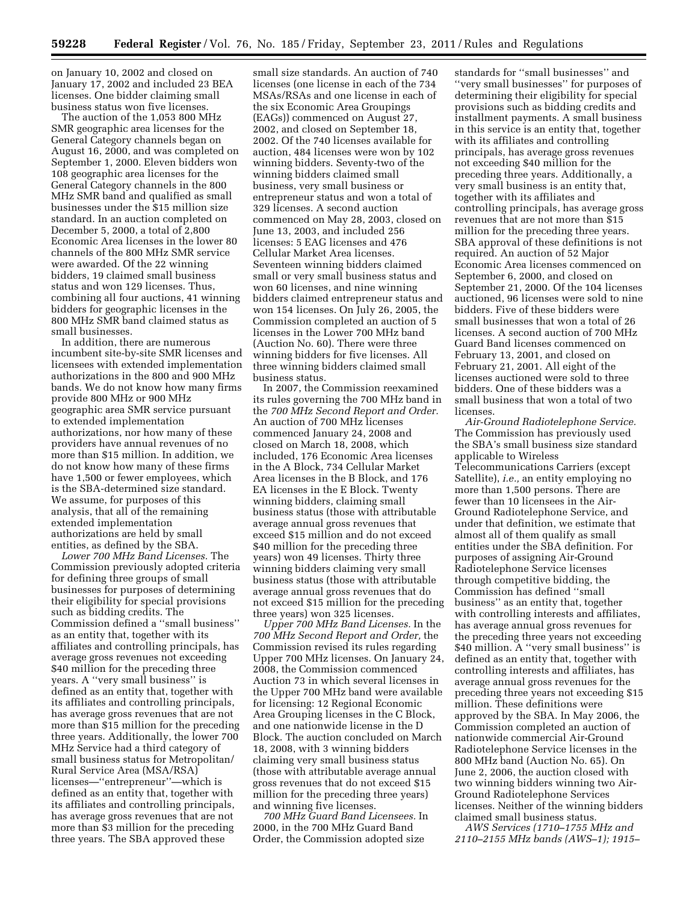on January 10, 2002 and closed on January 17, 2002 and included 23 BEA licenses. One bidder claiming small business status won five licenses.

The auction of the 1,053 800 MHz SMR geographic area licenses for the General Category channels began on August 16, 2000, and was completed on September 1, 2000. Eleven bidders won 108 geographic area licenses for the General Category channels in the 800 MHz SMR band and qualified as small businesses under the $15 million size standard. In an auction completed on December 5, 2000, a total of 2,800 Economic Area licenses in the lower 80 channels of the 800 MHz SMR service were awarded. Of the 22 winning bidders, 19 claimed small business status and won 129 licenses. Thus, combining all four auctions, 41 winning bidders for geographic licenses in the 800 MHz SMR band claimed status as small businesses.

In addition, there are numerous incumbent site-by-site SMR licenses and licensees with extended implementation authorizations in the 800 and 900 MHz bands. We do not know how many firms provide 800 MHz or 900 MHz geographic area SMR service pursuant to extended implementation authorizations, nor how many of these providers have annual revenues of no more than $15 million. In addition, we do not know how many of these firms have 1,500 or fewer employees, which is the SBA-determined size standard. We assume, for purposes of this analysis, that all of the remaining extended implementation authorizations are held by small entities, as defined by the SBA.

*Lower 700 MHz Band Licenses.* The Commission previously adopted criteria for defining three groups of small businesses for purposes of determining their eligibility for special provisions such as bidding credits. The Commission defined a ''small business'' as an entity that, together with its affiliates and controlling principals, has average gross revenues not exceeding $40 million for the preceding three years. A ''very small business'' is defined as an entity that, together with its affiliates and controlling principals, has average gross revenues that are not more than $15 million for the preceding three years. Additionally, the lower 700 MHz Service had a third category of small business status for Metropolitan/Rural Service Area (MSA/RSA) licenses—''entrepreneur''—which is defined as an entity that, together with its affiliates and controlling principals, has average gross revenues that are not more than $3 million for the preceding three years. The SBA approved these small size standards. An auction of 740 licenses (one license in each of the 734 MSAs/RSAs and one license in each of the six Economic Area Groupings (EAGs)) commenced on August 27, 2002, and closed on September 18, 2002. Of the 740 licenses available for auction, 484 licenses were won by 102 winning bidders. Seventy-two of the winning bidders claimed small business, very small business or entrepreneur status and won a total of 329 licenses. A second auction commenced on May 28, 2003, closed on June 13, 2003, and included 256 licenses: 5 EAG licenses and 476 Cellular Market Area licenses. Seventeen winning bidders claimed small or very small business status and won 60 licenses, and nine winning bidders claimed entrepreneur status and won 154 licenses. On July 26, 2005, the Commission completed an auction of 5 licenses in the Lower 700 MHz band (Auction No. 60). There were three winning bidders for five licenses. All three winning bidders claimed small business status.

In 2007, the Commission reexamined its rules governing the 700 MHz band in the *700 MHz Second Report and Order.* An auction of 700 MHz licenses commenced January 24, 2008 and closed on March 18, 2008, which included, 176 Economic Area licenses in the A Block, 734 Cellular Market Area licenses in the B Block, and 176 EA licenses in the E Block. Twenty winning bidders, claiming small business status (those with attributable average annual gross revenues that exceed $15 million and do not exceed $40 million for the preceding three years) won 49 licenses. Thirty three winning bidders claiming very small business status (those with attributable average annual gross revenues that do not exceed $15 million for the preceding three years) won 325 licenses.

*Upper 700 MHz Band Licenses.* In the *700 MHz Second Report and Order,* the Commission revised its rules regarding Upper 700 MHz licenses. On January 24, 2008, the Commission commenced Auction 73 in which several licenses in the Upper 700 MHz band were available for licensing: 12 Regional Economic Area Grouping licenses in the C Block, and one nationwide license in the D Block. The auction concluded on March 18, 2008, with 3 winning bidders claiming very small business status (those with attributable average annual gross revenues that do not exceed $15 million for the preceding three years) and winning five licenses.

*700 MHz Guard Band Licensees.* In 2000, in the 700 MHz Guard Band Order, the Commission adopted size standards for ''small businesses'' and ''very small businesses'' for purposes of determining their eligibility for special provisions such as bidding credits and installment payments. A small business in this service is an entity that, together with its affiliates and controlling principals, has average gross revenues not exceeding $40 million for the preceding three years. Additionally, a very small business is an entity that, together with its affiliates and controlling principals, has average gross revenues that are not more than $15 million for the preceding three years. SBA approval of these definitions is not required. An auction of 52 Major Economic Area licenses commenced on September 6, 2000, and closed on September 21, 2000. Of the 104 licenses auctioned, 96 licenses were sold to nine bidders. Five of these bidders were small businesses that won a total of 26 licenses. A second auction of 700 MHz Guard Band licenses commenced on February 13, 2001, and closed on February 21, 2001. All eight of the licenses auctioned were sold to three bidders. One of these bidders was a small business that won a total of two licenses.

*Air-Ground Radiotelephone Service.* The Commission has previously used the SBA's small business size standard applicable to Wireless Telecommunications Carriers (except Satellite), *i.e.,* an entity employing no more than 1,500 persons. There are fewer than 10 licensees in the Air-Ground Radiotelephone Service, and under that definition, we estimate that almost all of them qualify as small entities under the SBA definition. For purposes of assigning Air-Ground Radiotelephone Service licenses through competitive bidding, the Commission has defined ''small business'' as an entity that, together with controlling interests and affiliates, has average annual gross revenues for the preceding three years not exceeding $40 million. A ''very small business'' is defined as an entity that, together with controlling interests and affiliates, has average annual gross revenues for the preceding three years not exceeding $15 million. These definitions were approved by the SBA. In May 2006, the Commission completed an auction of nationwide commercial Air-Ground Radiotelephone Service licenses in the 800 MHz band (Auction No. 65). On June 2, 2006, the auction closed with two winning bidders winning two Air-Ground Radiotelephone Services licenses. Neither of the winning bidders claimed small business status.

*AWS Services (1710–1755 MHz and 2110–2155 MHz bands (AWS–1); 1915–*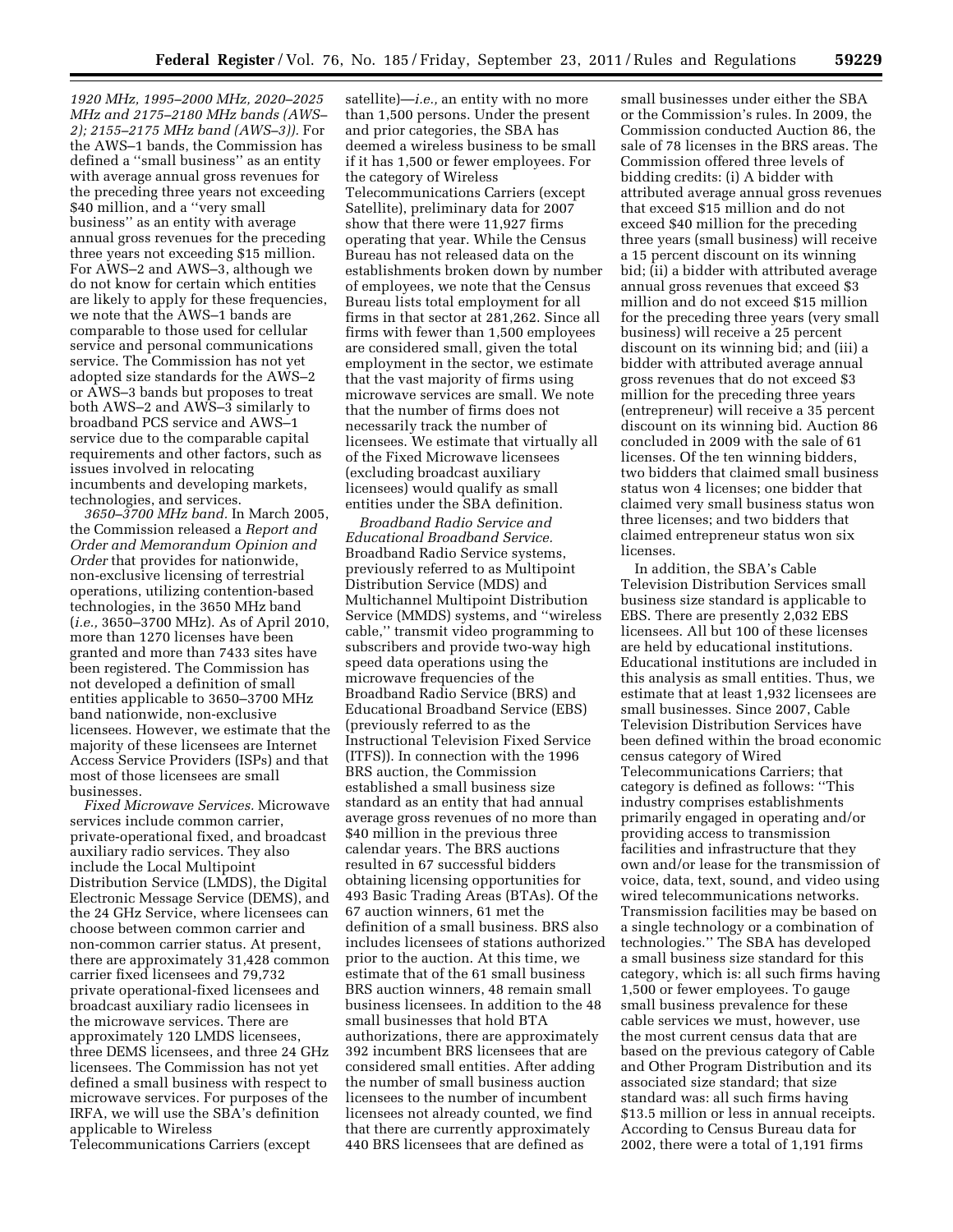*1920 MHz, 1995–2000 MHz, 2020–2025 MHz and 2175–2180 MHz bands (AWS–2); 2155–2175 MHz band (AWS–3)).* For the AWS–1 bands, the Commission has defined a ''small business'' as an entity with average annual gross revenues for the preceding three years not exceeding $40 million, and a ''very small business'' as an entity with average annual gross revenues for the preceding three years not exceeding $15 million. For AWS–2 and AWS–3, although we do not know for certain which entities are likely to apply for these frequencies, we note that the AWS–1 bands are comparable to those used for cellular service and personal communications service. The Commission has not yet adopted size standards for the AWS–2 or AWS–3 bands but proposes to treat both AWS–2 and AWS–3 similarly to broadband PCS service and AWS–1 service due to the comparable capital requirements and other factors, such as issues involved in relocating incumbents and developing markets, technologies, and services.

*3650–3700 MHz band.* In March 2005, the Commission released a *Report and Order and Memorandum Opinion and Order* that provides for nationwide, non-exclusive licensing of terrestrial operations, utilizing contention-based technologies, in the 3650 MHz band (*i.e.,* 3650–3700 MHz). As of April 2010, more than 1270 licenses have been granted and more than 7433 sites have been registered. The Commission has not developed a definition of small entities applicable to 3650–3700 MHz band nationwide, non-exclusive licensees. However, we estimate that the majority of these licensees are Internet Access Service Providers (ISPs) and that most of those licensees are small businesses.

*Fixed Microwave Services.* Microwave services include common carrier, private-operational fixed, and broadcast auxiliary radio services. They also include the Local Multipoint Distribution Service (LMDS), the Digital Electronic Message Service (DEMS), and the 24 GHz Service, where licensees can choose between common carrier and non-common carrier status. At present, there are approximately 31,428 common carrier fixed licensees and 79,732 private operational-fixed licensees and broadcast auxiliary radio licensees in the microwave services. There are approximately 120 LMDS licensees, three DEMS licensees, and three 24 GHz licensees. The Commission has not yet defined a small business with respect to microwave services. For purposes of the IRFA, we will use the SBA's definition applicable to Wireless Telecommunications Carriers (except satellite)—*i.e.,* an entity with no more than 1,500 persons. Under the present and prior categories, the SBA has deemed a wireless business to be small if it has 1,500 or fewer employees. For the category of Wireless Telecommunications Carriers (except Satellite), preliminary data for 2007 show that there were 11,927 firms operating that year. While the Census Bureau has not released data on the establishments broken down by number of employees, we note that the Census Bureau lists total employment for all firms in that sector at 281,262. Since all firms with fewer than 1,500 employees are considered small, given the total employment in the sector, we estimate that the vast majority of firms using microwave services are small. We note that the number of firms does not necessarily track the number of licensees. We estimate that virtually all of the Fixed Microwave licensees (excluding broadcast auxiliary licensees) would qualify as small entities under the SBA definition.

*Broadband Radio Service and Educational Broadband Service.* Broadband Radio Service systems, previously referred to as Multipoint Distribution Service (MDS) and Multichannel Multipoint Distribution Service (MMDS) systems, and ''wireless cable,'' transmit video programming to subscribers and provide two-way high speed data operations using the microwave frequencies of the Broadband Radio Service (BRS) and Educational Broadband Service (EBS) (previously referred to as the Instructional Television Fixed Service (ITFS)). In connection with the 1996 BRS auction, the Commission established a small business size standard as an entity that had annual average gross revenues of no more than $40 million in the previous three calendar years. The BRS auctions resulted in 67 successful bidders obtaining licensing opportunities for 493 Basic Trading Areas (BTAs). Of the 67 auction winners, 61 met the definition of a small business. BRS also includes licensees of stations authorized prior to the auction. At this time, we estimate that of the 61 small business BRS auction winners, 48 remain small business licensees. In addition to the 48 small businesses that hold BTA authorizations, there are approximately 392 incumbent BRS licensees that are considered small entities. After adding the number of small business auction licensees to the number of incumbent licensees not already counted, we find that there are currently approximately 440 BRS licensees that are defined as small businesses under either the SBA or the Commission's rules. In 2009, the Commission conducted Auction 86, the sale of 78 licenses in the BRS areas. The Commission offered three levels of bidding credits: (i) A bidder with attributed average annual gross revenues that exceed $15 million and do not exceed $40 million for the preceding three years (small business) will receive a 15 percent discount on its winning bid; (ii) a bidder with attributed average annual gross revenues that exceed $3 million and do not exceed $15 million for the preceding three years (very small business) will receive a 25 percent discount on its winning bid; and (iii) a bidder with attributed average annual gross revenues that do not exceed $3 million for the preceding three years (entrepreneur) will receive a 35 percent discount on its winning bid. Auction 86 concluded in 2009 with the sale of 61 licenses. Of the ten winning bidders, two bidders that claimed small business status won 4 licenses; one bidder that claimed very small business status won three licenses; and two bidders that claimed entrepreneur status won six licenses.

In addition, the SBA's Cable Television Distribution Services small business size standard is applicable to EBS. There are presently 2,032 EBS licensees. All but 100 of these licenses are held by educational institutions. Educational institutions are included in this analysis as small entities. Thus, we estimate that at least 1,932 licensees are small businesses. Since 2007, Cable Television Distribution Services have been defined within the broad economic census category of Wired Telecommunications Carriers; that category is defined as follows: ''This industry comprises establishments primarily engaged in operating and/or providing access to transmission facilities and infrastructure that they own and/or lease for the transmission of voice, data, text, sound, and video using wired telecommunications networks. Transmission facilities may be based on a single technology or a combination of technologies.'' The SBA has developed a small business size standard for this category, which is: all such firms having 1,500 or fewer employees. To gauge small business prevalence for these cable services we must, however, use the most current census data that are based on the previous category of Cable and Other Program Distribution and its associated size standard; that size standard was: all such firms having $13.5 million or less in annual receipts. According to Census Bureau data for 2002, there were a total of 1,191 firms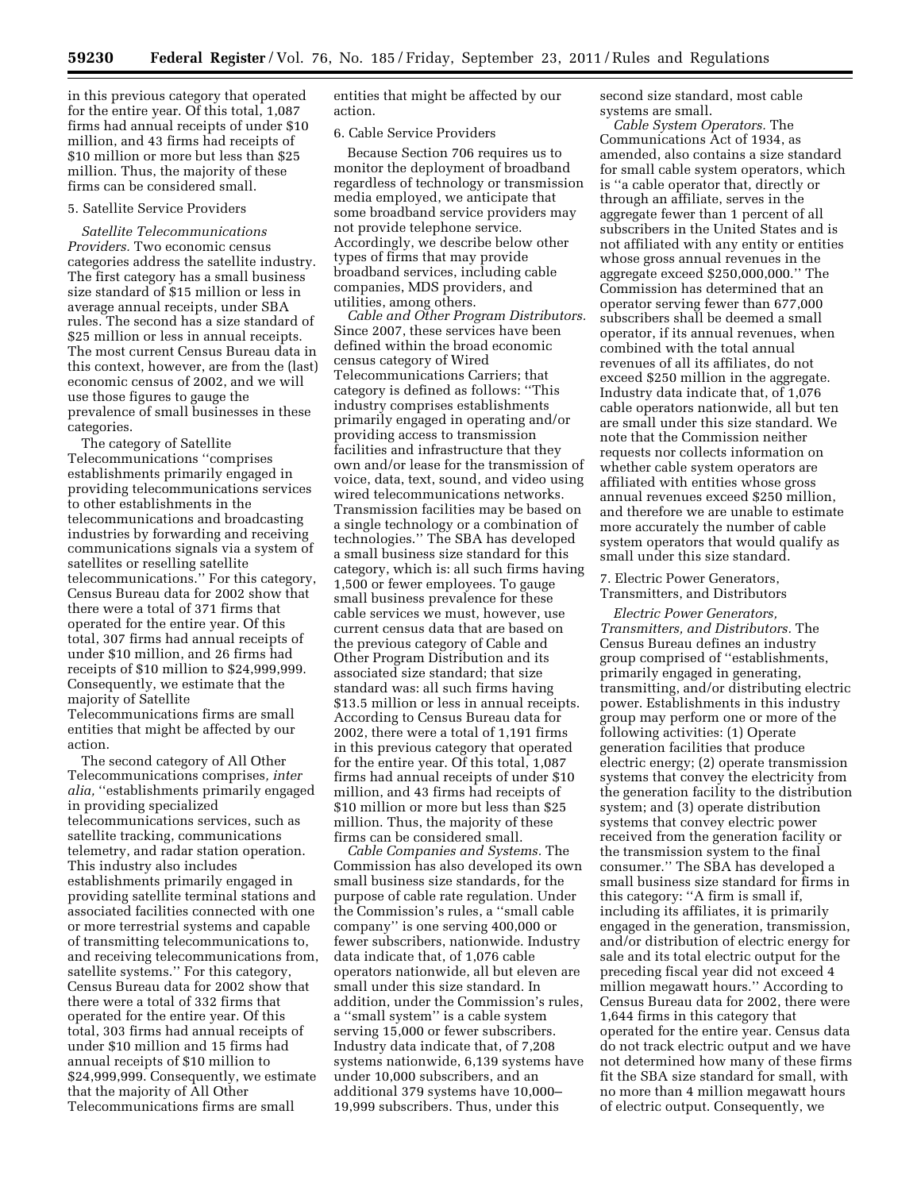in this previous category that operated for the entire year. Of this total, 1,087 firms had annual receipts of under $10 million, and 43 firms had receipts of $10 million or more but less than $25 million. Thus, the majority of these firms can be considered small.

5. Satellite Service Providers

*Satellite Telecommunications Providers.* Two economic census categories address the satellite industry. The first category has a small business size standard of $15 million or less in average annual receipts, under SBA rules. The second has a size standard of $25 million or less in annual receipts. The most current Census Bureau data in this context, however, are from the (last) economic census of 2002, and we will use those figures to gauge the prevalence of small businesses in these categories.

The category of Satellite Telecommunications "comprises establishments primarily engaged in providing telecommunications services to other establishments in the telecommunications and broadcasting industries by forwarding and receiving communications signals via a system of satellites or reselling satellite telecommunications." For this category, Census Bureau data for 2002 show that there were a total of 371 firms that operated for the entire year. Of this total, 307 firms had annual receipts of under $10 million, and 26 firms had receipts of $10 million to $24,999,999. Consequently, we estimate that the majority of Satellite Telecommunications firms are small entities that might be affected by our action.

The second category of All Other Telecommunications comprises*, inter alia,* "establishments primarily engaged in providing specialized telecommunications services, such as satellite tracking, communications telemetry, and radar station operation. This industry also includes establishments primarily engaged in providing satellite terminal stations and associated facilities connected with one or more terrestrial systems and capable of transmitting telecommunications to, and receiving telecommunications from, satellite systems." For this category, Census Bureau data for 2002 show that there were a total of 332 firms that operated for the entire year. Of this total, 303 firms had annual receipts of under $10 million and 15 firms had annual receipts of $10 million to $24,999,999. Consequently, we estimate that the majority of All Other Telecommunications firms are small entities that might be affected by our action.

6. Cable Service Providers

Because Section 706 requires us to monitor the deployment of broadband regardless of technology or transmission media employed, we anticipate that some broadband service providers may not provide telephone service. Accordingly, we describe below other types of firms that may provide broadband services, including cable companies, MDS providers, and utilities, among others.

*Cable and Other Program Distributors.* Since 2007, these services have been defined within the broad economic census category of Wired Telecommunications Carriers; that category is defined as follows: "This industry comprises establishments primarily engaged in operating and/or providing access to transmission facilities and infrastructure that they own and/or lease for the transmission of voice, data, text, sound, and video using wired telecommunications networks. Transmission facilities may be based on a single technology or a combination of technologies." The SBA has developed a small business size standard for this category, which is: all such firms having 1,500 or fewer employees. To gauge small business prevalence for these cable services we must, however, use current census data that are based on the previous category of Cable and Other Program Distribution and its associated size standard; that size standard was: all such firms having $13.5 million or less in annual receipts. According to Census Bureau data for 2002, there were a total of 1,191 firms in this previous category that operated for the entire year. Of this total, 1,087 firms had annual receipts of under $10 million, and 43 firms had receipts of $10 million or more but less than $25 million. Thus, the majority of these firms can be considered small.

*Cable Companies and Systems.* The Commission has also developed its own small business size standards, for the purpose of cable rate regulation. Under the Commission's rules, a "small cable company" is one serving 400,000 or fewer subscribers, nationwide. Industry data indicate that, of 1,076 cable operators nationwide, all but eleven are small under this size standard. In addition, under the Commission's rules, a "small system" is a cable system serving 15,000 or fewer subscribers. Industry data indicate that, of 7,208 systems nationwide, 6,139 systems have under 10,000 subscribers, and an additional 379 systems have 10,000–19,999 subscribers. Thus, under this second size standard, most cable systems are small.

*Cable System Operators.* The Communications Act of 1934, as amended, also contains a size standard for small cable system operators, which is "a cable operator that, directly or through an affiliate, serves in the aggregate fewer than 1 percent of all subscribers in the United States and is not affiliated with any entity or entities whose gross annual revenues in the aggregate exceed $250,000,000." The Commission has determined that an operator serving fewer than 677,000 subscribers shall be deemed a small operator, if its annual revenues, when combined with the total annual revenues of all its affiliates, do not exceed $250 million in the aggregate. Industry data indicate that, of 1,076 cable operators nationwide, all but ten are small under this size standard. We note that the Commission neither requests nor collects information on whether cable system operators are affiliated with entities whose gross annual revenues exceed $250 million, and therefore we are unable to estimate more accurately the number of cable system operators that would qualify as small under this size standard.

7. Electric Power Generators, Transmitters, and Distributors

*Electric Power Generators, Transmitters, and Distributors.* The Census Bureau defines an industry group comprised of "establishments, primarily engaged in generating, transmitting, and/or distributing electric power. Establishments in this industry group may perform one or more of the following activities: (1) Operate generation facilities that produce electric energy; (2) operate transmission systems that convey the electricity from the generation facility to the distribution system; and (3) operate distribution systems that convey electric power received from the generation facility or the transmission system to the final consumer." The SBA has developed a small business size standard for firms in this category: "A firm is small if, including its affiliates, it is primarily engaged in the generation, transmission, and/or distribution of electric energy for sale and its total electric output for the preceding fiscal year did not exceed 4 million megawatt hours." According to Census Bureau data for 2002, there were 1,644 firms in this category that operated for the entire year. Census data do not track electric output and we have not determined how many of these firms fit the SBA size standard for small, with no more than 4 million megawatt hours of electric output. Consequently, we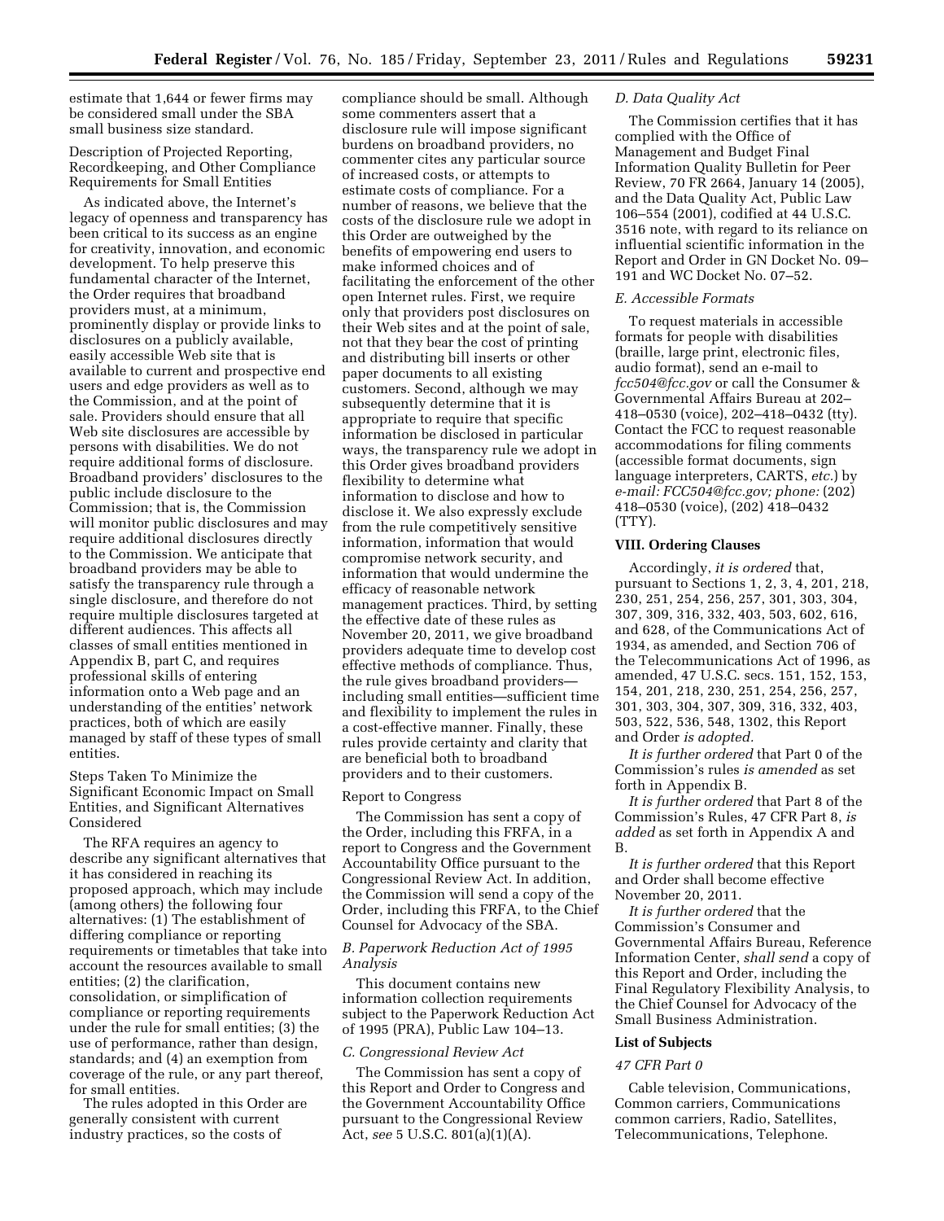estimate that 1,644 or fewer firms may be considered small under the SBA small business size standard.

Description of Projected Reporting, Recordkeeping, and Other Compliance Requirements for Small Entities

As indicated above, the Internet's legacy of openness and transparency has been critical to its success as an engine for creativity, innovation, and economic development. To help preserve this fundamental character of the Internet, the Order requires that broadband providers must, at a minimum, prominently display or provide links to disclosures on a publicly available, easily accessible Web site that is available to current and prospective end users and edge providers as well as to the Commission, and at the point of sale. Providers should ensure that all Web site disclosures are accessible by persons with disabilities. We do not require additional forms of disclosure. Broadband providers' disclosures to the public include disclosure to the Commission; that is, the Commission will monitor public disclosures and may require additional disclosures directly to the Commission. We anticipate that broadband providers may be able to satisfy the transparency rule through a single disclosure, and therefore do not require multiple disclosures targeted at different audiences. This affects all classes of small entities mentioned in Appendix B, part C, and requires professional skills of entering information onto a Web page and an understanding of the entities' network practices, both of which are easily managed by staff of these types of small entities.

Steps Taken To Minimize the Significant Economic Impact on Small Entities, and Significant Alternatives Considered

The RFA requires an agency to describe any significant alternatives that it has considered in reaching its proposed approach, which may include (among others) the following four alternatives: (1) The establishment of differing compliance or reporting requirements or timetables that take into account the resources available to small entities; (2) the clarification, consolidation, or simplification of compliance or reporting requirements under the rule for small entities; (3) the use of performance, rather than design, standards; and (4) an exemption from coverage of the rule, or any part thereof, for small entities.

The rules adopted in this Order are generally consistent with current industry practices, so the costs of compliance should be small. Although some commenters assert that a disclosure rule will impose significant burdens on broadband providers, no commenter cites any particular source of increased costs, or attempts to estimate costs of compliance. For a number of reasons, we believe that the costs of the disclosure rule we adopt in this Order are outweighed by the benefits of empowering end users to make informed choices and of facilitating the enforcement of the other open Internet rules. First, we require only that providers post disclosures on their Web sites and at the point of sale, not that they bear the cost of printing and distributing bill inserts or other paper documents to all existing customers. Second, although we may subsequently determine that it is appropriate to require that specific information be disclosed in particular ways, the transparency rule we adopt in this Order gives broadband providers flexibility to determine what information to disclose and how to disclose it. We also expressly exclude from the rule competitively sensitive information, information that would compromise network security, and information that would undermine the efficacy of reasonable network management practices. Third, by setting the effective date of these rules as November 20, 2011, we give broadband providers adequate time to develop cost effective methods of compliance. Thus, the rule gives broadband providers—including small entities—sufficient time and flexibility to implement the rules in a cost-effective manner. Finally, these rules provide certainty and clarity that are beneficial both to broadband providers and to their customers.

Report to Congress

The Commission has sent a copy of the Order, including this FRFA, in a report to Congress and the Government Accountability Office pursuant to the Congressional Review Act. In addition, the Commission will send a copy of the Order, including this FRFA, to the Chief Counsel for Advocacy of the SBA.

### *B. Paperwork Reduction Act of 1995 Analysis*

This document contains new information collection requirements subject to the Paperwork Reduction Act of 1995 (PRA), Public Law 104–13.

### *C. Congressional Review Act*

The Commission has sent a copy of this Report and Order to Congress and the Government Accountability Office pursuant to the Congressional Review Act, *see* 5 U.S.C. 801(a)(1)(A).

### *D. Data Quality Act*

The Commission certifies that it has complied with the Office of Management and Budget Final Information Quality Bulletin for Peer Review, 70 FR 2664, January 14 (2005), and the Data Quality Act, Public Law 106–554 (2001), codified at 44 U.S.C. 3516 note, with regard to its reliance on influential scientific information in the Report and Order in GN Docket No. 09–191 and WC Docket No. 07–52.

### *E. Accessible Formats*

To request materials in accessible formats for people with disabilities (braille, large print, electronic files, audio format), send an e-mail to *fcc504@fcc.gov* or call the Consumer & Governmental Affairs Bureau at 202–418–0530 (voice), 202–418–0432 (tty). Contact the FCC to request reasonable accommodations for filing comments (accessible format documents, sign language interpreters, CARTS, *etc.*) by *e-mail: FCC504@fcc.gov; phone:* (202) 418–0530 (voice), (202) 418–0432 (TTY).

## VIII. Ordering Clauses

Accordingly, *it is ordered* that, pursuant to Sections 1, 2, 3, 4, 201, 218, 230, 251, 254, 256, 257, 301, 303, 304, 307, 309, 316, 332, 403, 503, 602, 616, and 628, of the Communications Act of 1934, as amended, and Section 706 of the Telecommunications Act of 1996, as amended, 47 U.S.C. secs. 151, 152, 153, 154, 201, 218, 230, 251, 254, 256, 257, 301, 303, 304, 307, 309, 316, 332, 403, 503, 522, 536, 548, 1302, this Report and Order *is adopted.*

*It is further ordered* that Part 0 of the Commission's rules *is amended* as set forth in Appendix B.

*It is further ordered* that Part 8 of the Commission's Rules, 47 CFR Part 8, *is added* as set forth in Appendix A and B.

*It is further ordered* that this Report and Order shall become effective November 20, 2011.

*It is further ordered* that the Commission's Consumer and Governmental Affairs Bureau, Reference Information Center, *shall send* a copy of this Report and Order, including the Final Regulatory Flexibility Analysis, to the Chief Counsel for Advocacy of the Small Business Administration.

## List of Subjects

### *47 CFR Part 0*

Cable television, Communications, Common carriers, Communications common carriers, Radio, Satellites, Telecommunications, Telephone.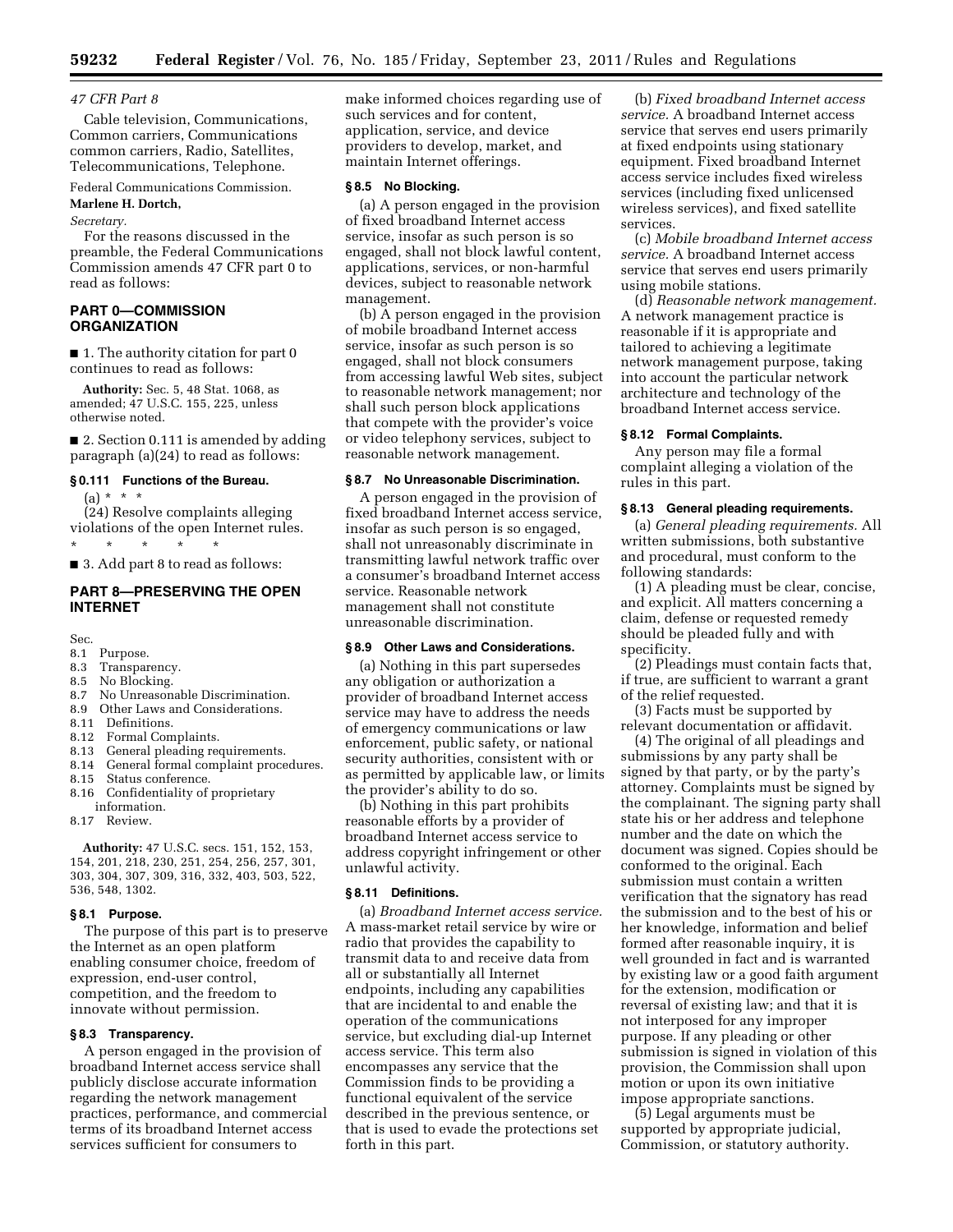*47 CFR Part 8*

Cable television, Communications, Common carriers, Communications common carriers, Radio, Satellites, Telecommunications, Telephone.

Federal Communications Commission.

**Marlene H. Dortch,**

*Secretary.*

For the reasons discussed in the preamble, the Federal Communications Commission amends 47 CFR part 0 to read as follows:

## PART 0—COMMISSION ORGANIZATION

■ 1. The authority citation for part 0 continues to read as follows:

**Authority:** Sec. 5, 48 Stat. 1068, as amended; 47 U.S.C. 155, 225, unless otherwise noted.

■ 2. Section 0.111 is amended by adding paragraph (a)(24) to read as follows:

### § 0.111 Functions of the Bureau.

(a) * * *

(24) Resolve complaints alleging violations of the open Internet rules.

\* \* \* \* \*

■ 3. Add part 8 to read as follows:

## PART 8—PRESERVING THE OPEN INTERNET

Sec.
- 8.1 Purpose.
- 8.3 Transparency.
- 8.5 No Blocking.
- 8.7 No Unreasonable Discrimination.
- 8.9 Other Laws and Considerations.
- 8.11 Definitions.
- 8.12 Formal Complaints.
- 8.13 General pleading requirements.
- 8.14 General formal complaint procedures.
- 8.15 Status conference.
- 8.16 Confidentiality of proprietary information.
- 8.17 Review.

**Authority:** 47 U.S.C. secs. 151, 152, 153, 154, 201, 218, 230, 251, 254, 256, 257, 301, 303, 304, 307, 309, 316, 332, 403, 503, 522, 536, 548, 1302.

### § 8.1 Purpose.

The purpose of this part is to preserve the Internet as an open platform enabling consumer choice, freedom of expression, end-user control, competition, and the freedom to innovate without permission.

### § 8.3 Transparency.

A person engaged in the provision of broadband Internet access service shall publicly disclose accurate information regarding the network management practices, performance, and commercial terms of its broadband Internet access services sufficient for consumers to make informed choices regarding use of such services and for content, application, service, and device providers to develop, market, and maintain Internet offerings.

### § 8.5 No Blocking.

(a) A person engaged in the provision of fixed broadband Internet access service, insofar as such person is so engaged, shall not block lawful content, applications, services, or non-harmful devices, subject to reasonable network management.

(b) A person engaged in the provision of mobile broadband Internet access service, insofar as such person is so engaged, shall not block consumers from accessing lawful Web sites, subject to reasonable network management; nor shall such person block applications that compete with the provider's voice or video telephony services, subject to reasonable network management.

### § 8.7 No Unreasonable Discrimination.

A person engaged in the provision of fixed broadband Internet access service, insofar as such person is so engaged, shall not unreasonably discriminate in transmitting lawful network traffic over a consumer's broadband Internet access service. Reasonable network management shall not constitute unreasonable discrimination.

### § 8.9 Other Laws and Considerations.

(a) Nothing in this part supersedes any obligation or authorization a provider of broadband Internet access service may have to address the needs of emergency communications or law enforcement, public safety, or national security authorities, consistent with or as permitted by applicable law, or limits the provider's ability to do so.

(b) Nothing in this part prohibits reasonable efforts by a provider of broadband Internet access service to address copyright infringement or other unlawful activity.

### § 8.11 Definitions.

(a) *Broadband Internet access service.* A mass-market retail service by wire or radio that provides the capability to transmit data to and receive data from all or substantially all Internet endpoints, including any capabilities that are incidental to and enable the operation of the communications service, but excluding dial-up Internet access service. This term also encompasses any service that the Commission finds to be providing a functional equivalent of the service described in the previous sentence, or that is used to evade the protections set forth in this part.

(b) *Fixed broadband Internet access service.* A broadband Internet access service that serves end users primarily at fixed endpoints using stationary equipment. Fixed broadband Internet access service includes fixed wireless services (including fixed unlicensed wireless services), and fixed satellite services.

(c) *Mobile broadband Internet access service.* A broadband Internet access service that serves end users primarily using mobile stations.

(d) *Reasonable network management.* A network management practice is reasonable if it is appropriate and tailored to achieving a legitimate network management purpose, taking into account the particular network architecture and technology of the broadband Internet access service.

### § 8.12 Formal Complaints.

Any person may file a formal complaint alleging a violation of the rules in this part.

### § 8.13 General pleading requirements.

(a) *General pleading requirements.* All written submissions, both substantive and procedural, must conform to the following standards:

(1) A pleading must be clear, concise, and explicit. All matters concerning a claim, defense or requested remedy should be pleaded fully and with specificity.

(2) Pleadings must contain facts that, if true, are sufficient to warrant a grant of the relief requested.

(3) Facts must be supported by relevant documentation or affidavit.

(4) The original of all pleadings and submissions by any party shall be signed by that party, or by the party's attorney. Complaints must be signed by the complainant. The signing party shall state his or her address and telephone number and the date on which the document was signed. Copies should be conformed to the original. Each submission must contain a written verification that the signatory has read the submission and to the best of his or her knowledge, information and belief formed after reasonable inquiry, it is well grounded in fact and is warranted by existing law or a good faith argument for the extension, modification or reversal of existing law; and that it is not interposed for any improper purpose. If any pleading or other submission is signed in violation of this provision, the Commission shall upon motion or upon its own initiative impose appropriate sanctions.

(5) Legal arguments must be supported by appropriate judicial, Commission, or statutory authority.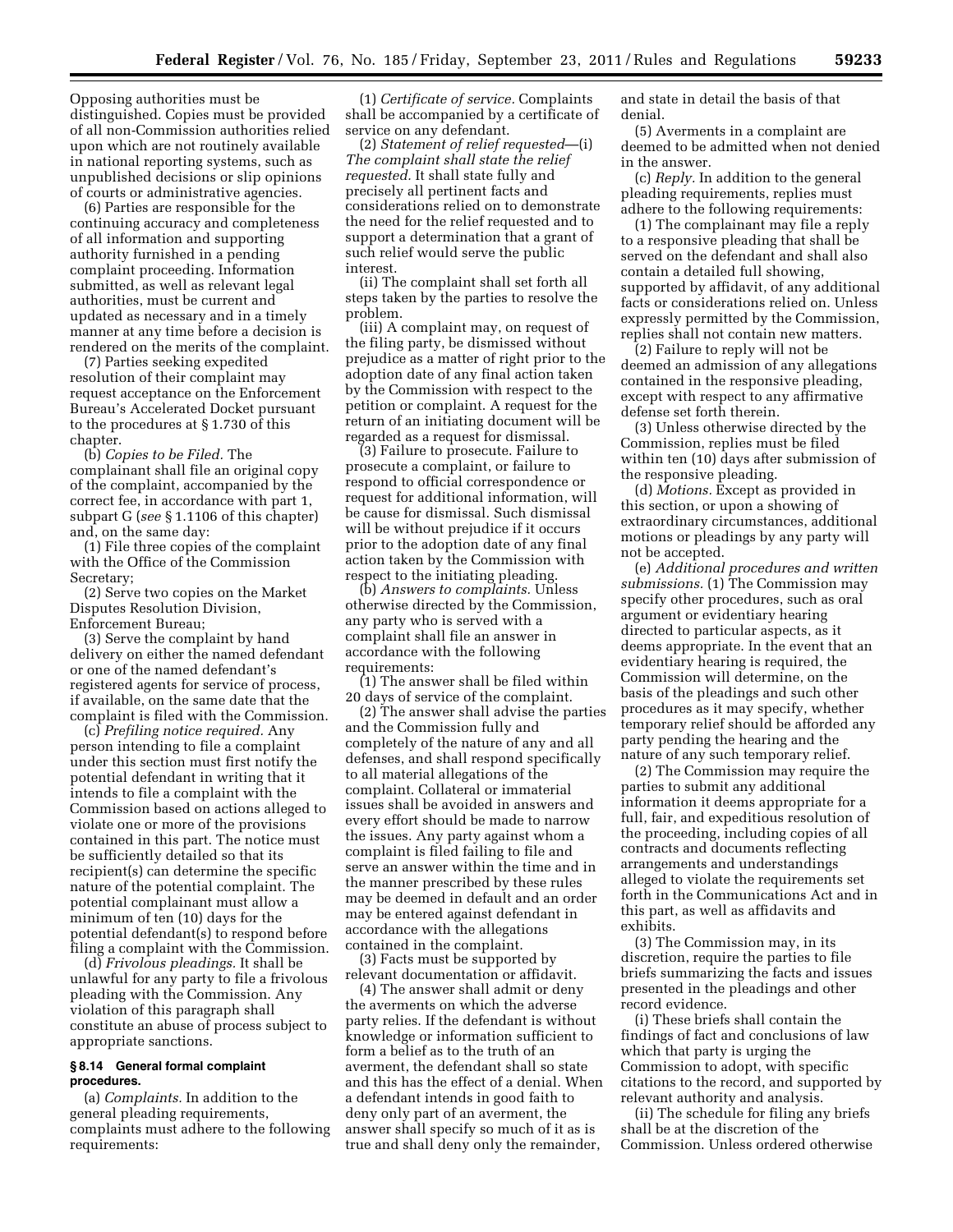Opposing authorities must be distinguished. Copies must be provided of all non-Commission authorities relied upon which are not routinely available in national reporting systems, such as unpublished decisions or slip opinions of courts or administrative agencies.

(6) Parties are responsible for the continuing accuracy and completeness of all information and supporting authority furnished in a pending complaint proceeding. Information submitted, as well as relevant legal authorities, must be current and updated as necessary and in a timely manner at any time before a decision is rendered on the merits of the complaint.

(7) Parties seeking expedited resolution of their complaint may request acceptance on the Enforcement Bureau's Accelerated Docket pursuant to the procedures at § 1.730 of this chapter.

(b) *Copies to be Filed.* The complainant shall file an original copy of the complaint, accompanied by the correct fee, in accordance with part 1, subpart G (*see* § 1.1106 of this chapter) and, on the same day:

(1) File three copies of the complaint with the Office of the Commission Secretary;

(2) Serve two copies on the Market Disputes Resolution Division, Enforcement Bureau;

(3) Serve the complaint by hand delivery on either the named defendant or one of the named defendant's registered agents for service of process, if available, on the same date that the complaint is filed with the Commission.

(c) *Prefiling notice required.* Any person intending to file a complaint under this section must first notify the potential defendant in writing that it intends to file a complaint with the Commission based on actions alleged to violate one or more of the provisions contained in this part. The notice must be sufficiently detailed so that its recipient(s) can determine the specific nature of the potential complaint. The potential complainant must allow a minimum of ten (10) days for the potential defendant(s) to respond before filing a complaint with the Commission.

(d) *Frivolous pleadings.* It shall be unlawful for any party to file a frivolous pleading with the Commission. Any violation of this paragraph shall constitute an abuse of process subject to appropriate sanctions.

### § 8.14 General formal complaint procedures.

(a) *Complaints.* In addition to the general pleading requirements, complaints must adhere to the following requirements:

(1) *Certificate of service.* Complaints shall be accompanied by a certificate of service on any defendant.

(2) *Statement of relief requested*—(i) *The complaint shall state the relief requested.* It shall state fully and precisely all pertinent facts and considerations relied on to demonstrate the need for the relief requested and to support a determination that a grant of such relief would serve the public interest.

(ii) The complaint shall set forth all steps taken by the parties to resolve the problem.

(iii) A complaint may, on request of the filing party, be dismissed without prejudice as a matter of right prior to the adoption date of any final action taken by the Commission with respect to the petition or complaint. A request for the return of an initiating document will be regarded as a request for dismissal.

(3) Failure to prosecute. Failure to prosecute a complaint, or failure to respond to official correspondence or request for additional information, will be cause for dismissal. Such dismissal will be without prejudice if it occurs prior to the adoption date of any final action taken by the Commission with respect to the initiating pleading.

(b) *Answers to complaints.* Unless otherwise directed by the Commission, any party who is served with a complaint shall file an answer in accordance with the following requirements:

(1) The answer shall be filed within 20 days of service of the complaint.

(2) The answer shall advise the parties and the Commission fully and completely of the nature of any and all defenses, and shall respond specifically to all material allegations of the complaint. Collateral or immaterial issues shall be avoided in answers and every effort should be made to narrow the issues. Any party against whom a complaint is filed failing to file and serve an answer within the time and in the manner prescribed by these rules may be deemed in default and an order may be entered against defendant in accordance with the allegations contained in the complaint.

(3) Facts must be supported by relevant documentation or affidavit.

(4) The answer shall admit or deny the averments on which the adverse party relies. If the defendant is without knowledge or information sufficient to form a belief as to the truth of an averment, the defendant shall so state and this has the effect of a denial. When a defendant intends in good faith to deny only part of an averment, the answer shall specify so much of it as is true and shall deny only the remainder, and state in detail the basis of that denial.

(5) Averments in a complaint are deemed to be admitted when not denied in the answer.

(c) *Reply.* In addition to the general pleading requirements, replies must adhere to the following requirements:

(1) The complainant may file a reply to a responsive pleading that shall be served on the defendant and shall also contain a detailed full showing, supported by affidavit, of any additional facts or considerations relied on. Unless expressly permitted by the Commission, replies shall not contain new matters.

(2) Failure to reply will not be deemed an admission of any allegations contained in the responsive pleading, except with respect to any affirmative defense set forth therein.

(3) Unless otherwise directed by the Commission, replies must be filed within ten (10) days after submission of the responsive pleading.

(d) *Motions.* Except as provided in this section, or upon a showing of extraordinary circumstances, additional motions or pleadings by any party will not be accepted.

(e) *Additional procedures and written submissions.* (1) The Commission may specify other procedures, such as oral argument or evidentiary hearing directed to particular aspects, as it deems appropriate. In the event that an evidentiary hearing is required, the Commission will determine, on the basis of the pleadings and such other procedures as it may specify, whether temporary relief should be afforded any party pending the hearing and the nature of any such temporary relief.

(2) The Commission may require the parties to submit any additional information it deems appropriate for a full, fair, and expeditious resolution of the proceeding, including copies of all contracts and documents reflecting arrangements and understandings alleged to violate the requirements set forth in the Communications Act and in this part, as well as affidavits and exhibits.

(3) The Commission may, in its discretion, require the parties to file briefs summarizing the facts and issues presented in the pleadings and other record evidence.

(i) These briefs shall contain the findings of fact and conclusions of law which that party is urging the Commission to adopt, with specific citations to the record, and supported by relevant authority and analysis.

(ii) The schedule for filing any briefs shall be at the discretion of the Commission. Unless ordered otherwise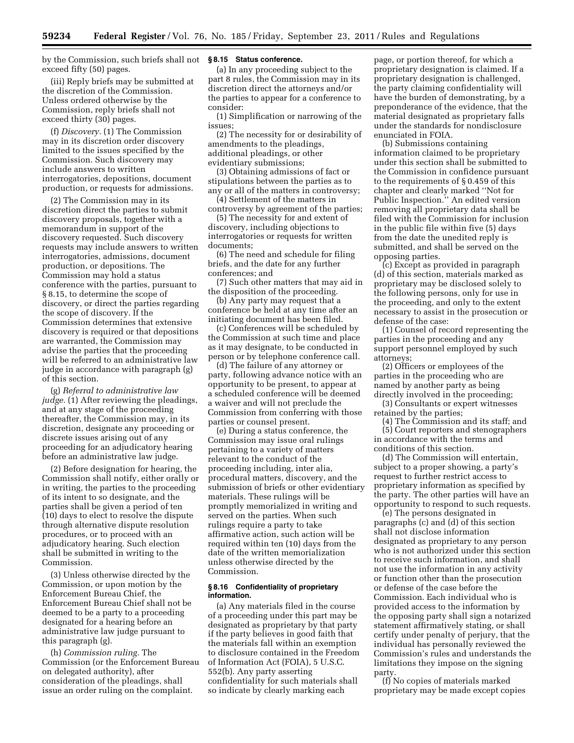by the Commission, such briefs shall not exceed fifty (50) pages.

(iii) Reply briefs may be submitted at the discretion of the Commission. Unless ordered otherwise by the Commission, reply briefs shall not exceed thirty (30) pages.

(f) *Discovery.* (1) The Commission may in its discretion order discovery limited to the issues specified by the Commission. Such discovery may include answers to written interrogatories, depositions, document production, or requests for admissions.

(2) The Commission may in its discretion direct the parties to submit discovery proposals, together with a memorandum in support of the discovery requested. Such discovery requests may include answers to written interrogatories, admissions, document production, or depositions. The Commission may hold a status conference with the parties, pursuant to § 8.15, to determine the scope of discovery, or direct the parties regarding the scope of discovery. If the Commission determines that extensive discovery is required or that depositions are warranted, the Commission may advise the parties that the proceeding will be referred to an administrative law judge in accordance with paragraph (g) of this section.

(g) *Referral to administrative law judge.* (1) After reviewing the pleadings, and at any stage of the proceeding thereafter, the Commission may, in its discretion, designate any proceeding or discrete issues arising out of any proceeding for an adjudicatory hearing before an administrative law judge.

(2) Before designation for hearing, the Commission shall notify, either orally or in writing, the parties to the proceeding of its intent to so designate, and the parties shall be given a period of ten (10) days to elect to resolve the dispute through alternative dispute resolution procedures, or to proceed with an adjudicatory hearing. Such election shall be submitted in writing to the Commission.

(3) Unless otherwise directed by the Commission, or upon motion by the Enforcement Bureau Chief, the Enforcement Bureau Chief shall not be deemed to be a party to a proceeding designated for a hearing before an administrative law judge pursuant to this paragraph (g).

(h) *Commission ruling.* The Commission (or the Enforcement Bureau on delegated authority), after consideration of the pleadings, shall issue an order ruling on the complaint.

**§ 8.15 Status conference.**

(a) In any proceeding subject to the part 8 rules, the Commission may in its discretion direct the attorneys and/or the parties to appear for a conference to consider:

(1) Simplification or narrowing of the issues;

(2) The necessity for or desirability of amendments to the pleadings, additional pleadings, or other evidentiary submissions;

(3) Obtaining admissions of fact or stipulations between the parties as to any or all of the matters in controversy;

(4) Settlement of the matters in controversy by agreement of the parties;

(5) The necessity for and extent of discovery, including objections to interrogatories or requests for written documents;

(6) The need and schedule for filing briefs, and the date for any further conferences; and

(7) Such other matters that may aid in the disposition of the proceeding.

(b) Any party may request that a conference be held at any time after an initiating document has been filed.

(c) Conferences will be scheduled by the Commission at such time and place as it may designate, to be conducted in person or by telephone conference call.

(d) The failure of any attorney or party, following advance notice with an opportunity to be present, to appear at a scheduled conference will be deemed a waiver and will not preclude the Commission from conferring with those parties or counsel present.

(e) During a status conference, the Commission may issue oral rulings pertaining to a variety of matters relevant to the conduct of the proceeding including, inter alia, procedural matters, discovery, and the submission of briefs or other evidentiary materials. These rulings will be promptly memorialized in writing and served on the parties. When such rulings require a party to take affirmative action, such action will be required within ten (10) days from the date of the written memorialization unless otherwise directed by the Commission.

**§ 8.16 Confidentiality of proprietary information.**

(a) Any materials filed in the course of a proceeding under this part may be designated as proprietary by that party if the party believes in good faith that the materials fall within an exemption to disclosure contained in the Freedom of Information Act (FOIA), 5 U.S.C. 552(b). Any party asserting confidentiality for such materials shall so indicate by clearly marking each page, or portion thereof, for which a proprietary designation is claimed. If a proprietary designation is challenged, the party claiming confidentiality will have the burden of demonstrating, by a preponderance of the evidence, that the material designated as proprietary falls under the standards for nondisclosure enunciated in FOIA.

(b) Submissions containing information claimed to be proprietary under this section shall be submitted to the Commission in confidence pursuant to the requirements of § 0.459 of this chapter and clearly marked "Not for Public Inspection." An edited version removing all proprietary data shall be filed with the Commission for inclusion in the public file within five (5) days from the date the unedited reply is submitted, and shall be served on the opposing parties.

(c) Except as provided in paragraph (d) of this section, materials marked as proprietary may be disclosed solely to the following persons, only for use in the proceeding, and only to the extent necessary to assist in the prosecution or defense of the case:

(1) Counsel of record representing the parties in the proceeding and any support personnel employed by such attorneys;

(2) Officers or employees of the parties in the proceeding who are named by another party as being directly involved in the proceeding;

(3) Consultants or expert witnesses retained by the parties;

(4) The Commission and its staff; and

(5) Court reporters and stenographers in accordance with the terms and conditions of this section.

(d) The Commission will entertain, subject to a proper showing, a party's request to further restrict access to proprietary information as specified by the party. The other parties will have an opportunity to respond to such requests.

(e) The persons designated in paragraphs (c) and (d) of this section shall not disclose information designated as proprietary to any person who is not authorized under this section to receive such information, and shall not use the information in any activity or function other than the prosecution or defense of the case before the Commission. Each individual who is provided access to the information by the opposing party shall sign a notarized statement affirmatively stating, or shall certify under penalty of perjury, that the individual has personally reviewed the Commission's rules and understands the limitations they impose on the signing party.

(f) No copies of materials marked proprietary may be made except copies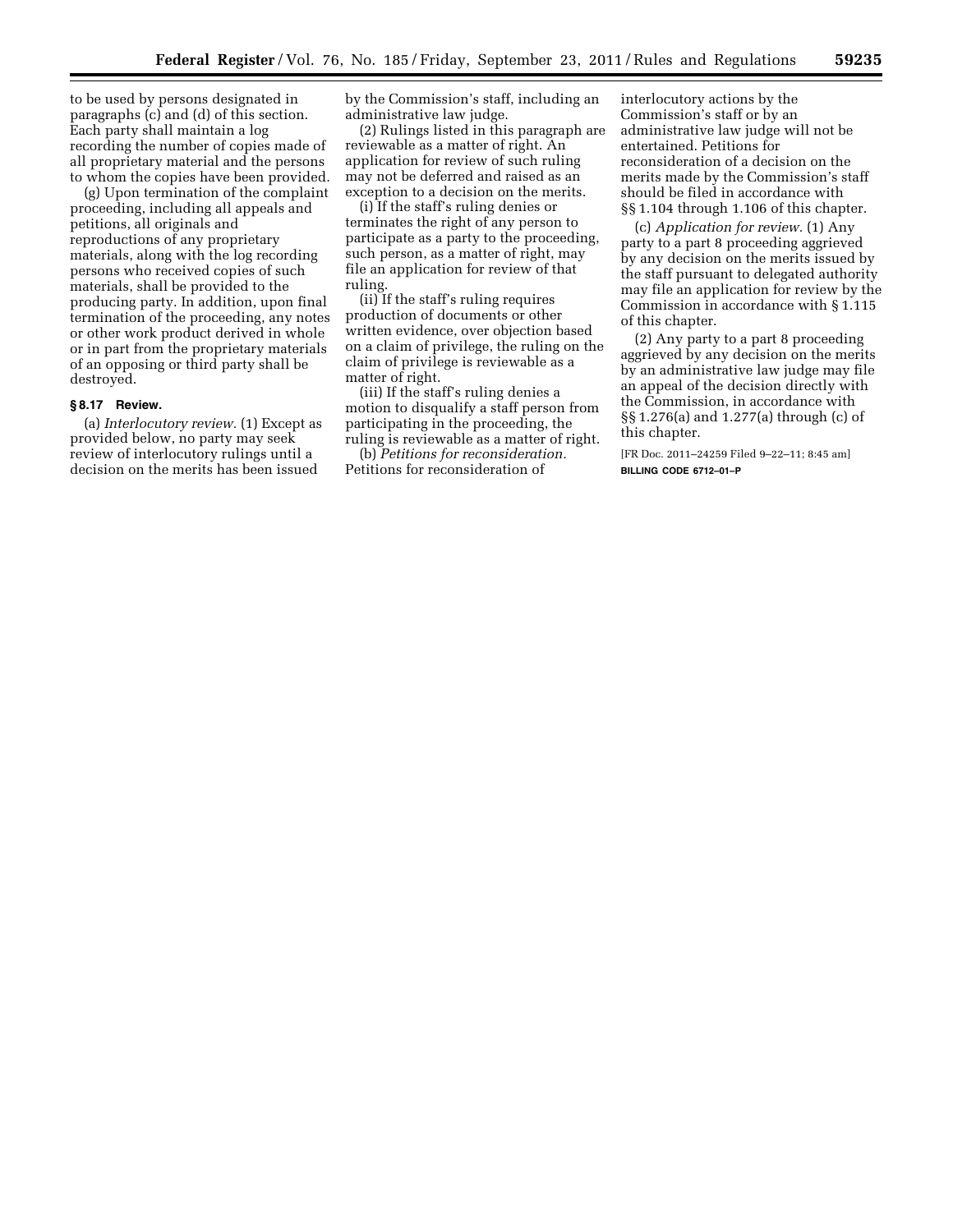to be used by persons designated in paragraphs (c) and (d) of this section. Each party shall maintain a log recording the number of copies made of all proprietary material and the persons to whom the copies have been provided.

(g) Upon termination of the complaint proceeding, including all appeals and petitions, all originals and reproductions of any proprietary materials, along with the log recording persons who received copies of such materials, shall be provided to the producing party. In addition, upon final termination of the proceeding, any notes or other work product derived in whole or in part from the proprietary materials of an opposing or third party shall be destroyed.

#### § 8.17 Review.

(a) *Interlocutory review.* (1) Except as provided below, no party may seek review of interlocutory rulings until a decision on the merits has been issued by the Commission's staff, including an administrative law judge.

(2) Rulings listed in this paragraph are reviewable as a matter of right. An application for review of such ruling may not be deferred and raised as an exception to a decision on the merits.

(i) If the staff's ruling denies or terminates the right of any person to participate as a party to the proceeding, such person, as a matter of right, may file an application for review of that ruling.

(ii) If the staff's ruling requires production of documents or other written evidence, over objection based on a claim of privilege, the ruling on the claim of privilege is reviewable as a matter of right.

(iii) If the staff's ruling denies a motion to disqualify a staff person from participating in the proceeding, the ruling is reviewable as a matter of right.

(b) *Petitions for reconsideration.* Petitions for reconsideration of interlocutory actions by the Commission's staff or by an administrative law judge will not be entertained. Petitions for reconsideration of a decision on the merits made by the Commission's staff should be filed in accordance with §§ 1.104 through 1.106 of this chapter.

(c) *Application for review.* (1) Any party to a part 8 proceeding aggrieved by any decision on the merits issued by the staff pursuant to delegated authority may file an application for review by the Commission in accordance with § 1.115 of this chapter.

(2) Any party to a part 8 proceeding aggrieved by any decision on the merits by an administrative law judge may file an appeal of the decision directly with the Commission, in accordance with §§ 1.276(a) and 1.277(a) through (c) of this chapter.

[FR Doc. 2011–24259 Filed 9–22–11; 8:45 am]

**BILLING CODE 6712–01–P**